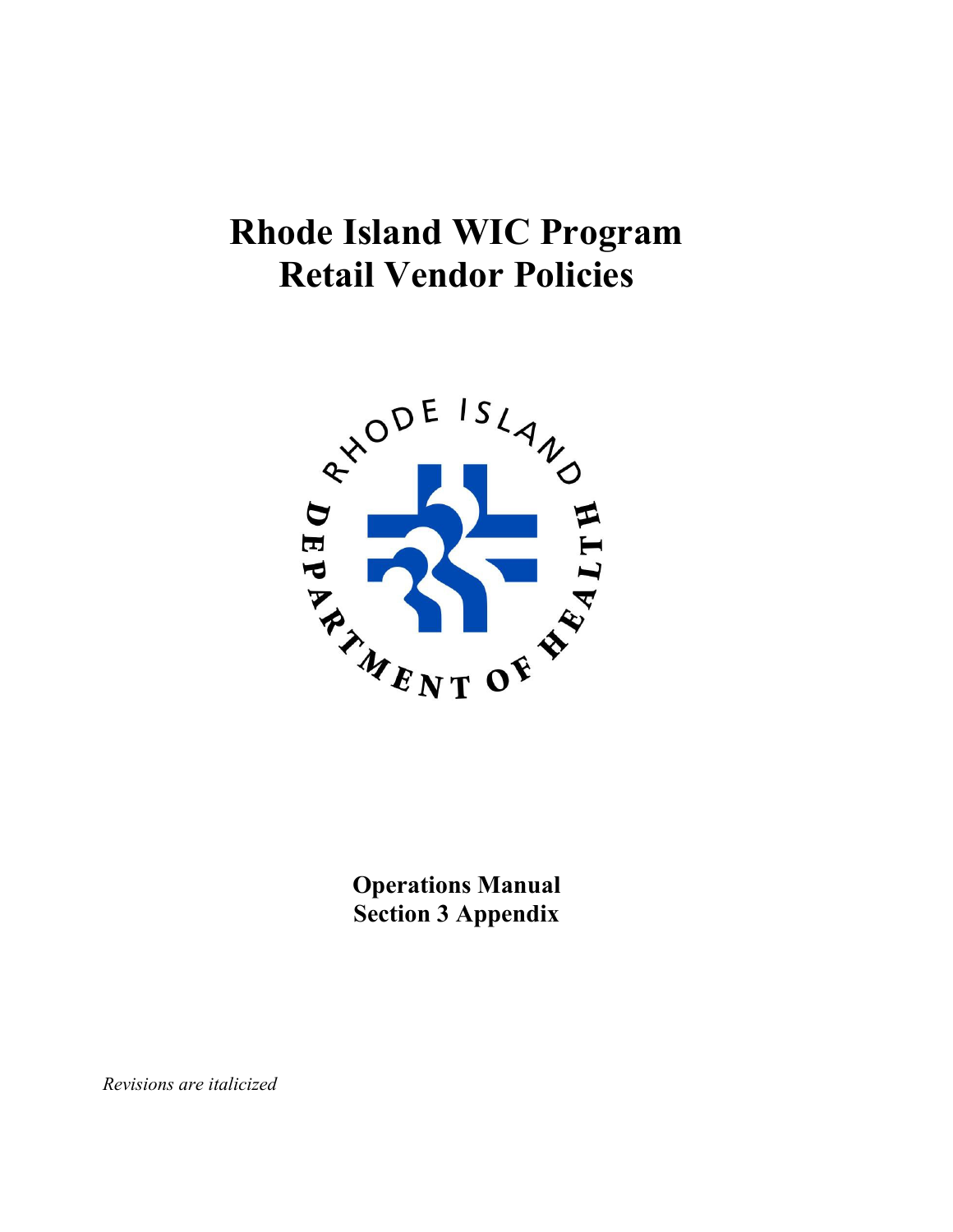# Rhode Island WIC Program
# Retail Vendor Policies

**Operations Manual**
**Section 3 Appendix**

*Revisions are italicized*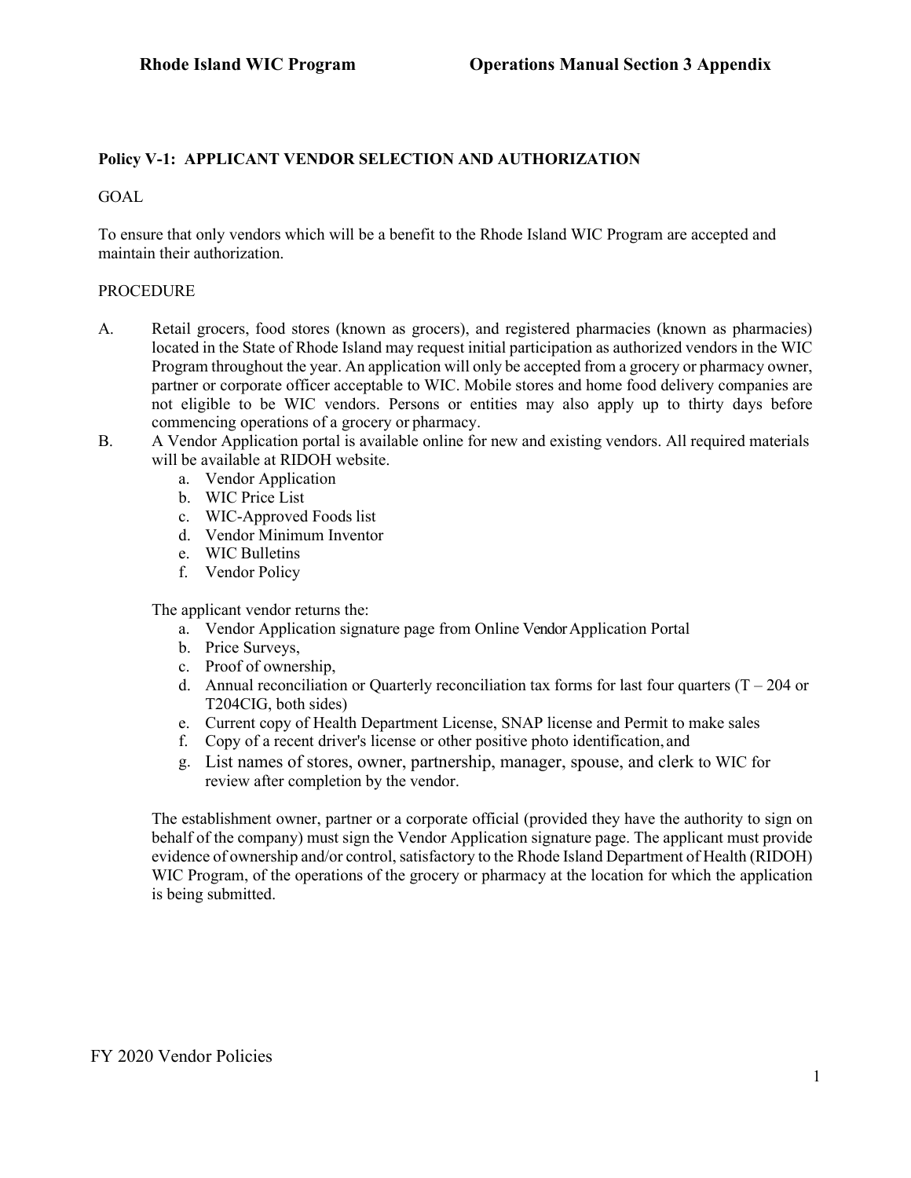**Policy V-1: APPLICANT VENDOR SELECTION AND AUTHORIZATION**

GOAL

To ensure that only vendors which will be a benefit to the Rhode Island WIC Program are accepted and maintain their authorization.

PROCEDURE

A. Retail grocers, food stores (known as grocers), and registered pharmacies (known as pharmacies) located in the State of Rhode Island may request initial participation as authorized vendors in the WIC Program throughout the year. An application will only be accepted from a grocery or pharmacy owner, partner or corporate officer acceptable to WIC. Mobile stores and home food delivery companies are not eligible to be WIC vendors. Persons or entities may also apply up to thirty days before commencing operations of a grocery or pharmacy.

B. A Vendor Application portal is available online for new and existing vendors. All required materials will be available at RIDOH website.

   a. Vendor Application
   b. WIC Price List
   c. WIC-Approved Foods list
   d. Vendor Minimum Inventor
   e. WIC Bulletins
   f. Vendor Policy

   The applicant vendor returns the:

   a. Vendor Application signature page from Online Vendor Application Portal
   b. Price Surveys,
   c. Proof of ownership,
   d. Annual reconciliation or Quarterly reconciliation tax forms for last four quarters (T – 204 or T204CIG, both sides)
   e. Current copy of Health Department License, SNAP license and Permit to make sales
   f. Copy of a recent driver's license or other positive photo identification, and
   g. List names of stores, owner, partnership, manager, spouse, and clerk to WIC for review after completion by the vendor.

   The establishment owner, partner or a corporate official (provided they have the authority to sign on behalf of the company) must sign the Vendor Application signature page. The applicant must provide evidence of ownership and/or control, satisfactory to the Rhode Island Department of Health (RIDOH) WIC Program, of the operations of the grocery or pharmacy at the location for which the application is being submitted.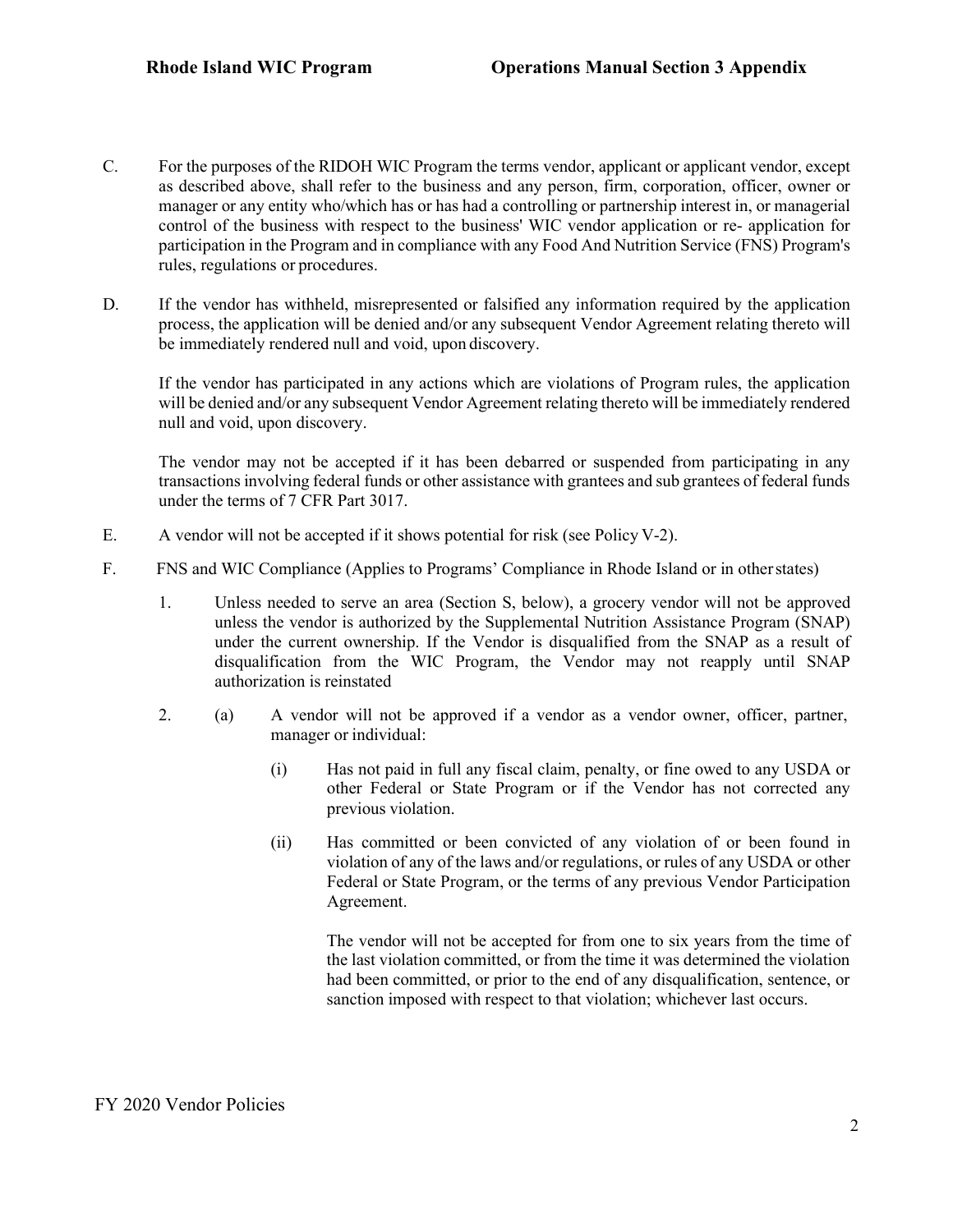C. For the purposes of the RIDOH WIC Program the terms vendor, applicant or applicant vendor, except as described above, shall refer to the business and any person, firm, corporation, officer, owner or manager or any entity who/which has or has had a controlling or partnership interest in, or managerial control of the business with respect to the business' WIC vendor application or re- application for participation in the Program and in compliance with any Food And Nutrition Service (FNS) Program's rules, regulations or procedures.

D. If the vendor has withheld, misrepresented or falsified any information required by the application process, the application will be denied and/or any subsequent Vendor Agreement relating thereto will be immediately rendered null and void, upon discovery.

If the vendor has participated in any actions which are violations of Program rules, the application will be denied and/or any subsequent Vendor Agreement relating thereto will be immediately rendered null and void, upon discovery.

The vendor may not be accepted if it has been debarred or suspended from participating in any transactions involving federal funds or other assistance with grantees and sub grantees of federal funds under the terms of 7 CFR Part 3017.

E. A vendor will not be accepted if it shows potential for risk (see Policy V-2).

F. FNS and WIC Compliance (Applies to Programs' Compliance in Rhode Island or in other states)

1. Unless needed to serve an area (Section S, below), a grocery vendor will not be approved unless the vendor is authorized by the Supplemental Nutrition Assistance Program (SNAP) under the current ownership. If the Vendor is disqualified from the SNAP as a result of disqualification from the WIC Program, the Vendor may not reapply until SNAP authorization is reinstated

2. (a) A vendor will not be approved if a vendor as a vendor owner, officer, partner, manager or individual:

(i) Has not paid in full any fiscal claim, penalty, or fine owed to any USDA or other Federal or State Program or if the Vendor has not corrected any previous violation.

(ii) Has committed or been convicted of any violation of or been found in violation of any of the laws and/or regulations, or rules of any USDA or other Federal or State Program, or the terms of any previous Vendor Participation Agreement.

The vendor will not be accepted for from one to six years from the time of the last violation committed, or from the time it was determined the violation had been committed, or prior to the end of any disqualification, sentence, or sanction imposed with respect to that violation; whichever last occurs.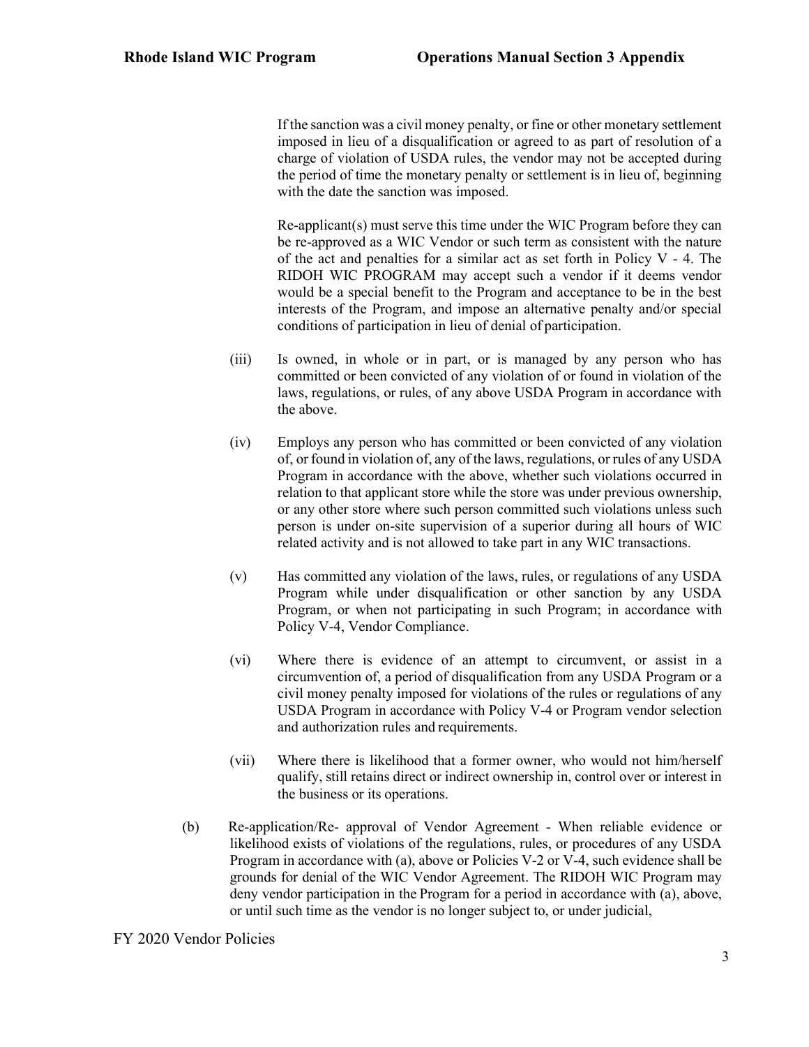If the sanction was a civil money penalty, or fine or other monetary settlement imposed in lieu of a disqualification or agreed to as part of resolution of a charge of violation of USDA rules, the vendor may not be accepted during the period of time the monetary penalty or settlement is in lieu of, beginning with the date the sanction was imposed.

Re-applicant(s) must serve this time under the WIC Program before they can be re-approved as a WIC Vendor or such term as consistent with the nature of the act and penalties for a similar act as set forth in Policy V - 4. The RIDOH WIC PROGRAM may accept such a vendor if it deems vendor would be a special benefit to the Program and acceptance to be in the best interests of the Program, and impose an alternative penalty and/or special conditions of participation in lieu of denial of participation.

(iii) Is owned, in whole or in part, or is managed by any person who has committed or been convicted of any violation of or found in violation of the laws, regulations, or rules, of any above USDA Program in accordance with the above.

(iv) Employs any person who has committed or been convicted of any violation of, or found in violation of, any of the laws, regulations, or rules of any USDA Program in accordance with the above, whether such violations occurred in relation to that applicant store while the store was under previous ownership, or any other store where such person committed such violations unless such person is under on-site supervision of a superior during all hours of WIC related activity and is not allowed to take part in any WIC transactions.

(v) Has committed any violation of the laws, rules, or regulations of any USDA Program while under disqualification or other sanction by any USDA Program, or when not participating in such Program; in accordance with Policy V-4, Vendor Compliance.

(vi) Where there is evidence of an attempt to circumvent, or assist in a circumvention of, a period of disqualification from any USDA Program or a civil money penalty imposed for violations of the rules or regulations of any USDA Program in accordance with Policy V-4 or Program vendor selection and authorization rules and requirements.

(vii) Where there is likelihood that a former owner, who would not him/herself qualify, still retains direct or indirect ownership in, control over or interest in the business or its operations.

(b) Re-application/Re- approval of Vendor Agreement - When reliable evidence or likelihood exists of violations of the regulations, rules, or procedures of any USDA Program in accordance with (a), above or Policies V-2 or V-4, such evidence shall be grounds for denial of the WIC Vendor Agreement. The RIDOH WIC Program may deny vendor participation in the Program for a period in accordance with (a), above, or until such time as the vendor is no longer subject to, or under judicial,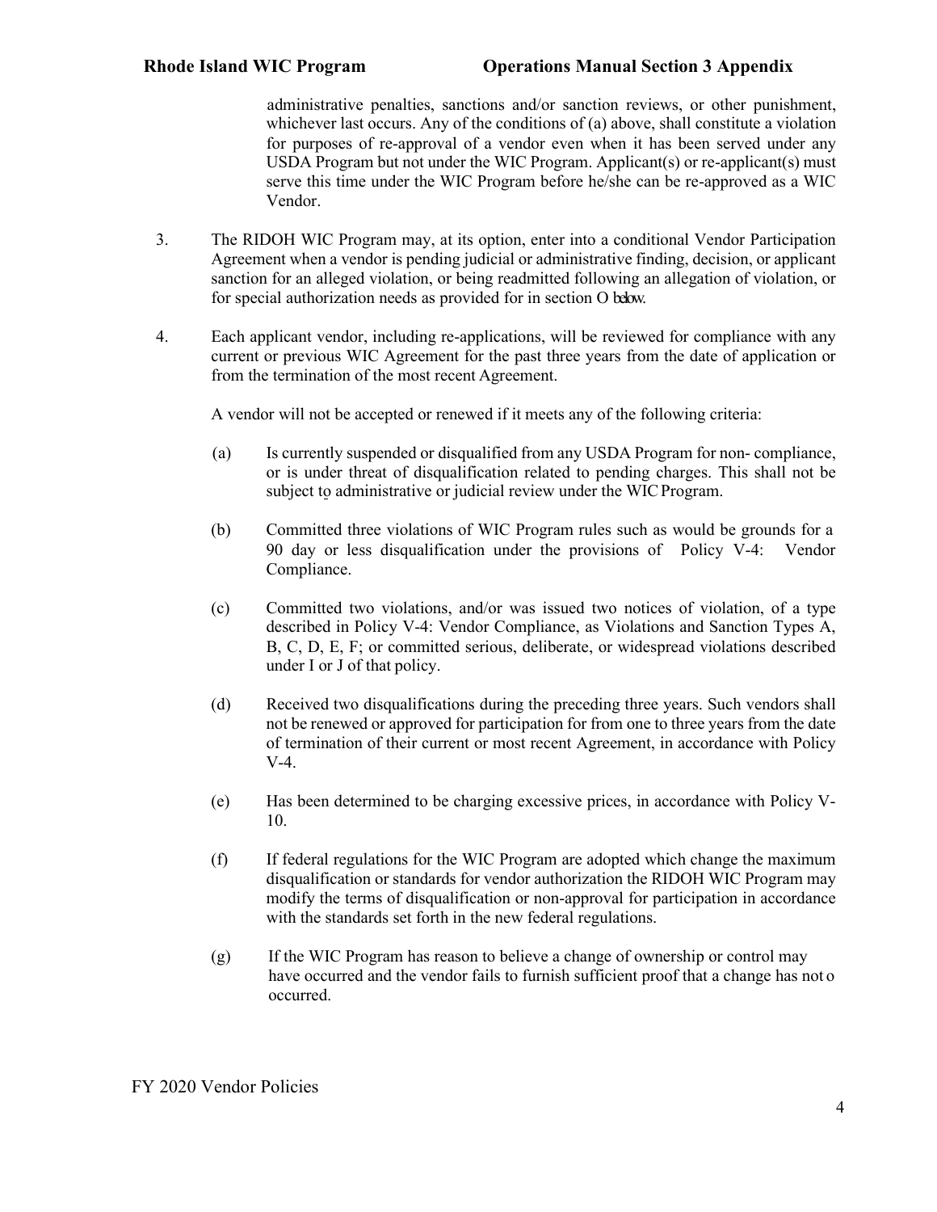administrative penalties, sanctions and/or sanction reviews, or other punishment, whichever last occurs. Any of the conditions of (a) above, shall constitute a violation for purposes of re-approval of a vendor even when it has been served under any USDA Program but not under the WIC Program. Applicant(s) or re-applicant(s) must serve this time under the WIC Program before he/she can be re-approved as a WIC Vendor.

3. The RIDOH WIC Program may, at its option, enter into a conditional Vendor Participation Agreement when a vendor is pending judicial or administrative finding, decision, or applicant sanction for an alleged violation, or being readmitted following an allegation of violation, or for special authorization needs as provided for in section O below.

4. Each applicant vendor, including re-applications, will be reviewed for compliance with any current or previous WIC Agreement for the past three years from the date of application or from the termination of the most recent Agreement.

   A vendor will not be accepted or renewed if it meets any of the following criteria:

   (a) Is currently suspended or disqualified from any USDA Program for non- compliance, or is under threat of disqualification related to pending charges. This shall not be subject to administrative or judicial review under the WIC Program.

   (b) Committed three violations of WIC Program rules such as would be grounds for a 90 day or less disqualification under the provisions of Policy V-4: Vendor Compliance.

   (c) Committed two violations, and/or was issued two notices of violation, of a type described in Policy V-4: Vendor Compliance, as Violations and Sanction Types A, B, C, D, E, F; or committed serious, deliberate, or widespread violations described under I or J of that policy.

   (d) Received two disqualifications during the preceding three years. Such vendors shall not be renewed or approved for participation for from one to three years from the date of termination of their current or most recent Agreement, in accordance with Policy V-4.

   (e) Has been determined to be charging excessive prices, in accordance with Policy V-10.

   (f) If federal regulations for the WIC Program are adopted which change the maximum disqualification or standards for vendor authorization the RIDOH WIC Program may modify the terms of disqualification or non-approval for participation in accordance with the standards set forth in the new federal regulations.

   (g) If the WIC Program has reason to believe a change of ownership or control may have occurred and the vendor fails to furnish sufficient proof that a change has not o occurred.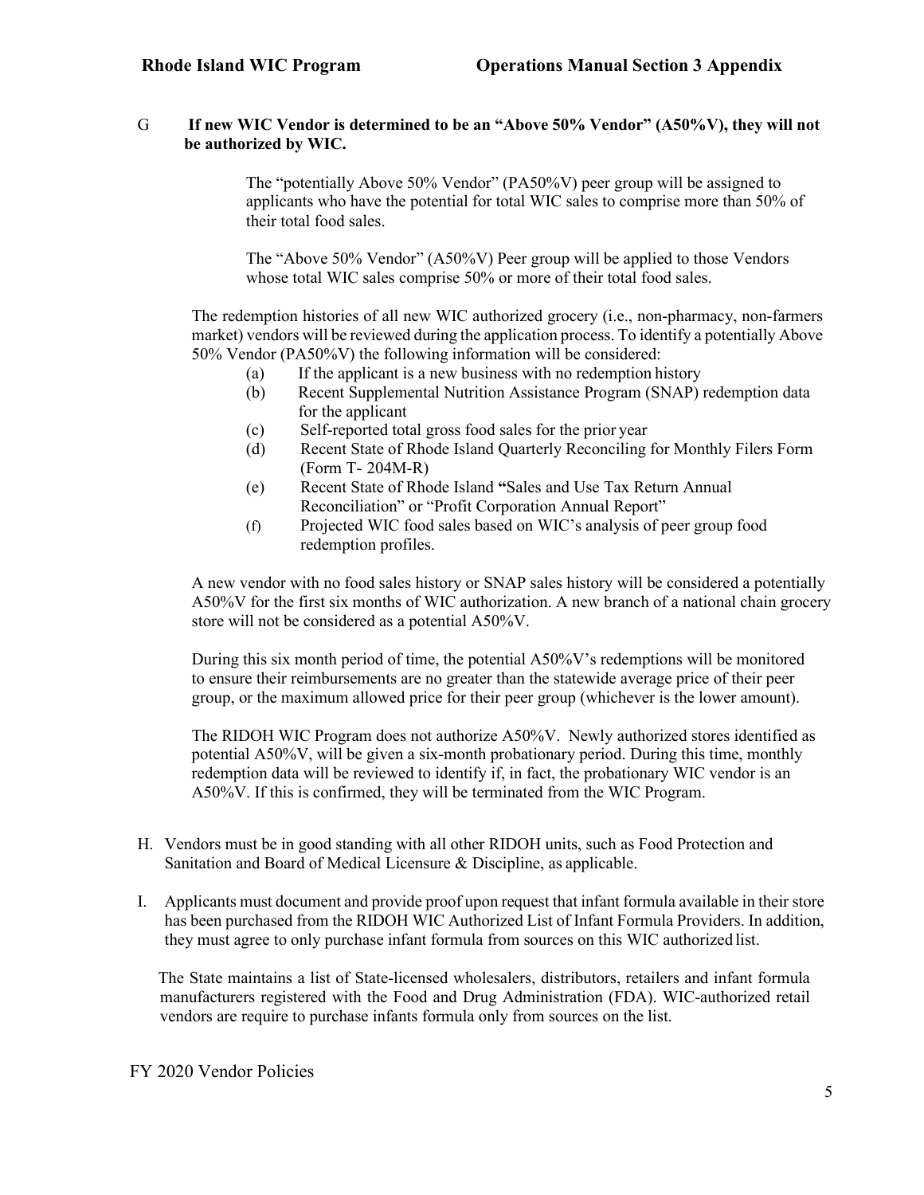G **If new WIC Vendor is determined to be an "Above 50% Vendor" (A50%V), they will not be authorized by WIC.**

The "potentially Above 50% Vendor" (PA50%V) peer group will be assigned to applicants who have the potential for total WIC sales to comprise more than 50% of their total food sales.

The "Above 50% Vendor" (A50%V) Peer group will be applied to those Vendors whose total WIC sales comprise 50% or more of their total food sales.

The redemption histories of all new WIC authorized grocery (i.e., non-pharmacy, non-farmers market) vendors will be reviewed during the application process. To identify a potentially Above 50% Vendor (PA50%V) the following information will be considered:

(a) If the applicant is a new business with no redemption history
(b) Recent Supplemental Nutrition Assistance Program (SNAP) redemption data for the applicant
(c) Self-reported total gross food sales for the prior year
(d) Recent State of Rhode Island Quarterly Reconciling for Monthly Filers Form (Form T- 204M-R)
(e) Recent State of Rhode Island "Sales and Use Tax Return Annual Reconciliation" or "Profit Corporation Annual Report"
(f) Projected WIC food sales based on WIC's analysis of peer group food redemption profiles.

A new vendor with no food sales history or SNAP sales history will be considered a potentially A50%V for the first six months of WIC authorization. A new branch of a national chain grocery store will not be considered as a potential A50%V.

During this six month period of time, the potential A50%V's redemptions will be monitored to ensure their reimbursements are no greater than the statewide average price of their peer group, or the maximum allowed price for their peer group (whichever is the lower amount).

The RIDOH WIC Program does not authorize A50%V. Newly authorized stores identified as potential A50%V, will be given a six-month probationary period. During this time, monthly redemption data will be reviewed to identify if, in fact, the probationary WIC vendor is an A50%V. If this is confirmed, they will be terminated from the WIC Program.

H. Vendors must be in good standing with all other RIDOH units, such as Food Protection and Sanitation and Board of Medical Licensure & Discipline, as applicable.

I. Applicants must document and provide proof upon request that infant formula available in their store has been purchased from the RIDOH WIC Authorized List of Infant Formula Providers. In addition, they must agree to only purchase infant formula from sources on this WIC authorized list.

The State maintains a list of State-licensed wholesalers, distributors, retailers and infant formula manufacturers registered with the Food and Drug Administration (FDA). WIC-authorized retail vendors are require to purchase infants formula only from sources on the list.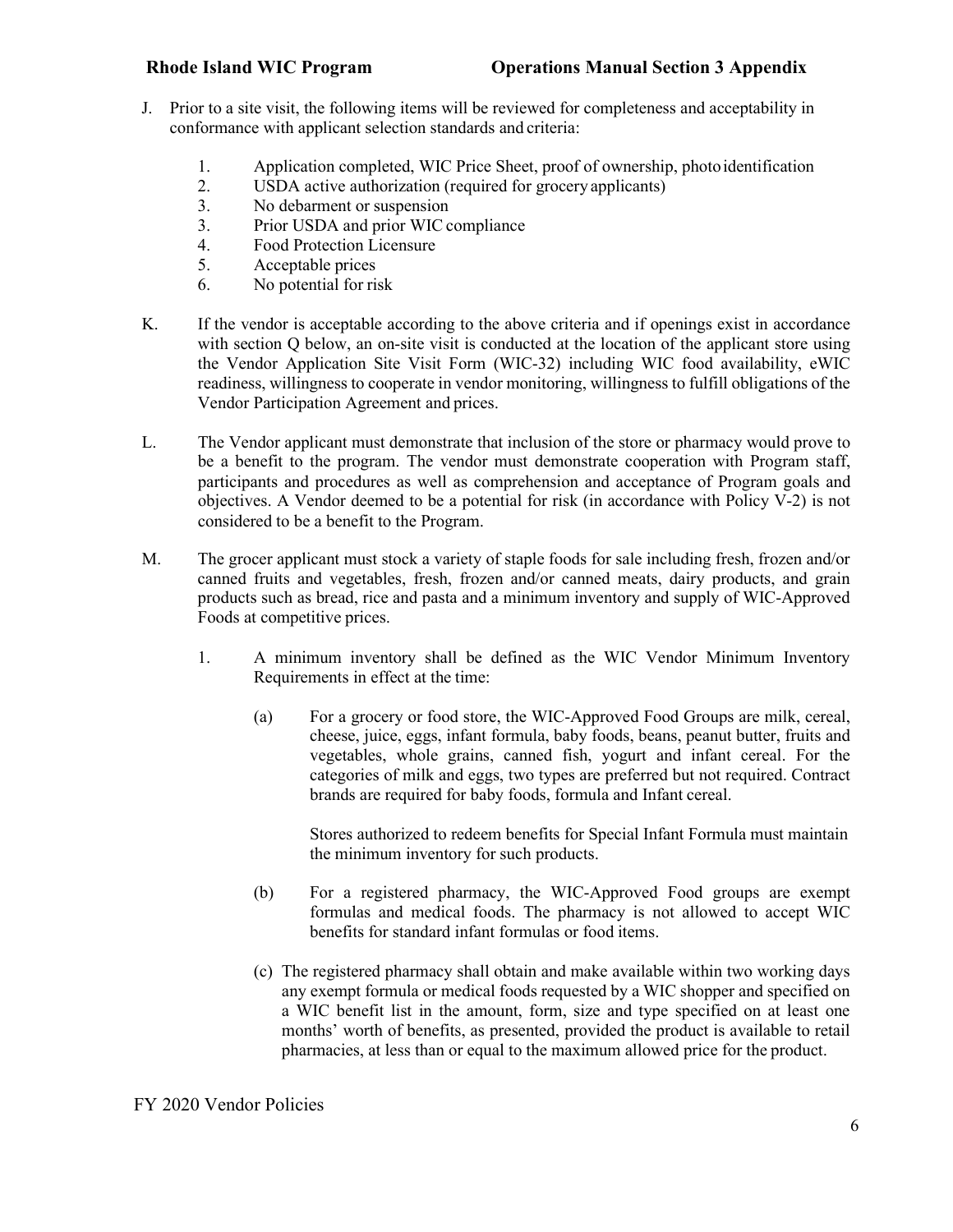J. Prior to a site visit, the following items will be reviewed for completeness and acceptability in conformance with applicant selection standards and criteria:

1. Application completed, WIC Price Sheet, proof of ownership, photo identification
2. USDA active authorization (required for grocery applicants)
3. No debarment or suspension
3. Prior USDA and prior WIC compliance
4. Food Protection Licensure
5. Acceptable prices
6. No potential for risk

K. If the vendor is acceptable according to the above criteria and if openings exist in accordance with section Q below, an on-site visit is conducted at the location of the applicant store using the Vendor Application Site Visit Form (WIC-32) including WIC food availability, eWIC readiness, willingness to cooperate in vendor monitoring, willingness to fulfill obligations of the Vendor Participation Agreement and prices.

L. The Vendor applicant must demonstrate that inclusion of the store or pharmacy would prove to be a benefit to the program. The vendor must demonstrate cooperation with Program staff, participants and procedures as well as comprehension and acceptance of Program goals and objectives. A Vendor deemed to be a potential for risk (in accordance with Policy V-2) is not considered to be a benefit to the Program.

M. The grocer applicant must stock a variety of staple foods for sale including fresh, frozen and/or canned fruits and vegetables, fresh, frozen and/or canned meats, dairy products, and grain products such as bread, rice and pasta and a minimum inventory and supply of WIC-Approved Foods at competitive prices.

1. A minimum inventory shall be defined as the WIC Vendor Minimum Inventory Requirements in effect at the time:

   (a) For a grocery or food store, the WIC-Approved Food Groups are milk, cereal, cheese, juice, eggs, infant formula, baby foods, beans, peanut butter, fruits and vegetables, whole grains, canned fish, yogurt and infant cereal. For the categories of milk and eggs, two types are preferred but not required. Contract brands are required for baby foods, formula and Infant cereal.

   Stores authorized to redeem benefits for Special Infant Formula must maintain the minimum inventory for such products.

   (b) For a registered pharmacy, the WIC-Approved Food groups are exempt formulas and medical foods. The pharmacy is not allowed to accept WIC benefits for standard infant formulas or food items.

   (c) The registered pharmacy shall obtain and make available within two working days any exempt formula or medical foods requested by a WIC shopper and specified on a WIC benefit list in the amount, form, size and type specified on at least one months' worth of benefits, as presented, provided the product is available to retail pharmacies, at less than or equal to the maximum allowed price for the product.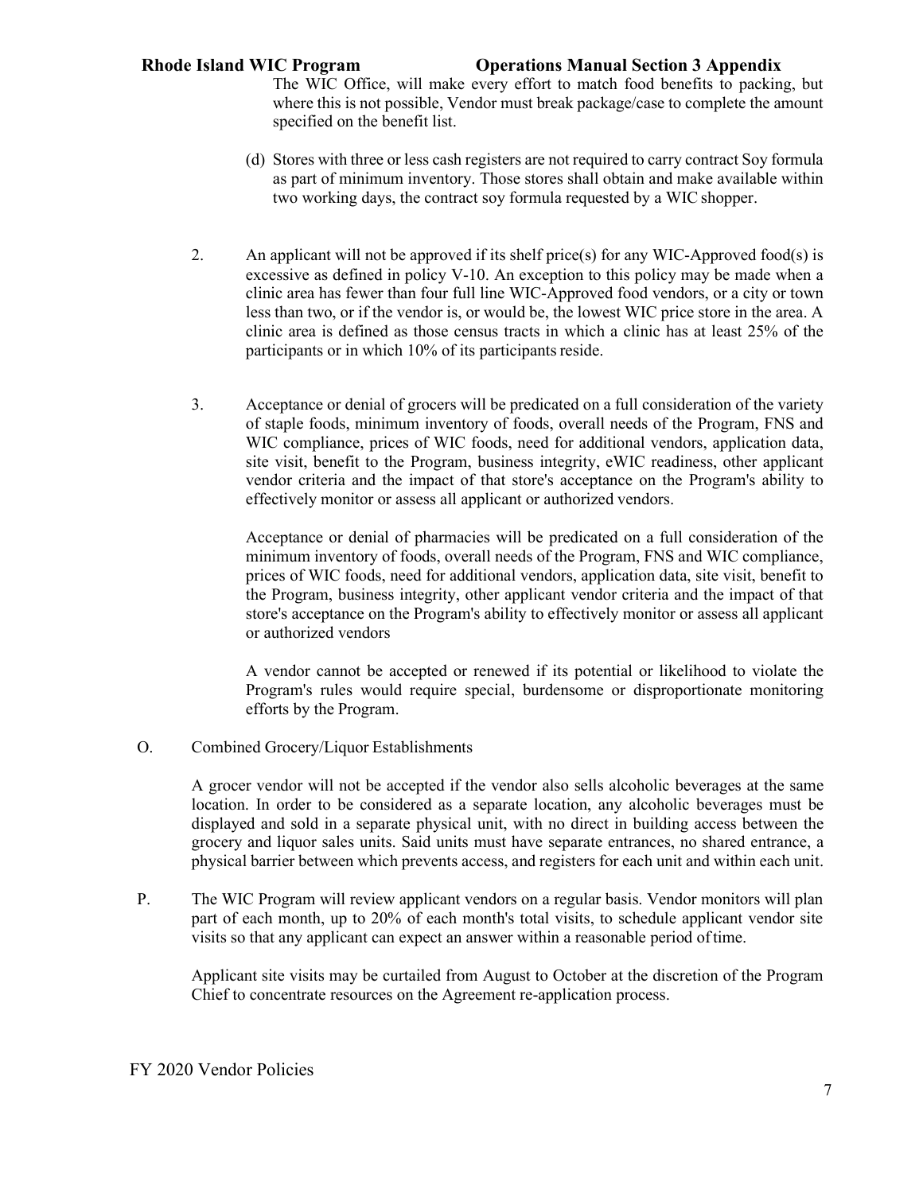The WIC Office, will make every effort to match food benefits to packing, but where this is not possible, Vendor must break package/case to complete the amount specified on the benefit list.

(d) Stores with three or less cash registers are not required to carry contract Soy formula as part of minimum inventory. Those stores shall obtain and make available within two working days, the contract soy formula requested by a WIC shopper.

2. An applicant will not be approved if its shelf price(s) for any WIC-Approved food(s) is excessive as defined in policy V-10. An exception to this policy may be made when a clinic area has fewer than four full line WIC-Approved food vendors, or a city or town less than two, or if the vendor is, or would be, the lowest WIC price store in the area. A clinic area is defined as those census tracts in which a clinic has at least 25% of the participants or in which 10% of its participants reside.

3. Acceptance or denial of grocers will be predicated on a full consideration of the variety of staple foods, minimum inventory of foods, overall needs of the Program, FNS and WIC compliance, prices of WIC foods, need for additional vendors, application data, site visit, benefit to the Program, business integrity, eWIC readiness, other applicant vendor criteria and the impact of that store's acceptance on the Program's ability to effectively monitor or assess all applicant or authorized vendors.

   Acceptance or denial of pharmacies will be predicated on a full consideration of the minimum inventory of foods, overall needs of the Program, FNS and WIC compliance, prices of WIC foods, need for additional vendors, application data, site visit, benefit to the Program, business integrity, other applicant vendor criteria and the impact of that store's acceptance on the Program's ability to effectively monitor or assess all applicant or authorized vendors

   A vendor cannot be accepted or renewed if its potential or likelihood to violate the Program's rules would require special, burdensome or disproportionate monitoring efforts by the Program.

O. Combined Grocery/Liquor Establishments

A grocer vendor will not be accepted if the vendor also sells alcoholic beverages at the same location. In order to be considered as a separate location, any alcoholic beverages must be displayed and sold in a separate physical unit, with no direct in building access between the grocery and liquor sales units. Said units must have separate entrances, no shared entrance, a physical barrier between which prevents access, and registers for each unit and within each unit.

P. The WIC Program will review applicant vendors on a regular basis. Vendor monitors will plan part of each month, up to 20% of each month's total visits, to schedule applicant vendor site visits so that any applicant can expect an answer within a reasonable period of time.

Applicant site visits may be curtailed from August to October at the discretion of the Program Chief to concentrate resources on the Agreement re-application process.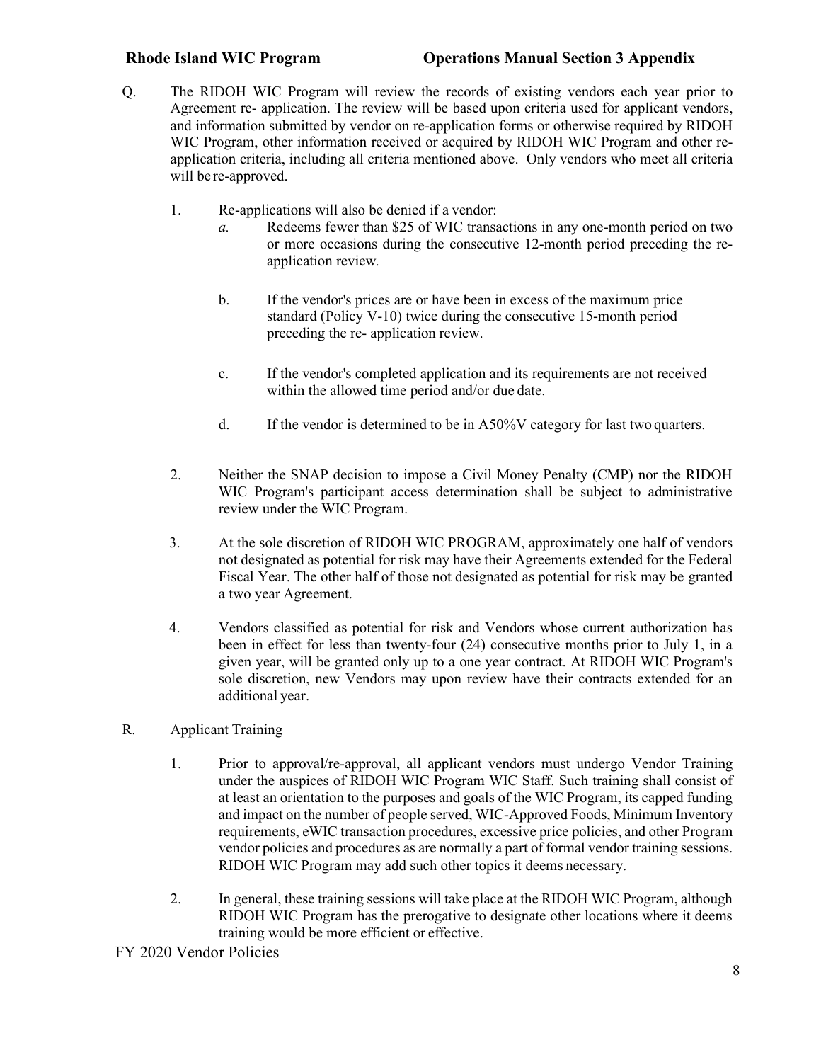Q. The RIDOH WIC Program will review the records of existing vendors each year prior to Agreement re- application. The review will be based upon criteria used for applicant vendors, and information submitted by vendor on re-application forms or otherwise required by RIDOH WIC Program, other information received or acquired by RIDOH WIC Program and other re-application criteria, including all criteria mentioned above. Only vendors who meet all criteria will be re-approved.

1. Re-applications will also be denied if a vendor:
   - *a.* Redeems fewer than $25 of WIC transactions in any one-month period on two or more occasions during the consecutive 12-month period preceding the re-application review.
   - b. If the vendor's prices are or have been in excess of the maximum price standard (Policy V-10) twice during the consecutive 15-month period preceding the re- application review.
   - c. If the vendor's completed application and its requirements are not received within the allowed time period and/or due date.
   - d. If the vendor is determined to be in A50%V category for last two quarters.

2. Neither the SNAP decision to impose a Civil Money Penalty (CMP) nor the RIDOH WIC Program's participant access determination shall be subject to administrative review under the WIC Program.

3. At the sole discretion of RIDOH WIC PROGRAM, approximately one half of vendors not designated as potential for risk may have their Agreements extended for the Federal Fiscal Year. The other half of those not designated as potential for risk may be granted a two year Agreement.

4. Vendors classified as potential for risk and Vendors whose current authorization has been in effect for less than twenty-four (24) consecutive months prior to July 1, in a given year, will be granted only up to a one year contract. At RIDOH WIC Program's sole discretion, new Vendors may upon review have their contracts extended for an additional year.

R. Applicant Training

1. Prior to approval/re-approval, all applicant vendors must undergo Vendor Training under the auspices of RIDOH WIC Program WIC Staff. Such training shall consist of at least an orientation to the purposes and goals of the WIC Program, its capped funding and impact on the number of people served, WIC-Approved Foods, Minimum Inventory requirements, eWIC transaction procedures, excessive price policies, and other Program vendor policies and procedures as are normally a part of formal vendor training sessions. RIDOH WIC Program may add such other topics it deems necessary.

2. In general, these training sessions will take place at the RIDOH WIC Program, although RIDOH WIC Program has the prerogative to designate other locations where it deems training would be more efficient or effective.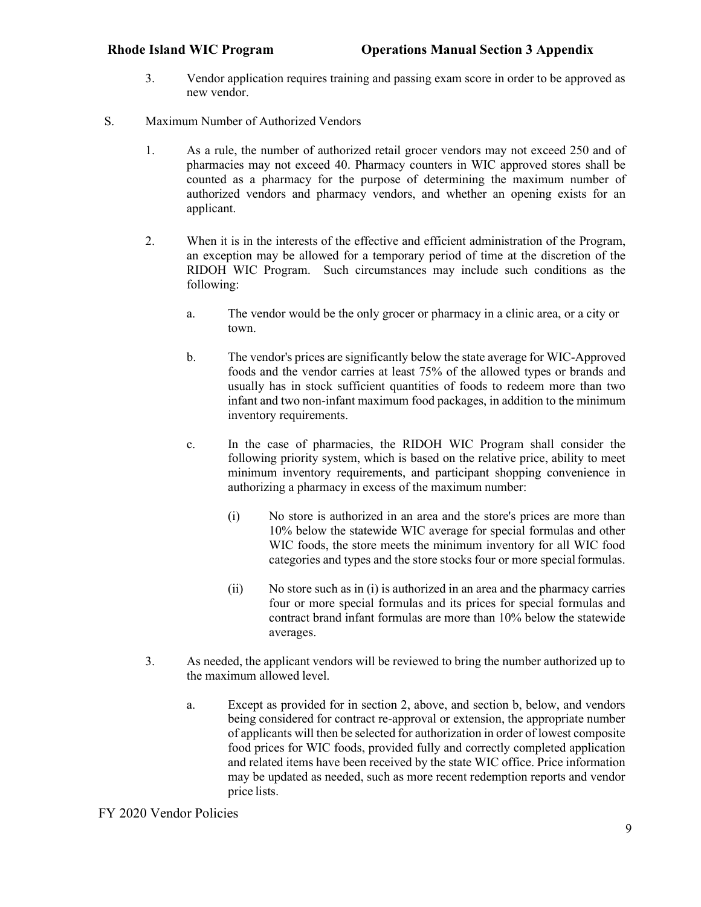3. Vendor application requires training and passing exam score in order to be approved as new vendor.

S. Maximum Number of Authorized Vendors

1. As a rule, the number of authorized retail grocer vendors may not exceed 250 and of pharmacies may not exceed 40. Pharmacy counters in WIC approved stores shall be counted as a pharmacy for the purpose of determining the maximum number of authorized vendors and pharmacy vendors, and whether an opening exists for an applicant.

2. When it is in the interests of the effective and efficient administration of the Program, an exception may be allowed for a temporary period of time at the discretion of the RIDOH WIC Program. Such circumstances may include such conditions as the following:

   a. The vendor would be the only grocer or pharmacy in a clinic area, or a city or town.

   b. The vendor's prices are significantly below the state average for WIC-Approved foods and the vendor carries at least 75% of the allowed types or brands and usually has in stock sufficient quantities of foods to redeem more than two infant and two non-infant maximum food packages, in addition to the minimum inventory requirements.

   c. In the case of pharmacies, the RIDOH WIC Program shall consider the following priority system, which is based on the relative price, ability to meet minimum inventory requirements, and participant shopping convenience in authorizing a pharmacy in excess of the maximum number:

      (i) No store is authorized in an area and the store's prices are more than 10% below the statewide WIC average for special formulas and other WIC foods, the store meets the minimum inventory for all WIC food categories and types and the store stocks four or more special formulas.

      (ii) No store such as in (i) is authorized in an area and the pharmacy carries four or more special formulas and its prices for special formulas and contract brand infant formulas are more than 10% below the statewide averages.

3. As needed, the applicant vendors will be reviewed to bring the number authorized up to the maximum allowed level.

   a. Except as provided for in section 2, above, and section b, below, and vendors being considered for contract re-approval or extension, the appropriate number of applicants will then be selected for authorization in order of lowest composite food prices for WIC foods, provided fully and correctly completed application and related items have been received by the state WIC office. Price information may be updated as needed, such as more recent redemption reports and vendor price lists.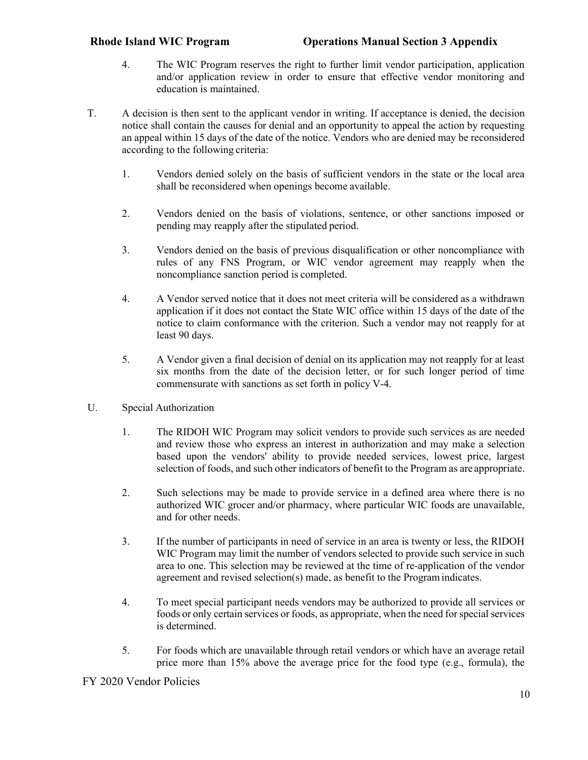4. The WIC Program reserves the right to further limit vendor participation, application and/or application review in order to ensure that effective vendor monitoring and education is maintained.

T. A decision is then sent to the applicant vendor in writing. If acceptance is denied, the decision notice shall contain the causes for denial and an opportunity to appeal the action by requesting an appeal within 15 days of the date of the notice. Vendors who are denied may be reconsidered according to the following criteria:

   1. Vendors denied solely on the basis of sufficient vendors in the state or the local area shall be reconsidered when openings become available.

   2. Vendors denied on the basis of violations, sentence, or other sanctions imposed or pending may reapply after the stipulated period.

   3. Vendors denied on the basis of previous disqualification or other noncompliance with rules of any FNS Program, or WIC vendor agreement may reapply when the noncompliance sanction period is completed.

   4. A Vendor served notice that it does not meet criteria will be considered as a withdrawn application if it does not contact the State WIC office within 15 days of the date of the notice to claim conformance with the criterion. Such a vendor may not reapply for at least 90 days.

   5. A Vendor given a final decision of denial on its application may not reapply for at least six months from the date of the decision letter, or for such longer period of time commensurate with sanctions as set forth in policy V-4.

U. Special Authorization

   1. The RIDOH WIC Program may solicit vendors to provide such services as are needed and review those who express an interest in authorization and may make a selection based upon the vendors' ability to provide needed services, lowest price, largest selection of foods, and such other indicators of benefit to the Program as are appropriate.

   2. Such selections may be made to provide service in a defined area where there is no authorized WIC grocer and/or pharmacy, where particular WIC foods are unavailable, and for other needs.

   3. If the number of participants in need of service in an area is twenty or less, the RIDOH WIC Program may limit the number of vendors selected to provide such service in such area to one. This selection may be reviewed at the time of re-application of the vendor agreement and revised selection(s) made, as benefit to the Program indicates.

   4. To meet special participant needs vendors may be authorized to provide all services or foods or only certain services or foods, as appropriate, when the need for special services is determined.

   5. For foods which are unavailable through retail vendors or which have an average retail price more than 15% above the average price for the food type (e.g., formula), the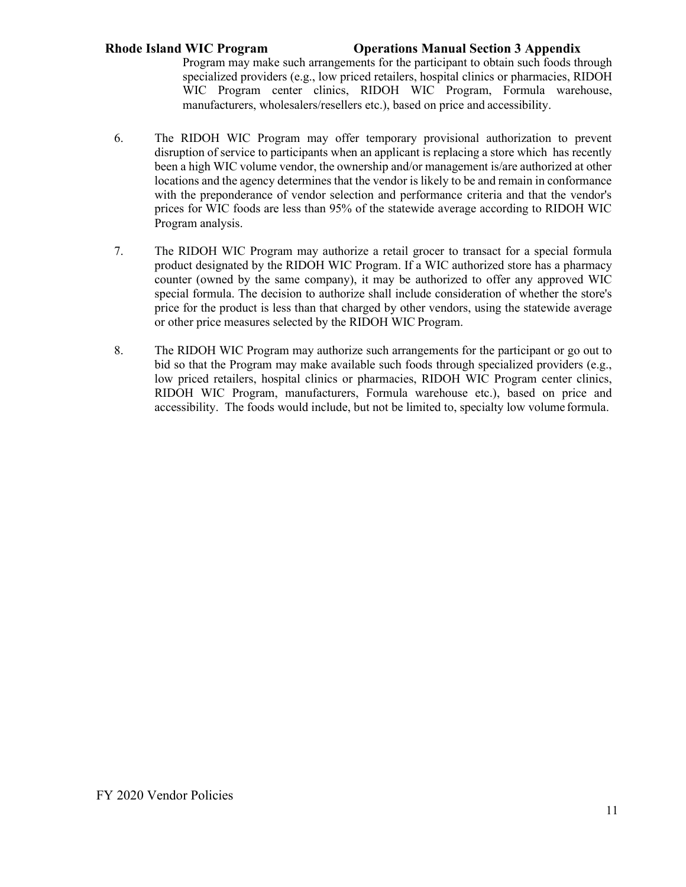Program may make such arrangements for the participant to obtain such foods through specialized providers (e.g., low priced retailers, hospital clinics or pharmacies, RIDOH WIC Program center clinics, RIDOH WIC Program, Formula warehouse, manufacturers, wholesalers/resellers etc.), based on price and accessibility.

6. The RIDOH WIC Program may offer temporary provisional authorization to prevent disruption of service to participants when an applicant is replacing a store which has recently been a high WIC volume vendor, the ownership and/or management is/are authorized at other locations and the agency determines that the vendor is likely to be and remain in conformance with the preponderance of vendor selection and performance criteria and that the vendor's prices for WIC foods are less than 95% of the statewide average according to RIDOH WIC Program analysis.

7. The RIDOH WIC Program may authorize a retail grocer to transact for a special formula product designated by the RIDOH WIC Program. If a WIC authorized store has a pharmacy counter (owned by the same company), it may be authorized to offer any approved WIC special formula. The decision to authorize shall include consideration of whether the store's price for the product is less than that charged by other vendors, using the statewide average or other price measures selected by the RIDOH WIC Program.

8. The RIDOH WIC Program may authorize such arrangements for the participant or go out to bid so that the Program may make available such foods through specialized providers (e.g., low priced retailers, hospital clinics or pharmacies, RIDOH WIC Program center clinics, RIDOH WIC Program, manufacturers, Formula warehouse etc.), based on price and accessibility. The foods would include, but not be limited to, specialty low volume formula.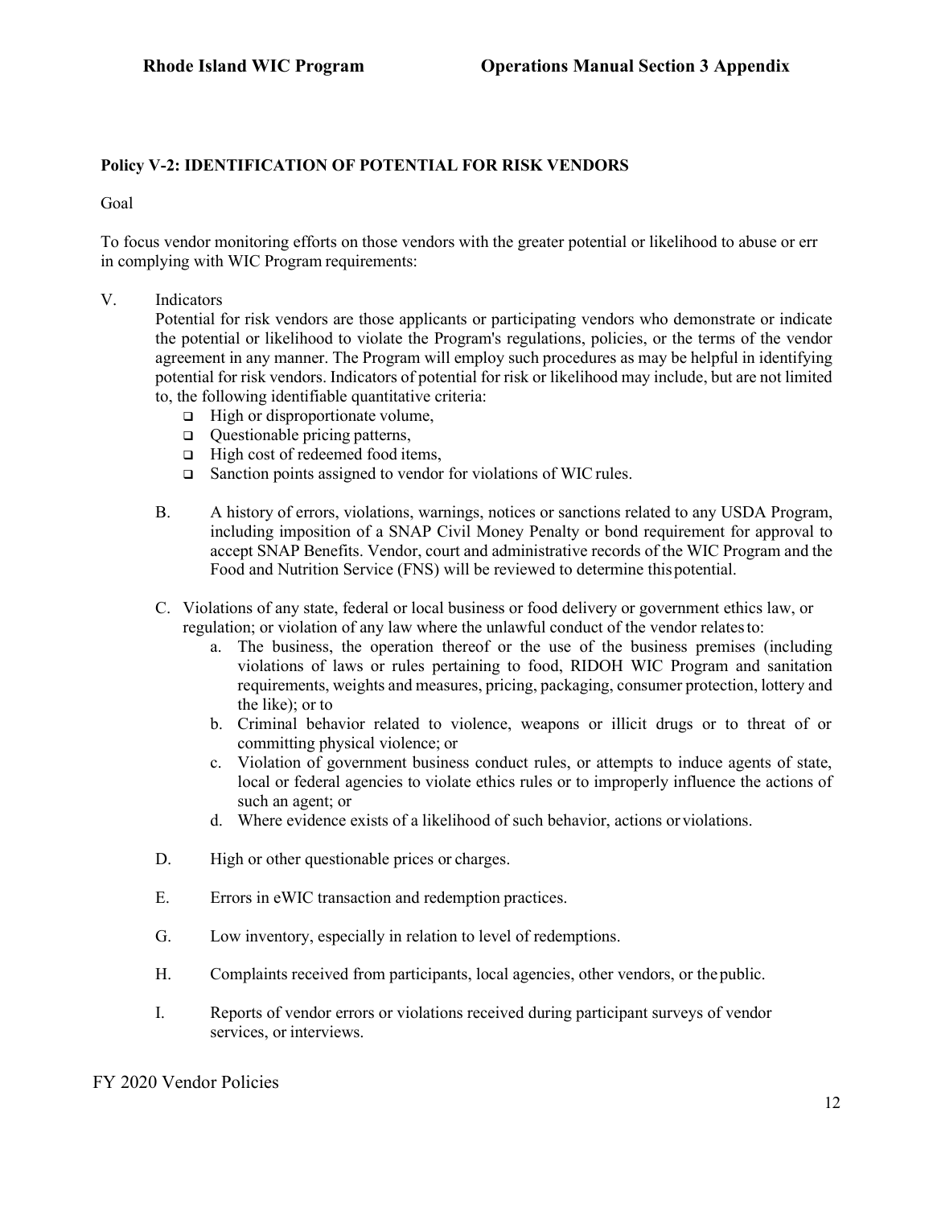**Policy V-2: IDENTIFICATION OF POTENTIAL FOR RISK VENDORS**

Goal

To focus vendor monitoring efforts on those vendors with the greater potential or likelihood to abuse or err in complying with WIC Program requirements:

V. Indicators

Potential for risk vendors are those applicants or participating vendors who demonstrate or indicate the potential or likelihood to violate the Program's regulations, policies, or the terms of the vendor agreement in any manner. The Program will employ such procedures as may be helpful in identifying potential for risk vendors. Indicators of potential for risk or likelihood may include, but are not limited to, the following identifiable quantitative criteria:

- High or disproportionate volume,
- Questionable pricing patterns,
- High cost of redeemed food items,
- Sanction points assigned to vendor for violations of WIC rules.

B. A history of errors, violations, warnings, notices or sanctions related to any USDA Program, including imposition of a SNAP Civil Money Penalty or bond requirement for approval to accept SNAP Benefits. Vendor, court and administrative records of the WIC Program and the Food and Nutrition Service (FNS) will be reviewed to determine this potential.

C. Violations of any state, federal or local business or food delivery or government ethics law, or regulation; or violation of any law where the unlawful conduct of the vendor relates to:

   a. The business, the operation thereof or the use of the business premises (including violations of laws or rules pertaining to food, RIDOH WIC Program and sanitation requirements, weights and measures, pricing, packaging, consumer protection, lottery and the like); or to
   b. Criminal behavior related to violence, weapons or illicit drugs or to threat of or committing physical violence; or
   c. Violation of government business conduct rules, or attempts to induce agents of state, local or federal agencies to violate ethics rules or to improperly influence the actions of such an agent; or
   d. Where evidence exists of a likelihood of such behavior, actions or violations.

D. High or other questionable prices or charges.

E. Errors in eWIC transaction and redemption practices.

G. Low inventory, especially in relation to level of redemptions.

H. Complaints received from participants, local agencies, other vendors, or the public.

I. Reports of vendor errors or violations received during participant surveys of vendor services, or interviews.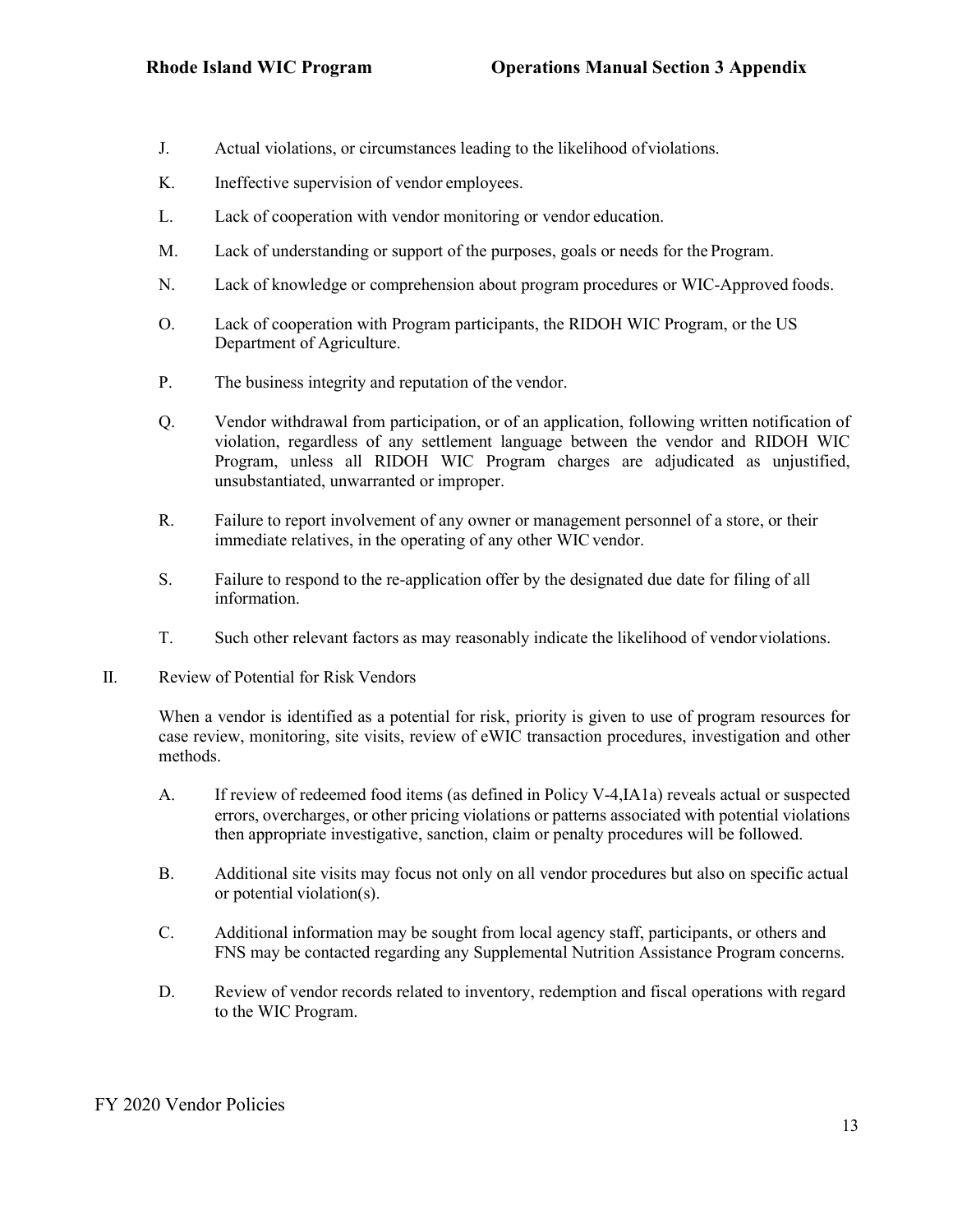J. Actual violations, or circumstances leading to the likelihood of violations.

K. Ineffective supervision of vendor employees.

L. Lack of cooperation with vendor monitoring or vendor education.

M. Lack of understanding or support of the purposes, goals or needs for the Program.

N. Lack of knowledge or comprehension about program procedures or WIC-Approved foods.

O. Lack of cooperation with Program participants, the RIDOH WIC Program, or the US Department of Agriculture.

P. The business integrity and reputation of the vendor.

Q. Vendor withdrawal from participation, or of an application, following written notification of violation, regardless of any settlement language between the vendor and RIDOH WIC Program, unless all RIDOH WIC Program charges are adjudicated as unjustified, unsubstantiated, unwarranted or improper.

R. Failure to report involvement of any owner or management personnel of a store, or their immediate relatives, in the operating of any other WIC vendor.

S. Failure to respond to the re-application offer by the designated due date for filing of all information.

T. Such other relevant factors as may reasonably indicate the likelihood of vendor violations.

II. Review of Potential for Risk Vendors

When a vendor is identified as a potential for risk, priority is given to use of program resources for case review, monitoring, site visits, review of eWIC transaction procedures, investigation and other methods.

A. If review of redeemed food items (as defined in Policy V-4,IA1a) reveals actual or suspected errors, overcharges, or other pricing violations or patterns associated with potential violations then appropriate investigative, sanction, claim or penalty procedures will be followed.

B. Additional site visits may focus not only on all vendor procedures but also on specific actual or potential violation(s).

C. Additional information may be sought from local agency staff, participants, or others and FNS may be contacted regarding any Supplemental Nutrition Assistance Program concerns.

D. Review of vendor records related to inventory, redemption and fiscal operations with regard to the WIC Program.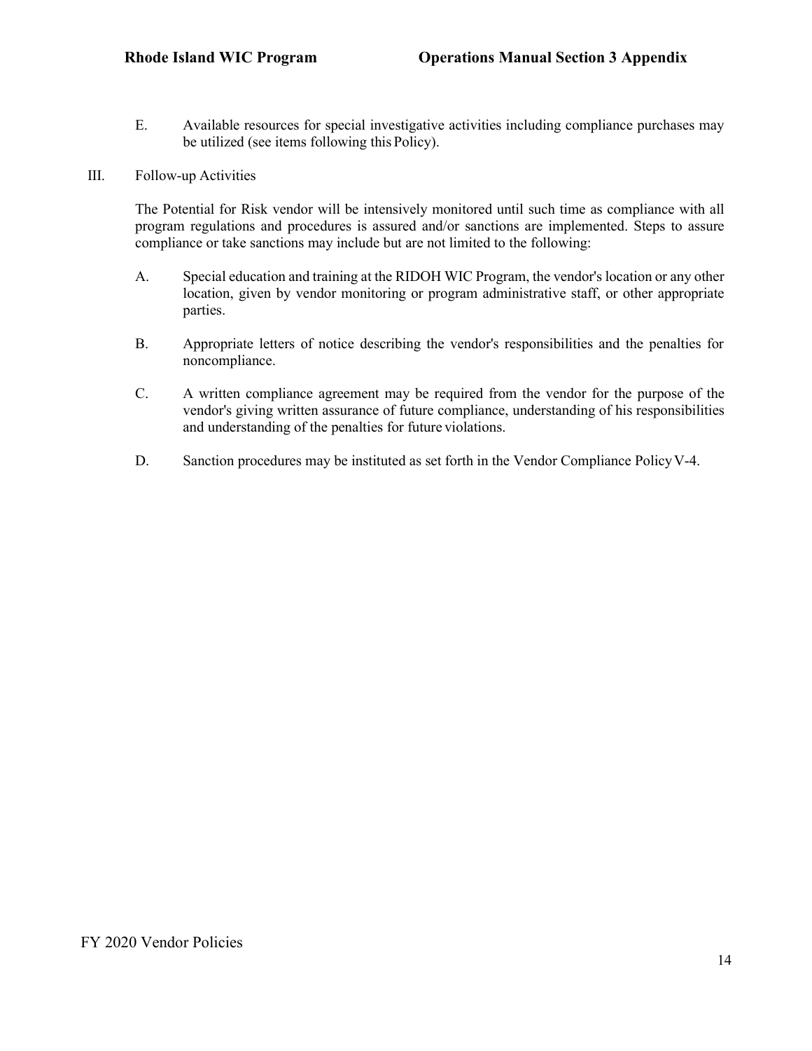E. Available resources for special investigative activities including compliance purchases may be utilized (see items following this Policy).

III. Follow-up Activities

The Potential for Risk vendor will be intensively monitored until such time as compliance with all program regulations and procedures is assured and/or sanctions are implemented. Steps to assure compliance or take sanctions may include but are not limited to the following:

A. Special education and training at the RIDOH WIC Program, the vendor's location or any other location, given by vendor monitoring or program administrative staff, or other appropriate parties.

B. Appropriate letters of notice describing the vendor's responsibilities and the penalties for noncompliance.

C. A written compliance agreement may be required from the vendor for the purpose of the vendor's giving written assurance of future compliance, understanding of his responsibilities and understanding of the penalties for future violations.

D. Sanction procedures may be instituted as set forth in the Vendor Compliance Policy V-4.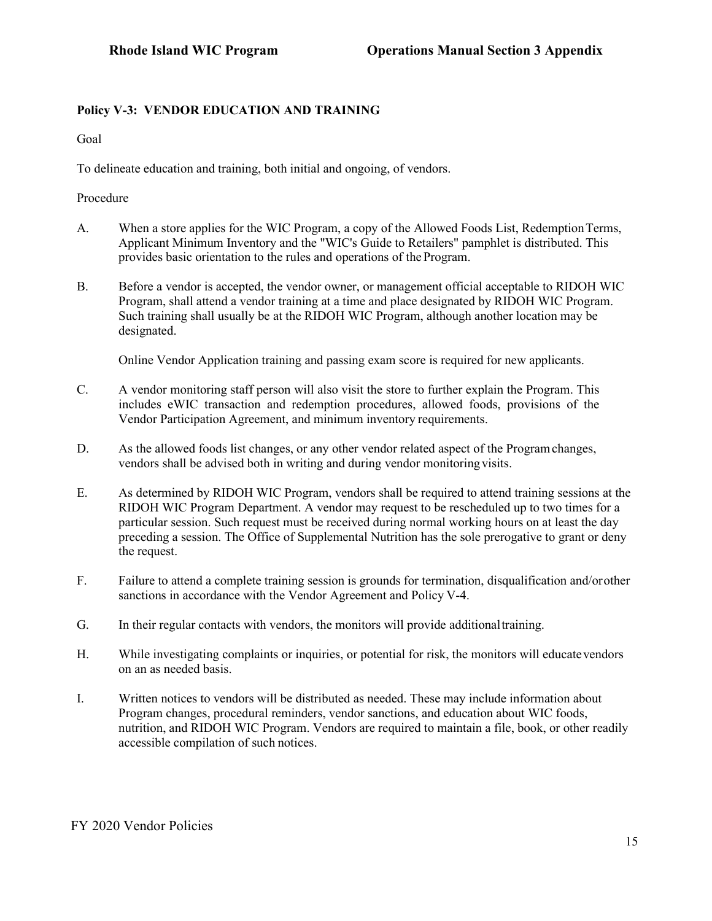**Policy V-3: VENDOR EDUCATION AND TRAINING**

Goal

To delineate education and training, both initial and ongoing, of vendors.

Procedure

A. When a store applies for the WIC Program, a copy of the Allowed Foods List, Redemption Terms, Applicant Minimum Inventory and the "WIC's Guide to Retailers" pamphlet is distributed. This provides basic orientation to the rules and operations of the Program.

B. Before a vendor is accepted, the vendor owner, or management official acceptable to RIDOH WIC Program, shall attend a vendor training at a time and place designated by RIDOH WIC Program. Such training shall usually be at the RIDOH WIC Program, although another location may be designated.

   Online Vendor Application training and passing exam score is required for new applicants.

C. A vendor monitoring staff person will also visit the store to further explain the Program. This includes eWIC transaction and redemption procedures, allowed foods, provisions of the Vendor Participation Agreement, and minimum inventory requirements.

D. As the allowed foods list changes, or any other vendor related aspect of the Program changes, vendors shall be advised both in writing and during vendor monitoring visits.

E. As determined by RIDOH WIC Program, vendors shall be required to attend training sessions at the RIDOH WIC Program Department. A vendor may request to be rescheduled up to two times for a particular session. Such request must be received during normal working hours on at least the day preceding a session. The Office of Supplemental Nutrition has the sole prerogative to grant or deny the request.

F. Failure to attend a complete training session is grounds for termination, disqualification and/or other sanctions in accordance with the Vendor Agreement and Policy V-4.

G. In their regular contacts with vendors, the monitors will provide additional training.

H. While investigating complaints or inquiries, or potential for risk, the monitors will educate vendors on an as needed basis.

I. Written notices to vendors will be distributed as needed. These may include information about Program changes, procedural reminders, vendor sanctions, and education about WIC foods, nutrition, and RIDOH WIC Program. Vendors are required to maintain a file, book, or other readily accessible compilation of such notices.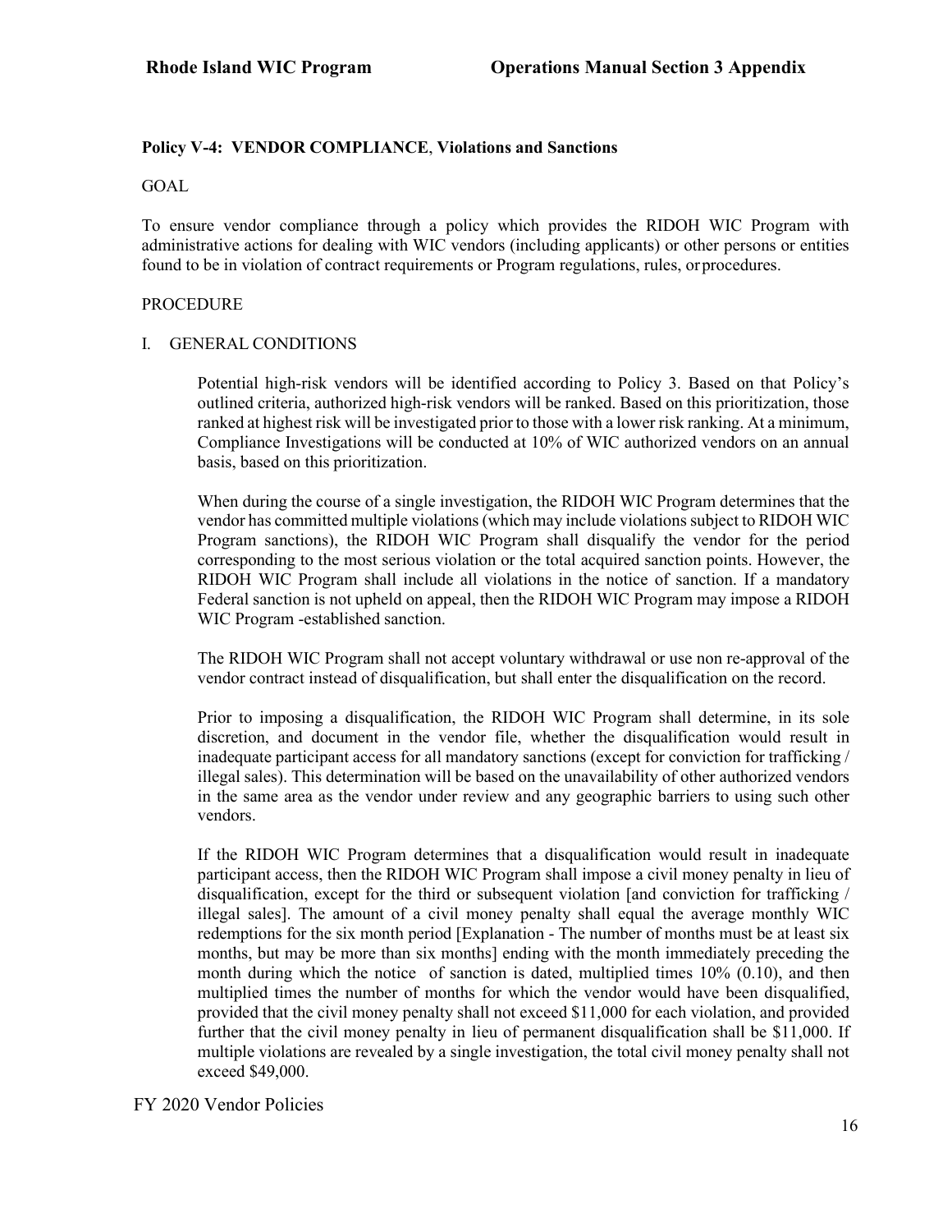**Policy V-4: VENDOR COMPLIANCE, Violations and Sanctions**

GOAL

To ensure vendor compliance through a policy which provides the RIDOH WIC Program with administrative actions for dealing with WIC vendors (including applicants) or other persons or entities found to be in violation of contract requirements or Program regulations, rules, or procedures.

PROCEDURE

I. GENERAL CONDITIONS

Potential high-risk vendors will be identified according to Policy 3. Based on that Policy's outlined criteria, authorized high-risk vendors will be ranked. Based on this prioritization, those ranked at highest risk will be investigated prior to those with a lower risk ranking. At a minimum, Compliance Investigations will be conducted at 10% of WIC authorized vendors on an annual basis, based on this prioritization.

When during the course of a single investigation, the RIDOH WIC Program determines that the vendor has committed multiple violations (which may include violations subject to RIDOH WIC Program sanctions), the RIDOH WIC Program shall disqualify the vendor for the period corresponding to the most serious violation or the total acquired sanction points. However, the RIDOH WIC Program shall include all violations in the notice of sanction. If a mandatory Federal sanction is not upheld on appeal, then the RIDOH WIC Program may impose a RIDOH WIC Program -established sanction.

The RIDOH WIC Program shall not accept voluntary withdrawal or use non re-approval of the vendor contract instead of disqualification, but shall enter the disqualification on the record.

Prior to imposing a disqualification, the RIDOH WIC Program shall determine, in its sole discretion, and document in the vendor file, whether the disqualification would result in inadequate participant access for all mandatory sanctions (except for conviction for trafficking / illegal sales). This determination will be based on the unavailability of other authorized vendors in the same area as the vendor under review and any geographic barriers to using such other vendors.

If the RIDOH WIC Program determines that a disqualification would result in inadequate participant access, then the RIDOH WIC Program shall impose a civil money penalty in lieu of disqualification, except for the third or subsequent violation [and conviction for trafficking / illegal sales]. The amount of a civil money penalty shall equal the average monthly WIC redemptions for the six month period [Explanation - The number of months must be at least six months, but may be more than six months] ending with the month immediately preceding the month during which the notice of sanction is dated, multiplied times 10% (0.10), and then multiplied times the number of months for which the vendor would have been disqualified, provided that the civil money penalty shall not exceed $11,000 for each violation, and provided further that the civil money penalty in lieu of permanent disqualification shall be $11,000. If multiple violations are revealed by a single investigation, the total civil money penalty shall not exceed $49,000.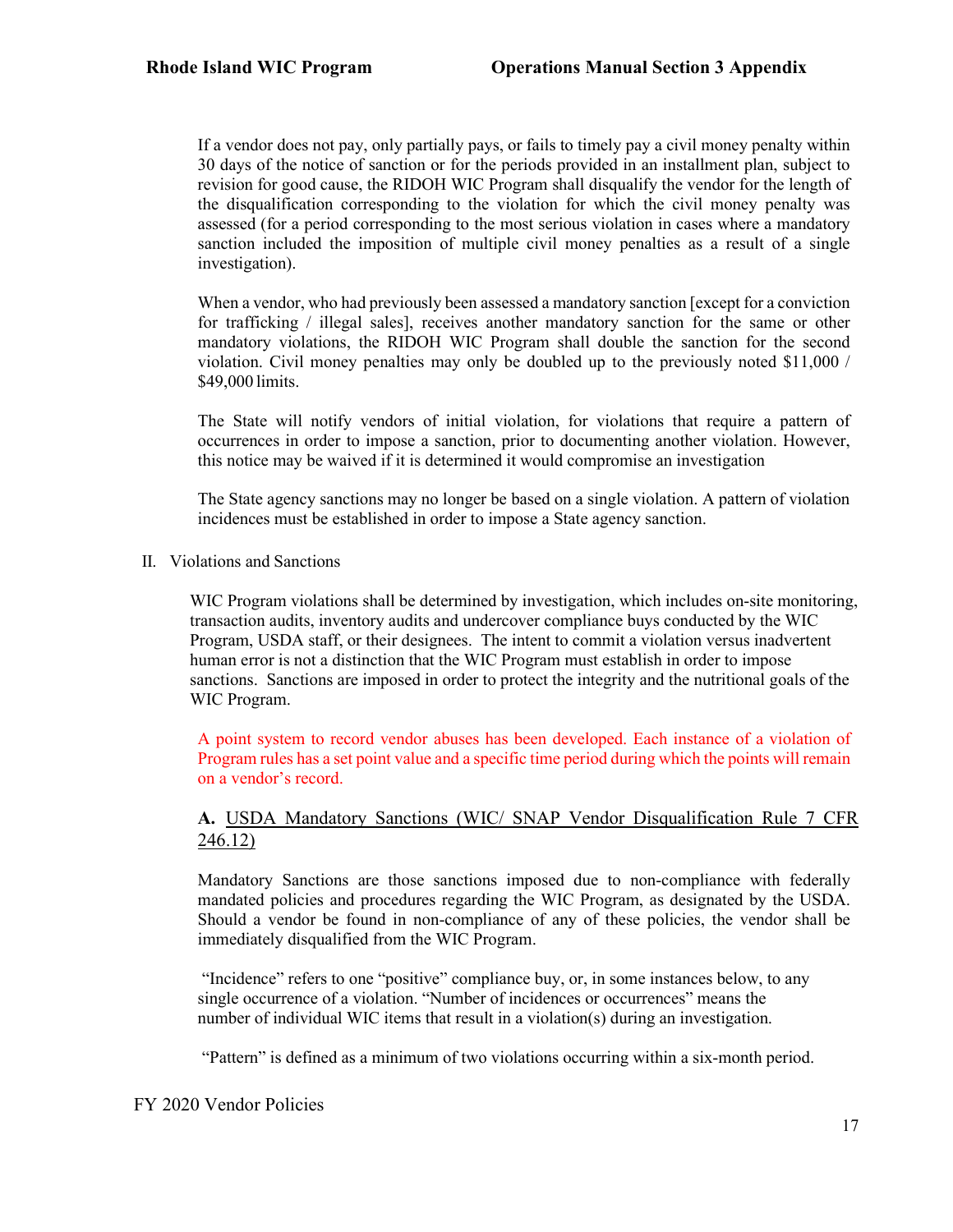If a vendor does not pay, only partially pays, or fails to timely pay a civil money penalty within 30 days of the notice of sanction or for the periods provided in an installment plan, subject to revision for good cause, the RIDOH WIC Program shall disqualify the vendor for the length of the disqualification corresponding to the violation for which the civil money penalty was assessed (for a period corresponding to the most serious violation in cases where a mandatory sanction included the imposition of multiple civil money penalties as a result of a single investigation).

When a vendor, who had previously been assessed a mandatory sanction [except for a conviction for trafficking / illegal sales], receives another mandatory sanction for the same or other mandatory violations, the RIDOH WIC Program shall double the sanction for the second violation. Civil money penalties may only be doubled up to the previously noted $11,000 / $49,000 limits.

The State will notify vendors of initial violation, for violations that require a pattern of occurrences in order to impose a sanction, prior to documenting another violation. However, this notice may be waived if it is determined it would compromise an investigation

The State agency sanctions may no longer be based on a single violation. A pattern of violation incidences must be established in order to impose a State agency sanction.

II. Violations and Sanctions

WIC Program violations shall be determined by investigation, which includes on-site monitoring, transaction audits, inventory audits and undercover compliance buys conducted by the WIC Program, USDA staff, or their designees. The intent to commit a violation versus inadvertent human error is not a distinction that the WIC Program must establish in order to impose sanctions. Sanctions are imposed in order to protect the integrity and the nutritional goals of the WIC Program.

A point system to record vendor abuses has been developed. Each instance of a violation of Program rules has a set point value and a specific time period during which the points will remain on a vendor's record.

### **A.** USDA Mandatory Sanctions (WIC/ SNAP Vendor Disqualification Rule 7 CFR 246.12)

Mandatory Sanctions are those sanctions imposed due to non-compliance with federally mandated policies and procedures regarding the WIC Program, as designated by the USDA. Should a vendor be found in non-compliance of any of these policies, the vendor shall be immediately disqualified from the WIC Program.

"Incidence" refers to one "positive" compliance buy, or, in some instances below, to any single occurrence of a violation. "Number of incidences or occurrences" means the number of individual WIC items that result in a violation(s) during an investigation.

"Pattern" is defined as a minimum of two violations occurring within a six-month period.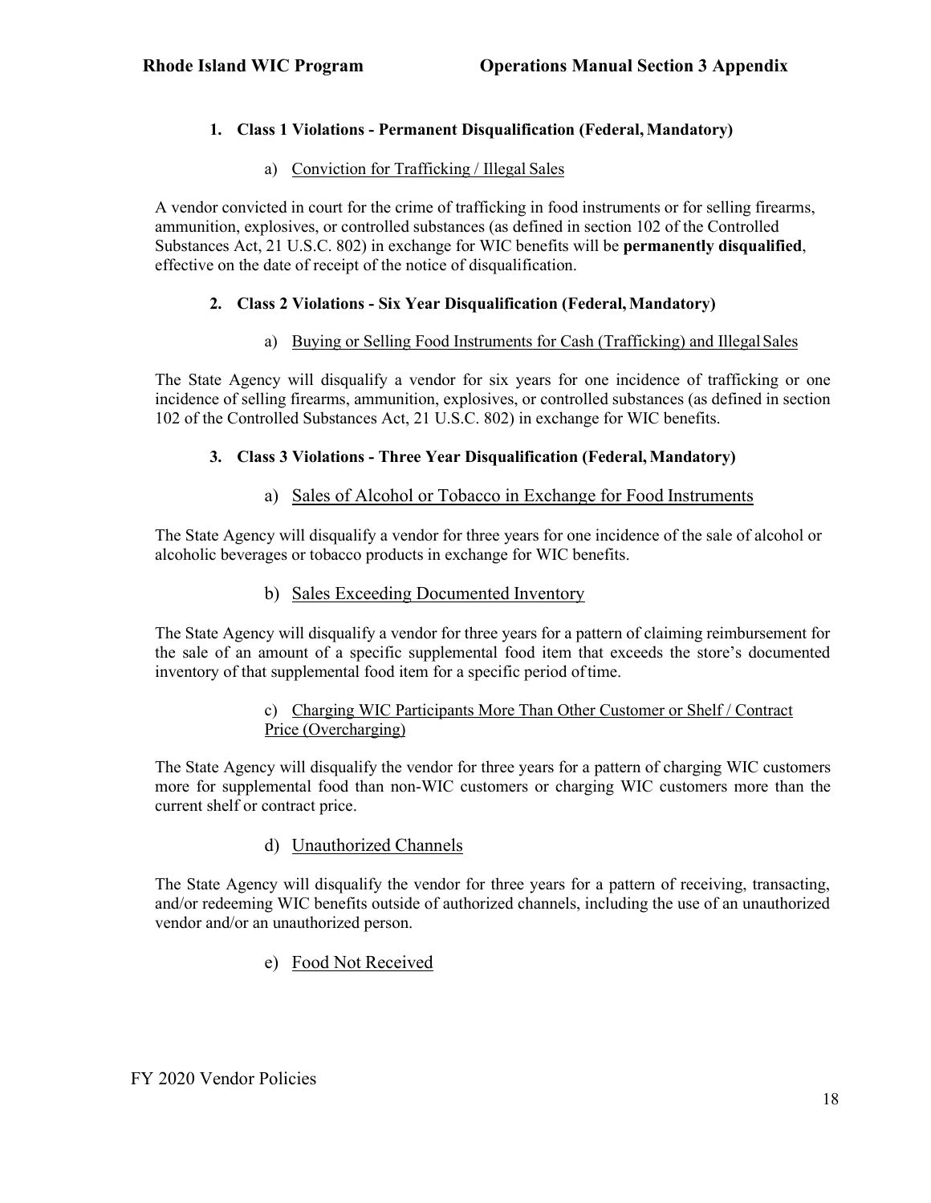## 1. Class 1 Violations - Permanent Disqualification (Federal, Mandatory)

### a) Conviction for Trafficking / Illegal Sales

A vendor convicted in court for the crime of trafficking in food instruments or for selling firearms, ammunition, explosives, or controlled substances (as defined in section 102 of the Controlled Substances Act, 21 U.S.C. 802) in exchange for WIC benefits will be **permanently disqualified**, effective on the date of receipt of the notice of disqualification.

## 2. Class 2 Violations - Six Year Disqualification (Federal, Mandatory)

### a) Buying or Selling Food Instruments for Cash (Trafficking) and Illegal Sales

The State Agency will disqualify a vendor for six years for one incidence of trafficking or one incidence of selling firearms, ammunition, explosives, or controlled substances (as defined in section 102 of the Controlled Substances Act, 21 U.S.C. 802) in exchange for WIC benefits.

## 3. Class 3 Violations - Three Year Disqualification (Federal, Mandatory)

### a) Sales of Alcohol or Tobacco in Exchange for Food Instruments

The State Agency will disqualify a vendor for three years for one incidence of the sale of alcohol or alcoholic beverages or tobacco products in exchange for WIC benefits.

### b) Sales Exceeding Documented Inventory

The State Agency will disqualify a vendor for three years for a pattern of claiming reimbursement for the sale of an amount of a specific supplemental food item that exceeds the store's documented inventory of that supplemental food item for a specific period of time.

### c) Charging WIC Participants More Than Other Customer or Shelf / Contract Price (Overcharging)

The State Agency will disqualify the vendor for three years for a pattern of charging WIC customers more for supplemental food than non-WIC customers or charging WIC customers more than the current shelf or contract price.

### d) Unauthorized Channels

The State Agency will disqualify the vendor for three years for a pattern of receiving, transacting, and/or redeeming WIC benefits outside of authorized channels, including the use of an unauthorized vendor and/or an unauthorized person.

### e) Food Not Received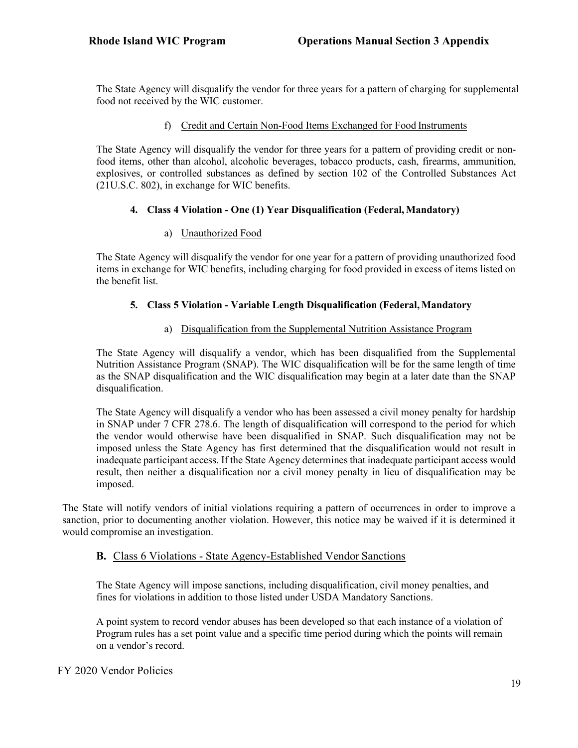The State Agency will disqualify the vendor for three years for a pattern of charging for supplemental food not received by the WIC customer.

f) Credit and Certain Non-Food Items Exchanged for Food Instruments

The State Agency will disqualify the vendor for three years for a pattern of providing credit or non-food items, other than alcohol, alcoholic beverages, tobacco products, cash, firearms, ammunition, explosives, or controlled substances as defined by section 102 of the Controlled Substances Act (21U.S.C. 802), in exchange for WIC benefits.

#### 4. Class 4 Violation - One (1) Year Disqualification (Federal, Mandatory)

a) Unauthorized Food

The State Agency will disqualify the vendor for one year for a pattern of providing unauthorized food items in exchange for WIC benefits, including charging for food provided in excess of items listed on the benefit list.

#### 5. Class 5 Violation - Variable Length Disqualification (Federal, Mandatory

a) Disqualification from the Supplemental Nutrition Assistance Program

The State Agency will disqualify a vendor, which has been disqualified from the Supplemental Nutrition Assistance Program (SNAP). The WIC disqualification will be for the same length of time as the SNAP disqualification and the WIC disqualification may begin at a later date than the SNAP disqualification.

The State Agency will disqualify a vendor who has been assessed a civil money penalty for hardship in SNAP under 7 CFR 278.6. The length of disqualification will correspond to the period for which the vendor would otherwise have been disqualified in SNAP. Such disqualification may not be imposed unless the State Agency has first determined that the disqualification would not result in inadequate participant access. If the State Agency determines that inadequate participant access would result, then neither a disqualification nor a civil money penalty in lieu of disqualification may be imposed.

The State will notify vendors of initial violations requiring a pattern of occurrences in order to improve a sanction, prior to documenting another violation. However, this notice may be waived if it is determined it would compromise an investigation.

### B. Class 6 Violations - State Agency-Established Vendor Sanctions

The State Agency will impose sanctions, including disqualification, civil money penalties, and fines for violations in addition to those listed under USDA Mandatory Sanctions.

A point system to record vendor abuses has been developed so that each instance of a violation of Program rules has a set point value and a specific time period during which the points will remain on a vendor's record.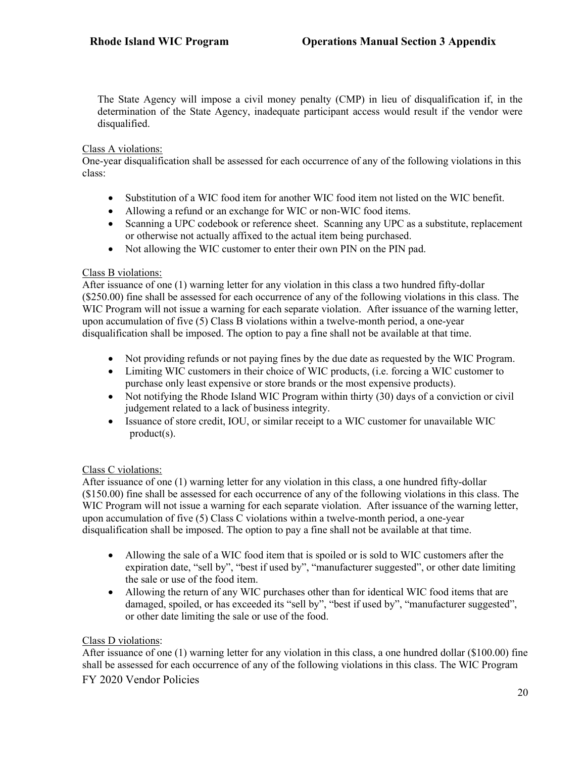The State Agency will impose a civil money penalty (CMP) in lieu of disqualification if, in the determination of the State Agency, inadequate participant access would result if the vendor were disqualified.

Class A violations:

One-year disqualification shall be assessed for each occurrence of any of the following violations in this class:

- Substitution of a WIC food item for another WIC food item not listed on the WIC benefit.
- Allowing a refund or an exchange for WIC or non-WIC food items.
- Scanning a UPC codebook or reference sheet. Scanning any UPC as a substitute, replacement or otherwise not actually affixed to the actual item being purchased.
- Not allowing the WIC customer to enter their own PIN on the PIN pad.

Class B violations:

After issuance of one (1) warning letter for any violation in this class a two hundred fifty-dollar ($250.00) fine shall be assessed for each occurrence of any of the following violations in this class. The WIC Program will not issue a warning for each separate violation. After issuance of the warning letter, upon accumulation of five (5) Class B violations within a twelve-month period, a one-year disqualification shall be imposed. The option to pay a fine shall not be available at that time.

- Not providing refunds or not paying fines by the due date as requested by the WIC Program.
- Limiting WIC customers in their choice of WIC products, (i.e. forcing a WIC customer to purchase only least expensive or store brands or the most expensive products).
- Not notifying the Rhode Island WIC Program within thirty (30) days of a conviction or civil judgement related to a lack of business integrity.
- Issuance of store credit, IOU, or similar receipt to a WIC customer for unavailable WIC product(s).

Class C violations:

After issuance of one (1) warning letter for any violation in this class, a one hundred fifty-dollar ($150.00) fine shall be assessed for each occurrence of any of the following violations in this class. The WIC Program will not issue a warning for each separate violation. After issuance of the warning letter, upon accumulation of five (5) Class C violations within a twelve-month period, a one-year disqualification shall be imposed. The option to pay a fine shall not be available at that time.

- Allowing the sale of a WIC food item that is spoiled or is sold to WIC customers after the expiration date, "sell by", "best if used by", "manufacturer suggested", or other date limiting the sale or use of the food item.
- Allowing the return of any WIC purchases other than for identical WIC food items that are damaged, spoiled, or has exceeded its "sell by", "best if used by", "manufacturer suggested", or other date limiting the sale or use of the food.

Class D violations:

After issuance of one (1) warning letter for any violation in this class, a one hundred dollar ($100.00) fine shall be assessed for each occurrence of any of the following violations in this class. The WIC Program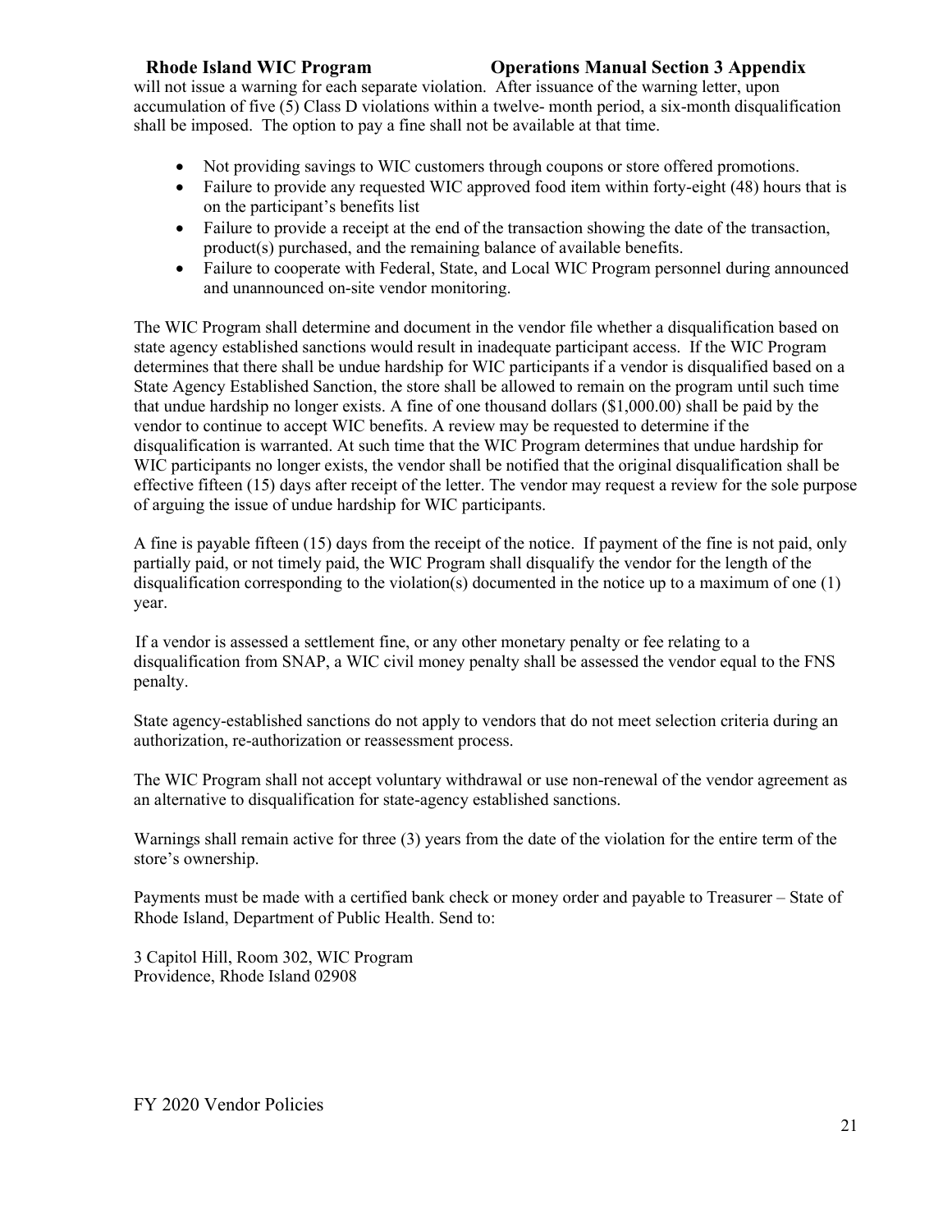will not issue a warning for each separate violation. After issuance of the warning letter, upon accumulation of five (5) Class D violations within a twelve- month period, a six-month disqualification shall be imposed. The option to pay a fine shall not be available at that time.

- Not providing savings to WIC customers through coupons or store offered promotions.
- Failure to provide any requested WIC approved food item within forty-eight (48) hours that is on the participant's benefits list
- Failure to provide a receipt at the end of the transaction showing the date of the transaction, product(s) purchased, and the remaining balance of available benefits.
- Failure to cooperate with Federal, State, and Local WIC Program personnel during announced and unannounced on-site vendor monitoring.

The WIC Program shall determine and document in the vendor file whether a disqualification based on state agency established sanctions would result in inadequate participant access. If the WIC Program determines that there shall be undue hardship for WIC participants if a vendor is disqualified based on a State Agency Established Sanction, the store shall be allowed to remain on the program until such time that undue hardship no longer exists. A fine of one thousand dollars ($1,000.00) shall be paid by the vendor to continue to accept WIC benefits. A review may be requested to determine if the disqualification is warranted. At such time that the WIC Program determines that undue hardship for WIC participants no longer exists, the vendor shall be notified that the original disqualification shall be effective fifteen (15) days after receipt of the letter. The vendor may request a review for the sole purpose of arguing the issue of undue hardship for WIC participants.

A fine is payable fifteen (15) days from the receipt of the notice. If payment of the fine is not paid, only partially paid, or not timely paid, the WIC Program shall disqualify the vendor for the length of the disqualification corresponding to the violation(s) documented in the notice up to a maximum of one (1) year.

If a vendor is assessed a settlement fine, or any other monetary penalty or fee relating to a disqualification from SNAP, a WIC civil money penalty shall be assessed the vendor equal to the FNS penalty.

State agency-established sanctions do not apply to vendors that do not meet selection criteria during an authorization, re-authorization or reassessment process.

The WIC Program shall not accept voluntary withdrawal or use non-renewal of the vendor agreement as an alternative to disqualification for state-agency established sanctions.

Warnings shall remain active for three (3) years from the date of the violation for the entire term of the store's ownership.

Payments must be made with a certified bank check or money order and payable to Treasurer – State of Rhode Island, Department of Public Health. Send to:

3 Capitol Hill, Room 302, WIC Program
Providence, Rhode Island 02908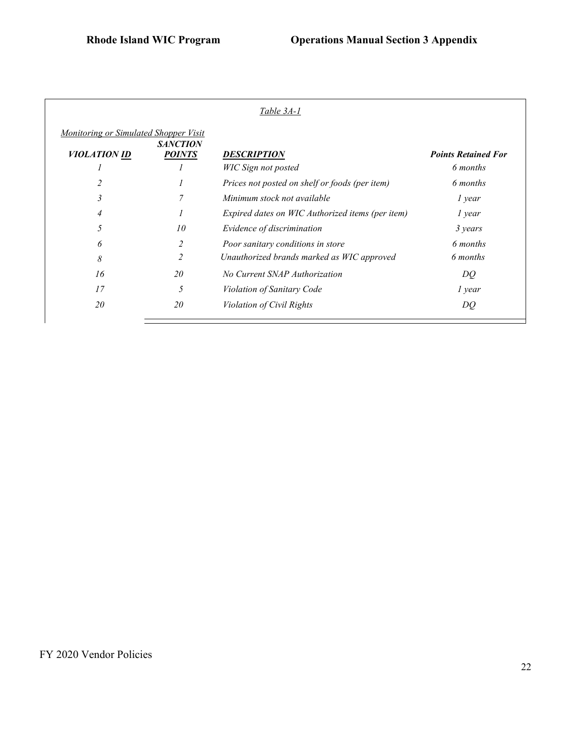*Table 3A-1*

*Monitoring or Simulated Shopper Visit*

| ***VIOLATION ID*** | ***SANCTION POINTS*** | ***DESCRIPTION*** | ***Points Retained For*** |
|---|---|---|---|
| *1* | *1* | *WIC Sign not posted* | *6 months* |
| *2* | *1* | *Prices not posted on shelf or foods (per item)* | *6 months* |
| *3* | *7* | *Minimum stock not available* | *1 year* |
| *4* | *1* | *Expired dates on WIC Authorized items (per item)* | *1 year* |
| *5* | *10* | *Evidence of discrimination* | *3 years* |
| *6* | *2* | *Poor sanitary conditions in store* | *6 months* |
| *8* | *2* | *Unauthorized brands marked as WIC approved* | *6 months* |
| *16* | *20* | *No Current SNAP Authorization* | *DQ* |
| *17* | *5* | *Violation of Sanitary Code* | *1 year* |
| *20* | *20* | *Violation of Civil Rights* | *DQ* |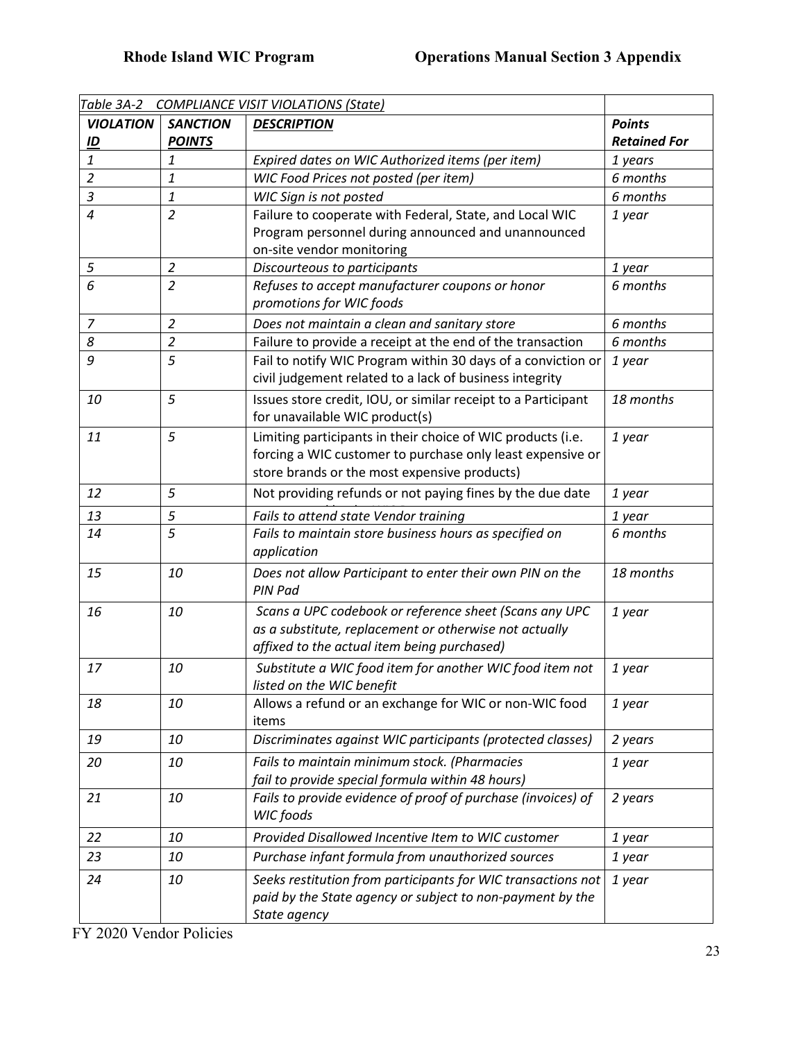| *Table 3A-2 COMPLIANCE VISIT VIOLATIONS (State)* | | | |
|---|---|---|---|
| ***VIOLATION ID*** | ***SANCTION POINTS*** | ***DESCRIPTION*** | ***Points Retained For*** |
| *1* | *1* | *Expired dates on WIC Authorized items (per item)* | *1 years* |
| *2* | *1* | *WIC Food Prices not posted (per item)* | *6 months* |
| *3* | *1* | *WIC Sign is not posted* | *6 months* |
| *4* | *2* | Failure to cooperate with Federal, State, and Local WIC Program personnel during announced and unannounced on-site vendor monitoring | *1 year* |
| *5* | *2* | *Discourteous to participants* | *1 year* |
| *6* | *2* | *Refuses to accept manufacturer coupons or honor promotions for WIC foods* | *6 months* |
| *7* | *2* | *Does not maintain a clean and sanitary store* | *6 months* |
| *8* | *2* | Failure to provide a receipt at the end of the transaction | *6 months* |
| *9* | *5* | Fail to notify WIC Program within 30 days of a conviction or civil judgement related to a lack of business integrity | *1 year* |
| *10* | *5* | Issues store credit, IOU, or similar receipt to a Participant for unavailable WIC product(s) | *18 months* |
| *11* | *5* | Limiting participants in their choice of WIC products (i.e. forcing a WIC customer to purchase only least expensive or store brands or the most expensive products) | *1 year* |
| *12* | *5* | Not providing refunds or not paying fines by the due date | *1 year* |
| *13* | *5* | *Fails to attend state Vendor training* | *1 year* |
| *14* | *5* | *Fails to maintain store business hours as specified on application* | *6 months* |
| *15* | *10* | *Does not allow Participant to enter their own PIN on the PIN Pad* | *18 months* |
| *16* | *10* | *Scans a UPC codebook or reference sheet (Scans any UPC as a substitute, replacement or otherwise not actually affixed to the actual item being purchased)* | *1 year* |
| *17* | *10* | *Substitute a WIC food item for another WIC food item not listed on the WIC benefit* | *1 year* |
| *18* | *10* | Allows a refund or an exchange for WIC or non-WIC food items | *1 year* |
| *19* | *10* | *Discriminates against WIC participants (protected classes)* | *2 years* |
| *20* | *10* | *Fails to maintain minimum stock. (Pharmacies fail to provide special formula within 48 hours)* | *1 year* |
| *21* | *10* | *Fails to provide evidence of proof of purchase (invoices) of WIC foods* | *2 years* |
| *22* | *10* | *Provided Disallowed Incentive Item to WIC customer* | *1 year* |
| *23* | *10* | *Purchase infant formula from unauthorized sources* | *1 year* |
| *24* | *10* | *Seeks restitution from participants for WIC transactions not paid by the State agency or subject to non-payment by the State agency* | *1 year* |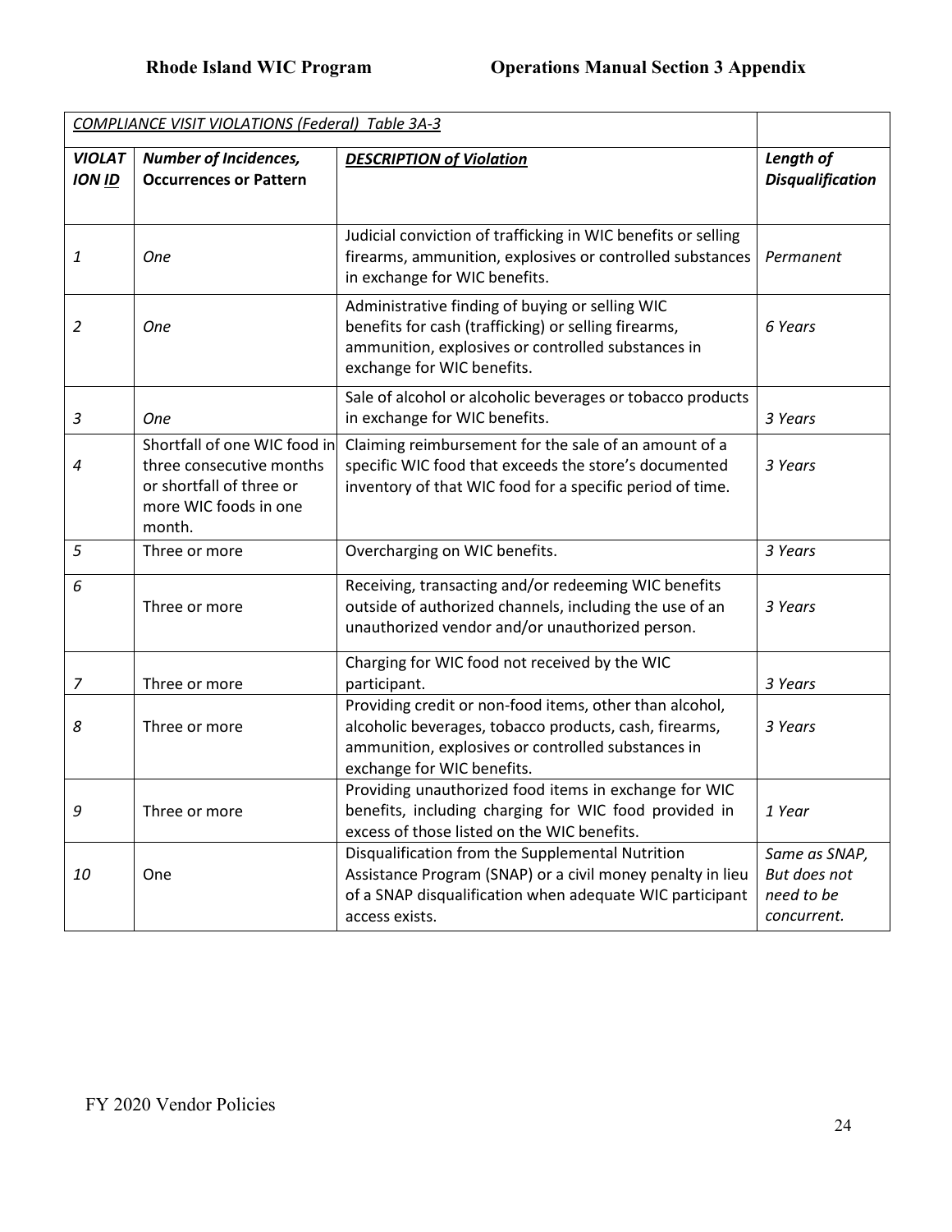| *COMPLIANCE VISIT VIOLATIONS (Federal) Table 3A-3* | | | |
|---|---|---|---|
| ***VIOLATION ID*** | ***Number of Incidences, Occurrences or Pattern*** | ***DESCRIPTION of Violation*** | ***Length of Disqualification*** |
| *1* | *One* | Judicial conviction of trafficking in WIC benefits or selling firearms, ammunition, explosives or controlled substances in exchange for WIC benefits. | *Permanent* |
| *2* | *One* | Administrative finding of buying or selling WIC benefits for cash (trafficking) or selling firearms, ammunition, explosives or controlled substances in exchange for WIC benefits. | *6 Years* |
| *3* | *One* | Sale of alcohol or alcoholic beverages or tobacco products in exchange for WIC benefits. | *3 Years* |
| *4* | Shortfall of one WIC food in three consecutive months or shortfall of three or more WIC foods in one month. | Claiming reimbursement for the sale of an amount of a specific WIC food that exceeds the store's documented inventory of that WIC food for a specific period of time. | *3 Years* |
| *5* | Three or more | Overcharging on WIC benefits. | *3 Years* |
| *6* | Three or more | Receiving, transacting and/or redeeming WIC benefits outside of authorized channels, including the use of an unauthorized vendor and/or unauthorized person. | *3 Years* |
| *7* | Three or more | Charging for WIC food not received by the WIC participant. | *3 Years* |
| *8* | Three or more | Providing credit or non-food items, other than alcohol, alcoholic beverages, tobacco products, cash, firearms, ammunition, explosives or controlled substances in exchange for WIC benefits. | *3 Years* |
| *9* | Three or more | Providing unauthorized food items in exchange for WIC benefits, including charging for WIC food provided in excess of those listed on the WIC benefits. | *1 Year* |
| *10* | One | Disqualification from the Supplemental Nutrition Assistance Program (SNAP) or a civil money penalty in lieu of a SNAP disqualification when adequate WIC participant access exists. | *Same as SNAP, But does not need to be concurrent.* |

FY 2020 Vendor Policies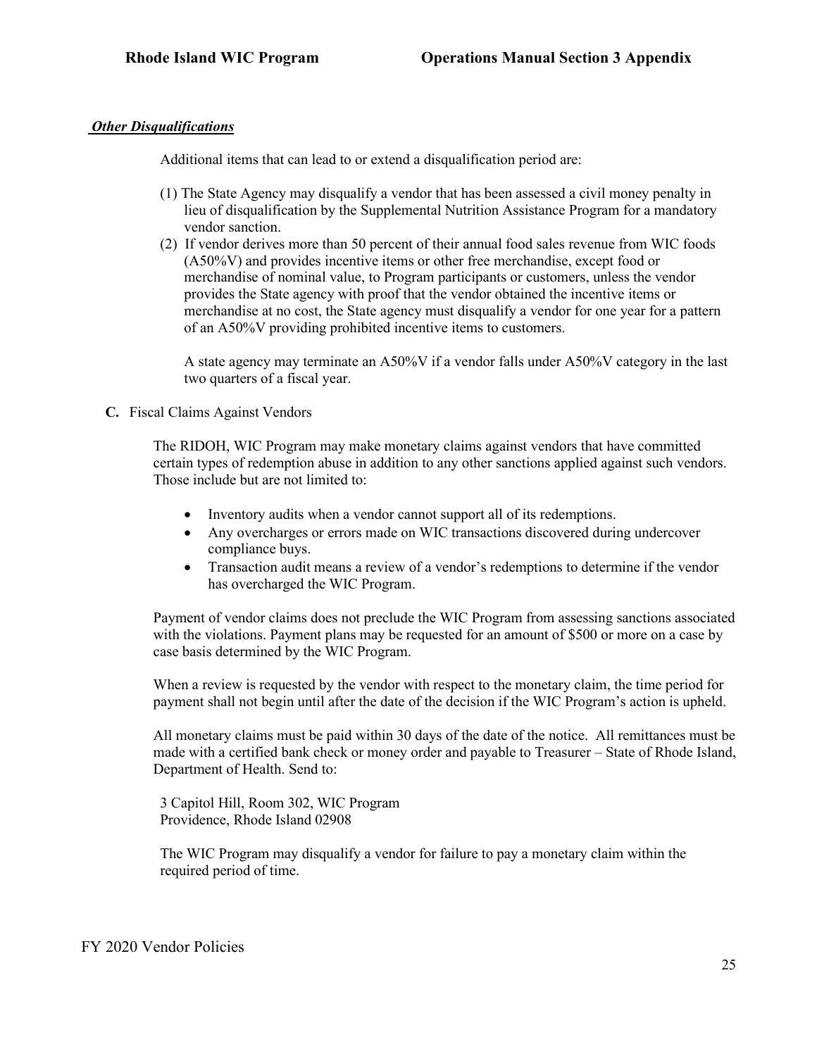***Other Disqualifications***

Additional items that can lead to or extend a disqualification period are:

(1) The State Agency may disqualify a vendor that has been assessed a civil money penalty in lieu of disqualification by the Supplemental Nutrition Assistance Program for a mandatory vendor sanction.

(2) If vendor derives more than 50 percent of their annual food sales revenue from WIC foods (A50%V) and provides incentive items or other free merchandise, except food or merchandise of nominal value, to Program participants or customers, unless the vendor provides the State agency with proof that the vendor obtained the incentive items or merchandise at no cost, the State agency must disqualify a vendor for one year for a pattern of an A50%V providing prohibited incentive items to customers.

A state agency may terminate an A50%V if a vendor falls under A50%V category in the last two quarters of a fiscal year.

**C.** Fiscal Claims Against Vendors

The RIDOH, WIC Program may make monetary claims against vendors that have committed certain types of redemption abuse in addition to any other sanctions applied against such vendors. Those include but are not limited to:

- Inventory audits when a vendor cannot support all of its redemptions.
- Any overcharges or errors made on WIC transactions discovered during undercover compliance buys.
- Transaction audit means a review of a vendor's redemptions to determine if the vendor has overcharged the WIC Program.

Payment of vendor claims does not preclude the WIC Program from assessing sanctions associated with the violations. Payment plans may be requested for an amount of $500 or more on a case by case basis determined by the WIC Program.

When a review is requested by the vendor with respect to the monetary claim, the time period for payment shall not begin until after the date of the decision if the WIC Program's action is upheld.

All monetary claims must be paid within 30 days of the date of the notice. All remittances must be made with a certified bank check or money order and payable to Treasurer – State of Rhode Island, Department of Health. Send to:

3 Capitol Hill, Room 302, WIC Program
Providence, Rhode Island 02908

The WIC Program may disqualify a vendor for failure to pay a monetary claim within the required period of time.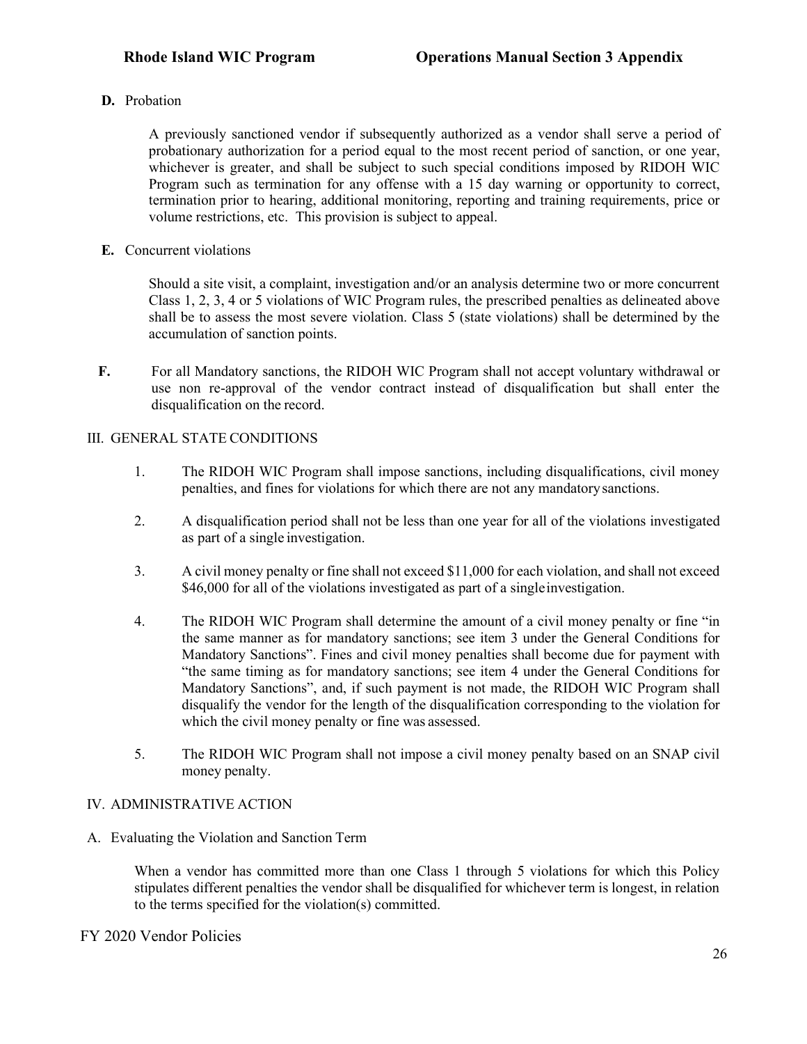**D.** Probation

A previously sanctioned vendor if subsequently authorized as a vendor shall serve a period of probationary authorization for a period equal to the most recent period of sanction, or one year, whichever is greater, and shall be subject to such special conditions imposed by RIDOH WIC Program such as termination for any offense with a 15 day warning or opportunity to correct, termination prior to hearing, additional monitoring, reporting and training requirements, price or volume restrictions, etc. This provision is subject to appeal.

**E.** Concurrent violations

Should a site visit, a complaint, investigation and/or an analysis determine two or more concurrent Class 1, 2, 3, 4 or 5 violations of WIC Program rules, the prescribed penalties as delineated above shall be to assess the most severe violation. Class 5 (state violations) shall be determined by the accumulation of sanction points.

**F.** For all Mandatory sanctions, the RIDOH WIC Program shall not accept voluntary withdrawal or use non re-approval of the vendor contract instead of disqualification but shall enter the disqualification on the record.

## III. GENERAL STATE CONDITIONS

1. The RIDOH WIC Program shall impose sanctions, including disqualifications, civil money penalties, and fines for violations for which there are not any mandatory sanctions.

2. A disqualification period shall not be less than one year for all of the violations investigated as part of a single investigation.

3. A civil money penalty or fine shall not exceed $11,000 for each violation, and shall not exceed $46,000 for all of the violations investigated as part of a single investigation.

4. The RIDOH WIC Program shall determine the amount of a civil money penalty or fine "in the same manner as for mandatory sanctions; see item 3 under the General Conditions for Mandatory Sanctions". Fines and civil money penalties shall become due for payment with "the same timing as for mandatory sanctions; see item 4 under the General Conditions for Mandatory Sanctions", and, if such payment is not made, the RIDOH WIC Program shall disqualify the vendor for the length of the disqualification corresponding to the violation for which the civil money penalty or fine was assessed.

5. The RIDOH WIC Program shall not impose a civil money penalty based on an SNAP civil money penalty.

## IV. ADMINISTRATIVE ACTION

### A. Evaluating the Violation and Sanction Term

When a vendor has committed more than one Class 1 through 5 violations for which this Policy stipulates different penalties the vendor shall be disqualified for whichever term is longest, in relation to the terms specified for the violation(s) committed.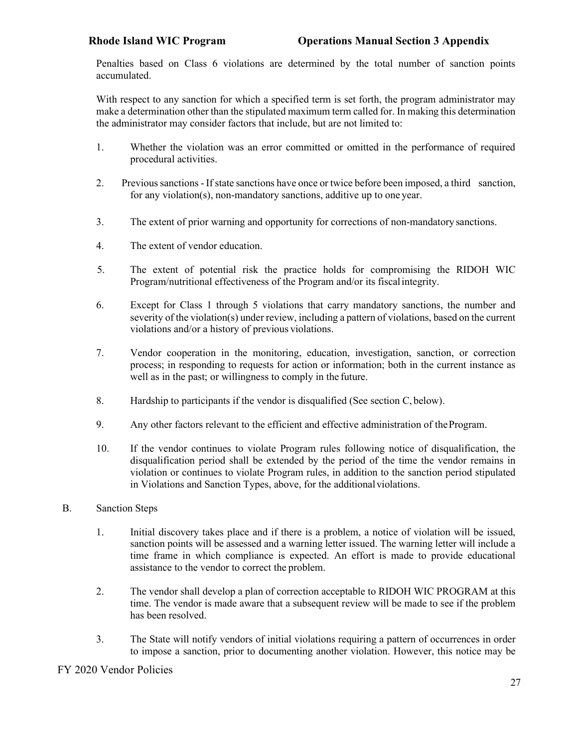Penalties based on Class 6 violations are determined by the total number of sanction points accumulated.

With respect to any sanction for which a specified term is set forth, the program administrator may make a determination other than the stipulated maximum term called for. In making this determination the administrator may consider factors that include, but are not limited to:

1. Whether the violation was an error committed or omitted in the performance of required procedural activities.

2. Previous sanctions - If state sanctions have once or twice before been imposed, a third sanction, for any violation(s), non-mandatory sanctions, additive up to one year.

3. The extent of prior warning and opportunity for corrections of non-mandatory sanctions.

4. The extent of vendor education.

5. The extent of potential risk the practice holds for compromising the RIDOH WIC Program/nutritional effectiveness of the Program and/or its fiscal integrity.

6. Except for Class 1 through 5 violations that carry mandatory sanctions, the number and severity of the violation(s) under review, including a pattern of violations, based on the current violations and/or a history of previous violations.

7. Vendor cooperation in the monitoring, education, investigation, sanction, or correction process; in responding to requests for action or information; both in the current instance as well as in the past; or willingness to comply in the future.

8. Hardship to participants if the vendor is disqualified (See section C, below).

9. Any other factors relevant to the efficient and effective administration of the Program.

10. If the vendor continues to violate Program rules following notice of disqualification, the disqualification period shall be extended by the period of the time the vendor remains in violation or continues to violate Program rules, in addition to the sanction period stipulated in Violations and Sanction Types, above, for the additional violations.

B. Sanction Steps

1. Initial discovery takes place and if there is a problem, a notice of violation will be issued, sanction points will be assessed and a warning letter issued. The warning letter will include a time frame in which compliance is expected. An effort is made to provide educational assistance to the vendor to correct the problem.

2. The vendor shall develop a plan of correction acceptable to RIDOH WIC PROGRAM at this time. The vendor is made aware that a subsequent review will be made to see if the problem has been resolved.

3. The State will notify vendors of initial violations requiring a pattern of occurrences in order to impose a sanction, prior to documenting another violation. However, this notice may be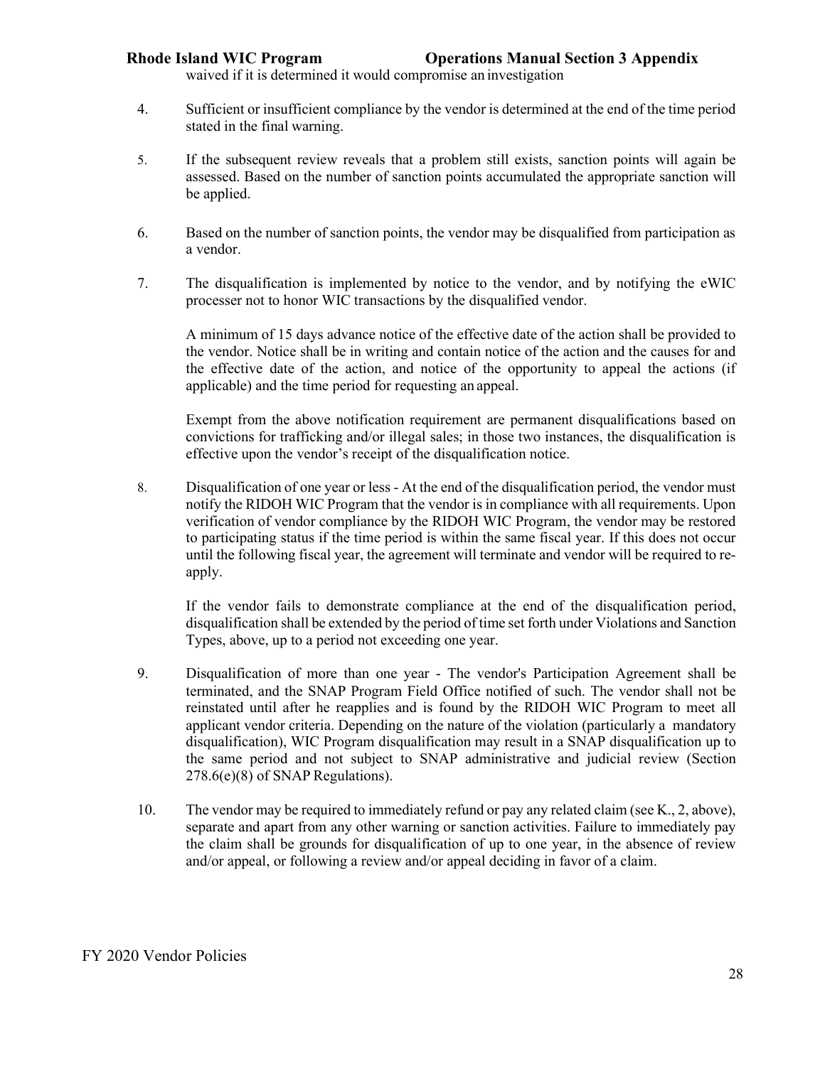waived if it is determined it would compromise an investigation

4. Sufficient or insufficient compliance by the vendor is determined at the end of the time period stated in the final warning.

5. If the subsequent review reveals that a problem still exists, sanction points will again be assessed. Based on the number of sanction points accumulated the appropriate sanction will be applied.

6. Based on the number of sanction points, the vendor may be disqualified from participation as a vendor.

7. The disqualification is implemented by notice to the vendor, and by notifying the eWIC processer not to honor WIC transactions by the disqualified vendor.

   A minimum of 15 days advance notice of the effective date of the action shall be provided to the vendor. Notice shall be in writing and contain notice of the action and the causes for and the effective date of the action, and notice of the opportunity to appeal the actions (if applicable) and the time period for requesting an appeal.

   Exempt from the above notification requirement are permanent disqualifications based on convictions for trafficking and/or illegal sales; in those two instances, the disqualification is effective upon the vendor's receipt of the disqualification notice.

8. Disqualification of one year or less - At the end of the disqualification period, the vendor must notify the RIDOH WIC Program that the vendor is in compliance with all requirements. Upon verification of vendor compliance by the RIDOH WIC Program, the vendor may be restored to participating status if the time period is within the same fiscal year. If this does not occur until the following fiscal year, the agreement will terminate and vendor will be required to re-apply.

   If the vendor fails to demonstrate compliance at the end of the disqualification period, disqualification shall be extended by the period of time set forth under Violations and Sanction Types, above, up to a period not exceeding one year.

9. Disqualification of more than one year - The vendor's Participation Agreement shall be terminated, and the SNAP Program Field Office notified of such. The vendor shall not be reinstated until after he reapplies and is found by the RIDOH WIC Program to meet all applicant vendor criteria. Depending on the nature of the violation (particularly a mandatory disqualification), WIC Program disqualification may result in a SNAP disqualification up to the same period and not subject to SNAP administrative and judicial review (Section 278.6(e)(8) of SNAP Regulations).

10. The vendor may be required to immediately refund or pay any related claim (see K., 2, above), separate and apart from any other warning or sanction activities. Failure to immediately pay the claim shall be grounds for disqualification of up to one year, in the absence of review and/or appeal, or following a review and/or appeal deciding in favor of a claim.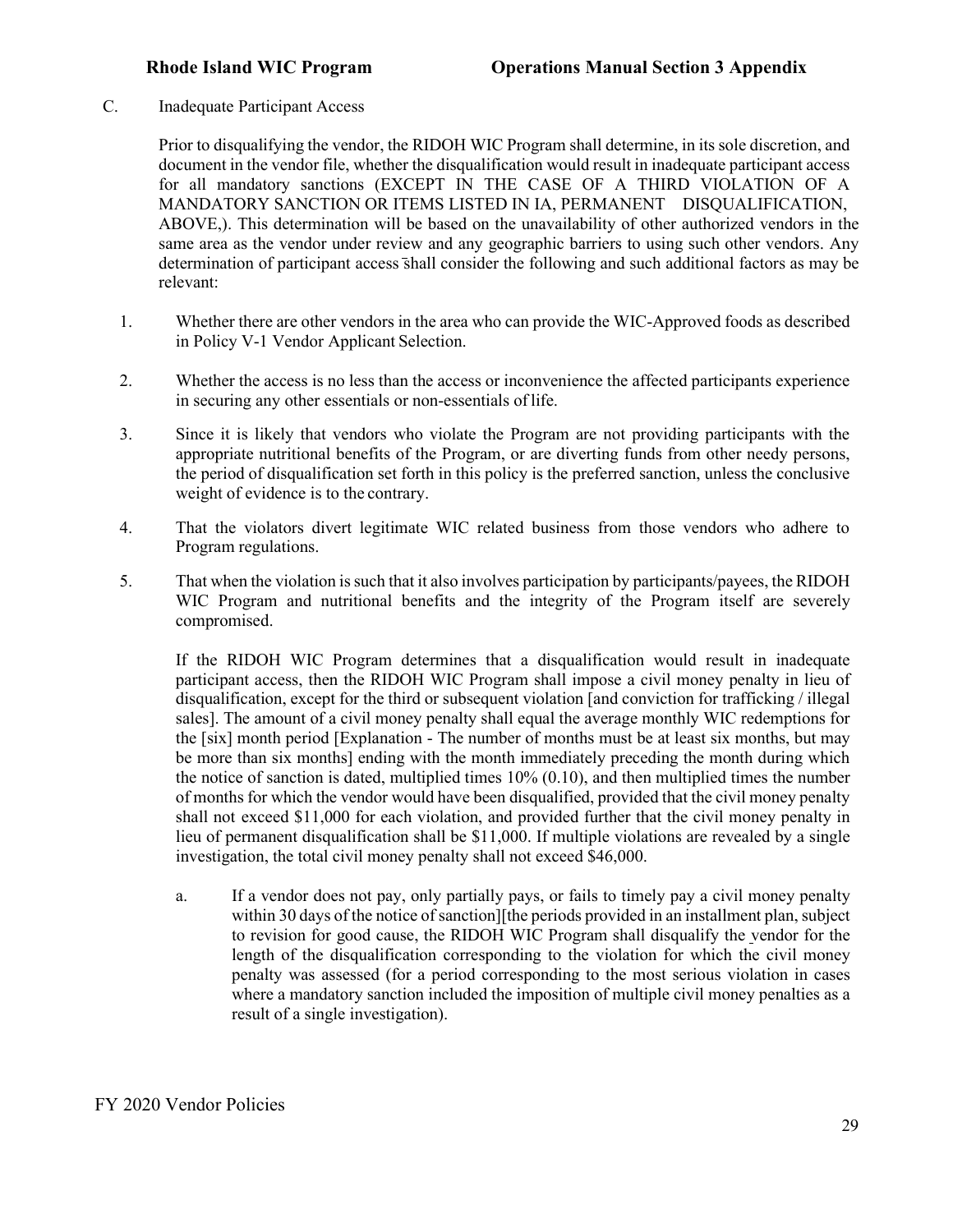C. Inadequate Participant Access

Prior to disqualifying the vendor, the RIDOH WIC Program shall determine, in its sole discretion, and document in the vendor file, whether the disqualification would result in inadequate participant access for all mandatory sanctions (EXCEPT IN THE CASE OF A THIRD VIOLATION OF A MANDATORY SANCTION OR ITEMS LISTED IN IA, PERMANENT DISQUALIFICATION, ABOVE,). This determination will be based on the unavailability of other authorized vendors in the same area as the vendor under review and any geographic barriers to using such other vendors. Any determination of participant access shall consider the following and such additional factors as may be relevant:

1. Whether there are other vendors in the area who can provide the WIC-Approved foods as described in Policy V-1 Vendor Applicant Selection.
2. Whether the access is no less than the access or inconvenience the affected participants experience in securing any other essentials or non-essentials of life.
3. Since it is likely that vendors who violate the Program are not providing participants with the appropriate nutritional benefits of the Program, or are diverting funds from other needy persons, the period of disqualification set forth in this policy is the preferred sanction, unless the conclusive weight of evidence is to the contrary.
4. That the violators divert legitimate WIC related business from those vendors who adhere to Program regulations.
5. That when the violation is such that it also involves participation by participants/payees, the RIDOH WIC Program and nutritional benefits and the integrity of the Program itself are severely compromised.

If the RIDOH WIC Program determines that a disqualification would result in inadequate participant access, then the RIDOH WIC Program shall impose a civil money penalty in lieu of disqualification, except for the third or subsequent violation [and conviction for trafficking / illegal sales]. The amount of a civil money penalty shall equal the average monthly WIC redemptions for the [six] month period [Explanation - The number of months must be at least six months, but may be more than six months] ending with the month immediately preceding the month during which the notice of sanction is dated, multiplied times 10% (0.10), and then multiplied times the number of months for which the vendor would have been disqualified, provided that the civil money penalty shall not exceed $11,000 for each violation, and provided further that the civil money penalty in lieu of permanent disqualification shall be $11,000. If multiple violations are revealed by a single investigation, the total civil money penalty shall not exceed $46,000.

a. If a vendor does not pay, only partially pays, or fails to timely pay a civil money penalty within 30 days of the notice of sanction][the periods provided in an installment plan, subject to revision for good cause, the RIDOH WIC Program shall disqualify the vendor for the length of the disqualification corresponding to the violation for which the civil money penalty was assessed (for a period corresponding to the most serious violation in cases where a mandatory sanction included the imposition of multiple civil money penalties as a result of a single investigation).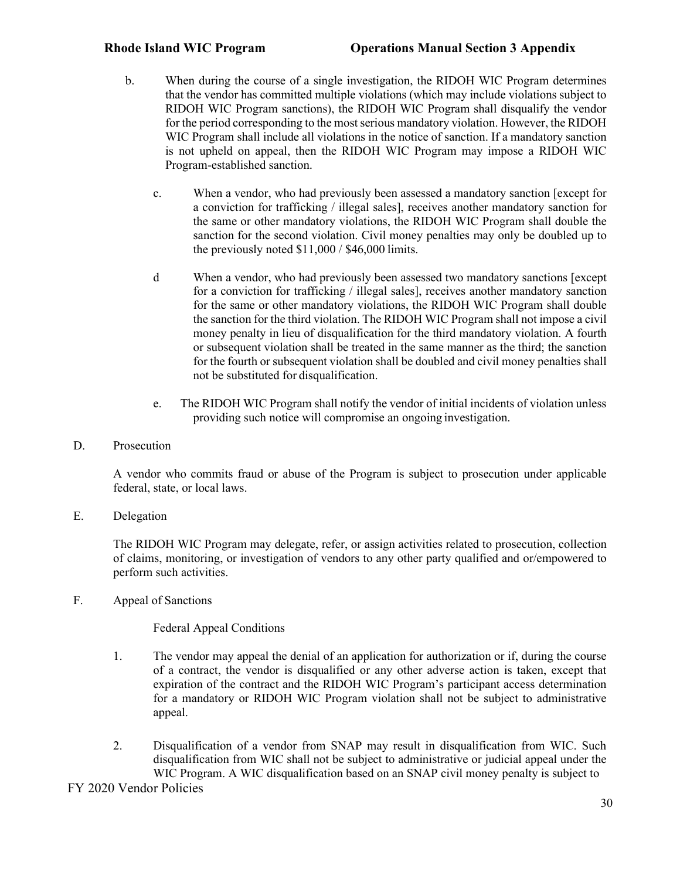b. When during the course of a single investigation, the RIDOH WIC Program determines that the vendor has committed multiple violations (which may include violations subject to RIDOH WIC Program sanctions), the RIDOH WIC Program shall disqualify the vendor for the period corresponding to the most serious mandatory violation. However, the RIDOH WIC Program shall include all violations in the notice of sanction. If a mandatory sanction is not upheld on appeal, then the RIDOH WIC Program may impose a RIDOH WIC Program-established sanction.

c. When a vendor, who had previously been assessed a mandatory sanction [except for a conviction for trafficking / illegal sales], receives another mandatory sanction for the same or other mandatory violations, the RIDOH WIC Program shall double the sanction for the second violation. Civil money penalties may only be doubled up to the previously noted $11,000 / $46,000 limits.

d When a vendor, who had previously been assessed two mandatory sanctions [except for a conviction for trafficking / illegal sales], receives another mandatory sanction for the same or other mandatory violations, the RIDOH WIC Program shall double the sanction for the third violation. The RIDOH WIC Program shall not impose a civil money penalty in lieu of disqualification for the third mandatory violation. A fourth or subsequent violation shall be treated in the same manner as the third; the sanction for the fourth or subsequent violation shall be doubled and civil money penalties shall not be substituted for disqualification.

e. The RIDOH WIC Program shall notify the vendor of initial incidents of violation unless providing such notice will compromise an ongoing investigation.

D. Prosecution

A vendor who commits fraud or abuse of the Program is subject to prosecution under applicable federal, state, or local laws.

E. Delegation

The RIDOH WIC Program may delegate, refer, or assign activities related to prosecution, collection of claims, monitoring, or investigation of vendors to any other party qualified and or/empowered to perform such activities.

F. Appeal of Sanctions

Federal Appeal Conditions

1. The vendor may appeal the denial of an application for authorization or if, during the course of a contract, the vendor is disqualified or any other adverse action is taken, except that expiration of the contract and the RIDOH WIC Program's participant access determination for a mandatory or RIDOH WIC Program violation shall not be subject to administrative appeal.

2. Disqualification of a vendor from SNAP may result in disqualification from WIC. Such disqualification from WIC shall not be subject to administrative or judicial appeal under the WIC Program. A WIC disqualification based on an SNAP civil money penalty is subject to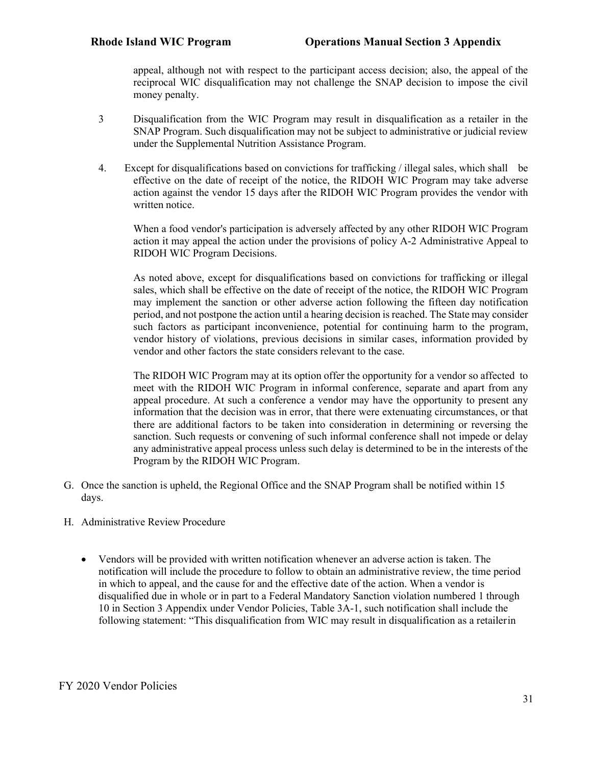appeal, although not with respect to the participant access decision; also, the appeal of the reciprocal WIC disqualification may not challenge the SNAP decision to impose the civil money penalty.

3. Disqualification from the WIC Program may result in disqualification as a retailer in the SNAP Program. Such disqualification may not be subject to administrative or judicial review under the Supplemental Nutrition Assistance Program.

4. Except for disqualifications based on convictions for trafficking / illegal sales, which shall be effective on the date of receipt of the notice, the RIDOH WIC Program may take adverse action against the vendor 15 days after the RIDOH WIC Program provides the vendor with written notice.

   When a food vendor's participation is adversely affected by any other RIDOH WIC Program action it may appeal the action under the provisions of policy A-2 Administrative Appeal to RIDOH WIC Program Decisions.

   As noted above, except for disqualifications based on convictions for trafficking or illegal sales, which shall be effective on the date of receipt of the notice, the RIDOH WIC Program may implement the sanction or other adverse action following the fifteen day notification period, and not postpone the action until a hearing decision is reached. The State may consider such factors as participant inconvenience, potential for continuing harm to the program, vendor history of violations, previous decisions in similar cases, information provided by vendor and other factors the state considers relevant to the case.

   The RIDOH WIC Program may at its option offer the opportunity for a vendor so affected to meet with the RIDOH WIC Program in informal conference, separate and apart from any appeal procedure. At such a conference a vendor may have the opportunity to present any information that the decision was in error, that there were extenuating circumstances, or that there are additional factors to be taken into consideration in determining or reversing the sanction. Such requests or convening of such informal conference shall not impede or delay any administrative appeal process unless such delay is determined to be in the interests of the Program by the RIDOH WIC Program.

G. Once the sanction is upheld, the Regional Office and the SNAP Program shall be notified within 15 days.

H. Administrative Review Procedure

- Vendors will be provided with written notification whenever an adverse action is taken. The notification will include the procedure to follow to obtain an administrative review, the time period in which to appeal, and the cause for and the effective date of the action. When a vendor is disqualified due in whole or in part to a Federal Mandatory Sanction violation numbered 1 through 10 in Section 3 Appendix under Vendor Policies, Table 3A-1, such notification shall include the following statement: "This disqualification from WIC may result in disqualification as a retailer in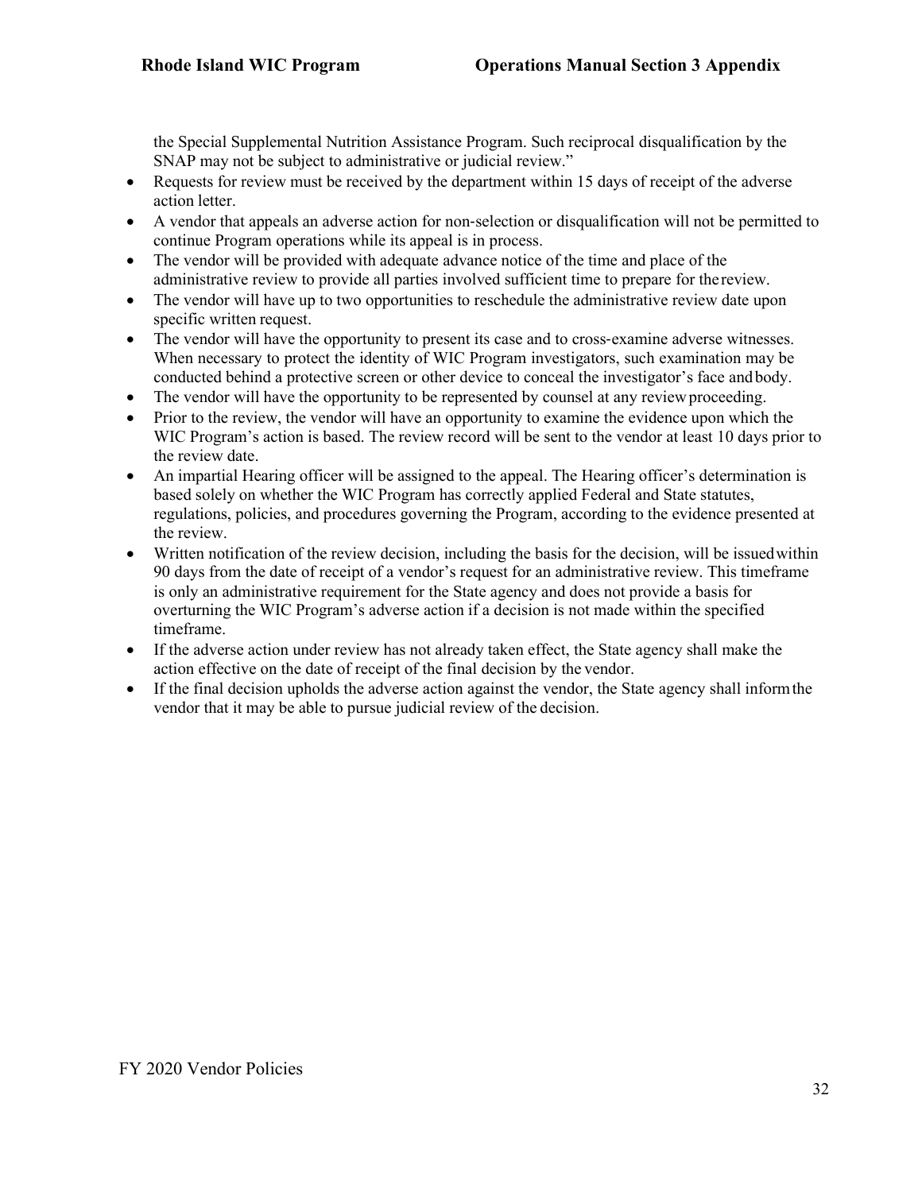the Special Supplemental Nutrition Assistance Program. Such reciprocal disqualification by the SNAP may not be subject to administrative or judicial review."

- Requests for review must be received by the department within 15 days of receipt of the adverse action letter.
- A vendor that appeals an adverse action for non-selection or disqualification will not be permitted to continue Program operations while its appeal is in process.
- The vendor will be provided with adequate advance notice of the time and place of the administrative review to provide all parties involved sufficient time to prepare for the review.
- The vendor will have up to two opportunities to reschedule the administrative review date upon specific written request.
- The vendor will have the opportunity to present its case and to cross-examine adverse witnesses. When necessary to protect the identity of WIC Program investigators, such examination may be conducted behind a protective screen or other device to conceal the investigator's face and body.
- The vendor will have the opportunity to be represented by counsel at any review proceeding.
- Prior to the review, the vendor will have an opportunity to examine the evidence upon which the WIC Program's action is based. The review record will be sent to the vendor at least 10 days prior to the review date.
- An impartial Hearing officer will be assigned to the appeal. The Hearing officer's determination is based solely on whether the WIC Program has correctly applied Federal and State statutes, regulations, policies, and procedures governing the Program, according to the evidence presented at the review.
- Written notification of the review decision, including the basis for the decision, will be issued within 90 days from the date of receipt of a vendor's request for an administrative review. This timeframe is only an administrative requirement for the State agency and does not provide a basis for overturning the WIC Program's adverse action if a decision is not made within the specified timeframe.
- If the adverse action under review has not already taken effect, the State agency shall make the action effective on the date of receipt of the final decision by the vendor.
- If the final decision upholds the adverse action against the vendor, the State agency shall inform the vendor that it may be able to pursue judicial review of the decision.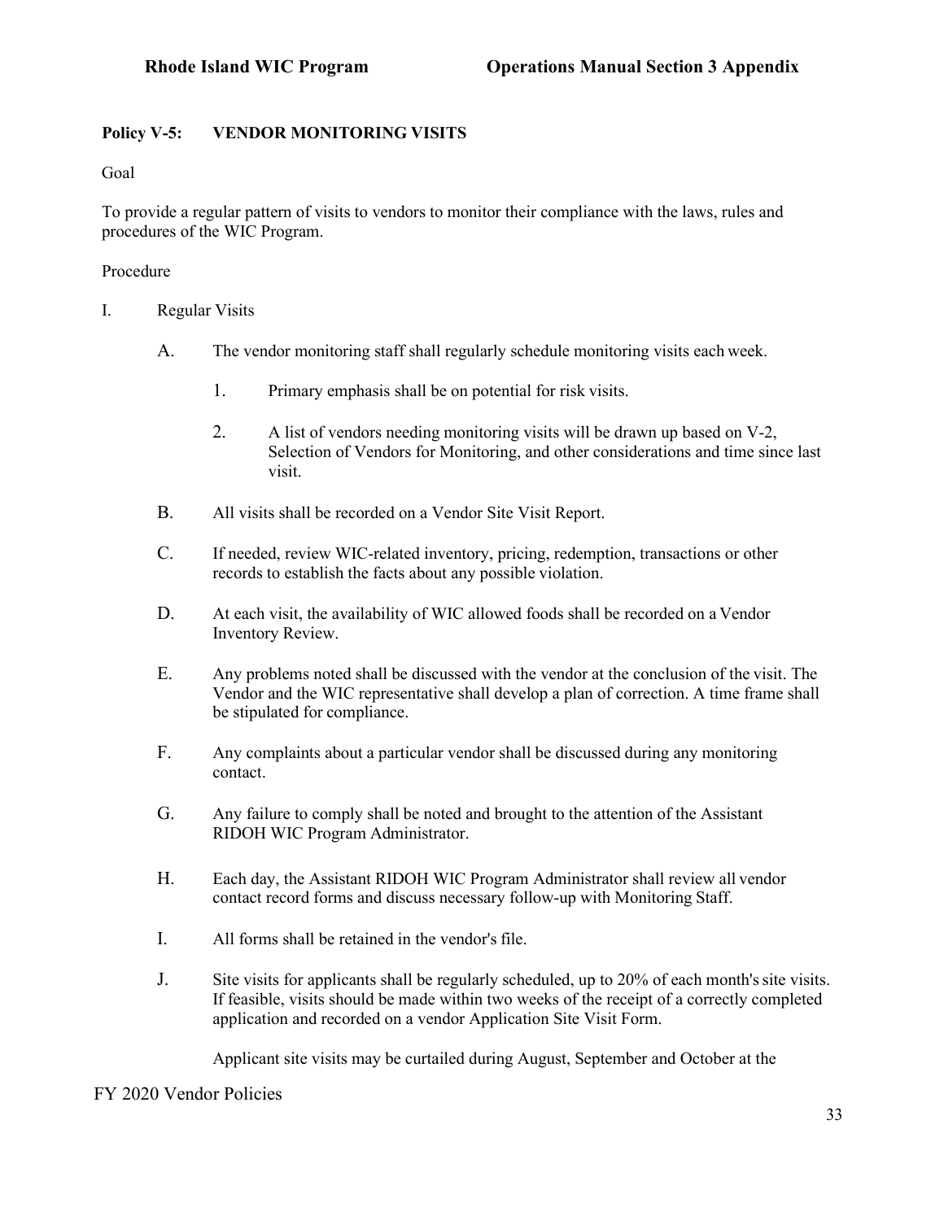**Policy V-5: VENDOR MONITORING VISITS**

Goal

To provide a regular pattern of visits to vendors to monitor their compliance with the laws, rules and procedures of the WIC Program.

Procedure

I. Regular Visits

   A. The vendor monitoring staff shall regularly schedule monitoring visits each week.

      1. Primary emphasis shall be on potential for risk visits.

      2. A list of vendors needing monitoring visits will be drawn up based on V-2, Selection of Vendors for Monitoring, and other considerations and time since last visit.

   B. All visits shall be recorded on a Vendor Site Visit Report.

   C. If needed, review WIC-related inventory, pricing, redemption, transactions or other records to establish the facts about any possible violation.

   D. At each visit, the availability of WIC allowed foods shall be recorded on a Vendor Inventory Review.

   E. Any problems noted shall be discussed with the vendor at the conclusion of the visit. The Vendor and the WIC representative shall develop a plan of correction. A time frame shall be stipulated for compliance.

   F. Any complaints about a particular vendor shall be discussed during any monitoring contact.

   G. Any failure to comply shall be noted and brought to the attention of the Assistant RIDOH WIC Program Administrator.

   H. Each day, the Assistant RIDOH WIC Program Administrator shall review all vendor contact record forms and discuss necessary follow-up with Monitoring Staff.

   I. All forms shall be retained in the vendor's file.

   J. Site visits for applicants shall be regularly scheduled, up to 20% of each month's site visits. If feasible, visits should be made within two weeks of the receipt of a correctly completed application and recorded on a vendor Application Site Visit Form.

      Applicant site visits may be curtailed during August, September and October at the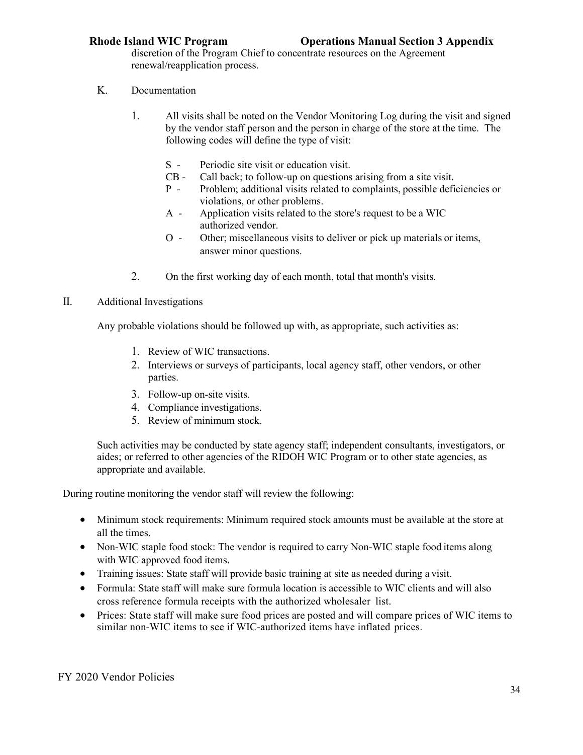discretion of the Program Chief to concentrate resources on the Agreement renewal/reapplication process.

K. Documentation

1. All visits shall be noted on the Vendor Monitoring Log during the visit and signed by the vendor staff person and the person in charge of the store at the time. The following codes will define the type of visit:

   S - Periodic site visit or education visit.
   CB - Call back; to follow-up on questions arising from a site visit.
   P - Problem; additional visits related to complaints, possible deficiencies or violations, or other problems.
   A - Application visits related to the store's request to be a WIC authorized vendor.
   O - Other; miscellaneous visits to deliver or pick up materials or items, answer minor questions.

2. On the first working day of each month, total that month's visits.

II. Additional Investigations

Any probable violations should be followed up with, as appropriate, such activities as:

1. Review of WIC transactions.
2. Interviews or surveys of participants, local agency staff, other vendors, or other parties.
3. Follow-up on-site visits.
4. Compliance investigations.
5. Review of minimum stock.

Such activities may be conducted by state agency staff; independent consultants, investigators, or aides; or referred to other agencies of the RIDOH WIC Program or to other state agencies, as appropriate and available.

During routine monitoring the vendor staff will review the following:

- Minimum stock requirements: Minimum required stock amounts must be available at the store at all the times.
- Non-WIC staple food stock: The vendor is required to carry Non-WIC staple food items along with WIC approved food items.
- Training issues: State staff will provide basic training at site as needed during a visit.
- Formula: State staff will make sure formula location is accessible to WIC clients and will also cross reference formula receipts with the authorized wholesaler list.
- Prices: State staff will make sure food prices are posted and will compare prices of WIC items to similar non-WIC items to see if WIC-authorized items have inflated prices.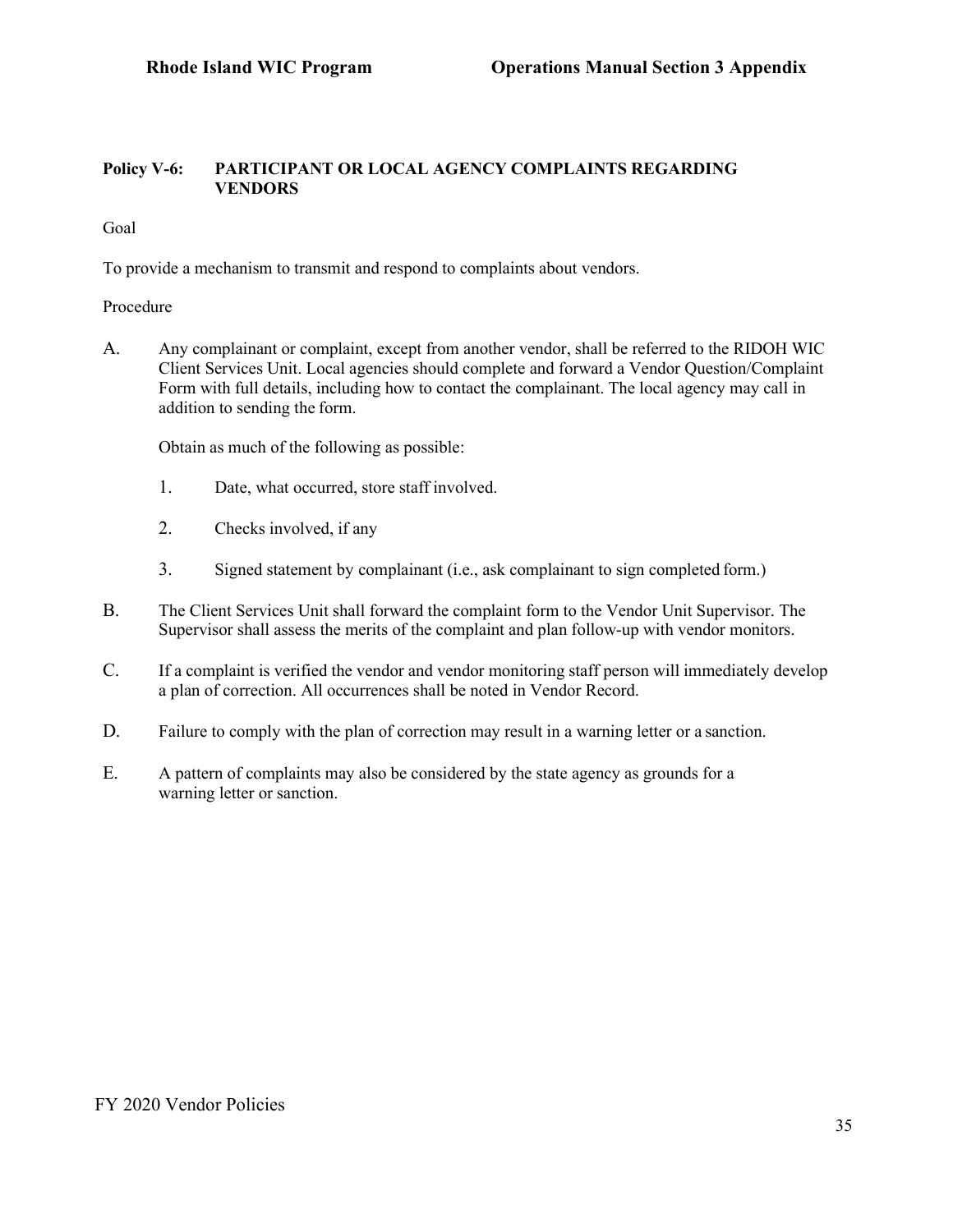## Policy V-6: PARTICIPANT OR LOCAL AGENCY COMPLAINTS REGARDING VENDORS

Goal

To provide a mechanism to transmit and respond to complaints about vendors.

Procedure

A. Any complainant or complaint, except from another vendor, shall be referred to the RIDOH WIC Client Services Unit. Local agencies should complete and forward a Vendor Question/Complaint Form with full details, including how to contact the complainant. The local agency may call in addition to sending the form.

   Obtain as much of the following as possible:

   1. Date, what occurred, store staff involved.
   2. Checks involved, if any
   3. Signed statement by complainant (i.e., ask complainant to sign completed form.)

B. The Client Services Unit shall forward the complaint form to the Vendor Unit Supervisor. The Supervisor shall assess the merits of the complaint and plan follow-up with vendor monitors.

C. If a complaint is verified the vendor and vendor monitoring staff person will immediately develop a plan of correction. All occurrences shall be noted in Vendor Record.

D. Failure to comply with the plan of correction may result in a warning letter or a sanction.

E. A pattern of complaints may also be considered by the state agency as grounds for a warning letter or sanction.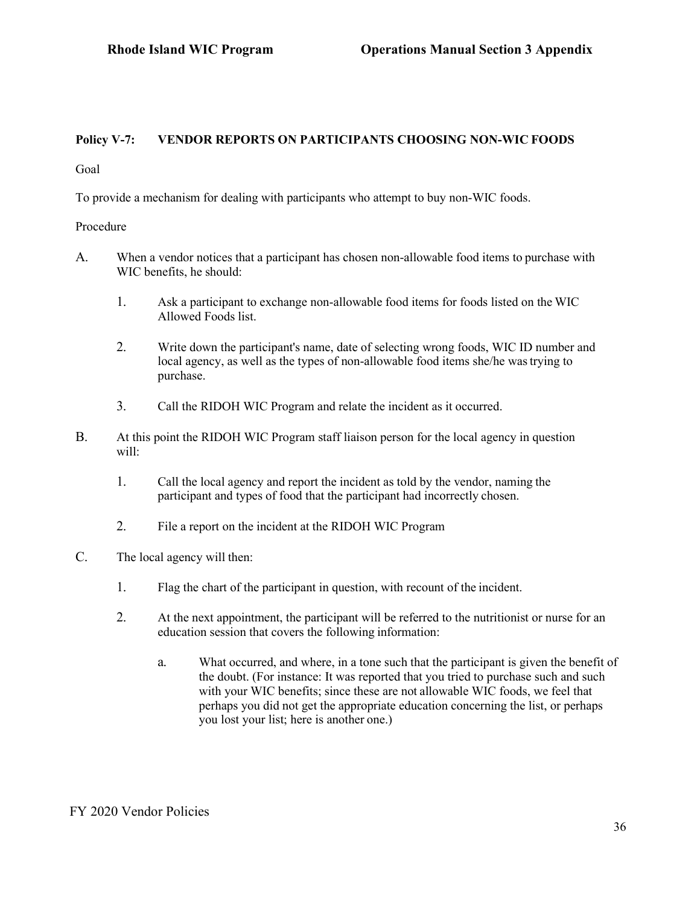## Policy V-7: VENDOR REPORTS ON PARTICIPANTS CHOOSING NON-WIC FOODS

Goal

To provide a mechanism for dealing with participants who attempt to buy non-WIC foods.

Procedure

A. When a vendor notices that a participant has chosen non-allowable food items to purchase with WIC benefits, he should:

   1. Ask a participant to exchange non-allowable food items for foods listed on the WIC Allowed Foods list.

   2. Write down the participant's name, date of selecting wrong foods, WIC ID number and local agency, as well as the types of non-allowable food items she/he was trying to purchase.

   3. Call the RIDOH WIC Program and relate the incident as it occurred.

B. At this point the RIDOH WIC Program staff liaison person for the local agency in question will:

   1. Call the local agency and report the incident as told by the vendor, naming the participant and types of food that the participant had incorrectly chosen.

   2. File a report on the incident at the RIDOH WIC Program

C. The local agency will then:

   1. Flag the chart of the participant in question, with recount of the incident.

   2. At the next appointment, the participant will be referred to the nutritionist or nurse for an education session that covers the following information:

      a. What occurred, and where, in a tone such that the participant is given the benefit of the doubt. (For instance: It was reported that you tried to purchase such and such with your WIC benefits; since these are not allowable WIC foods, we feel that perhaps you did not get the appropriate education concerning the list, or perhaps you lost your list; here is another one.)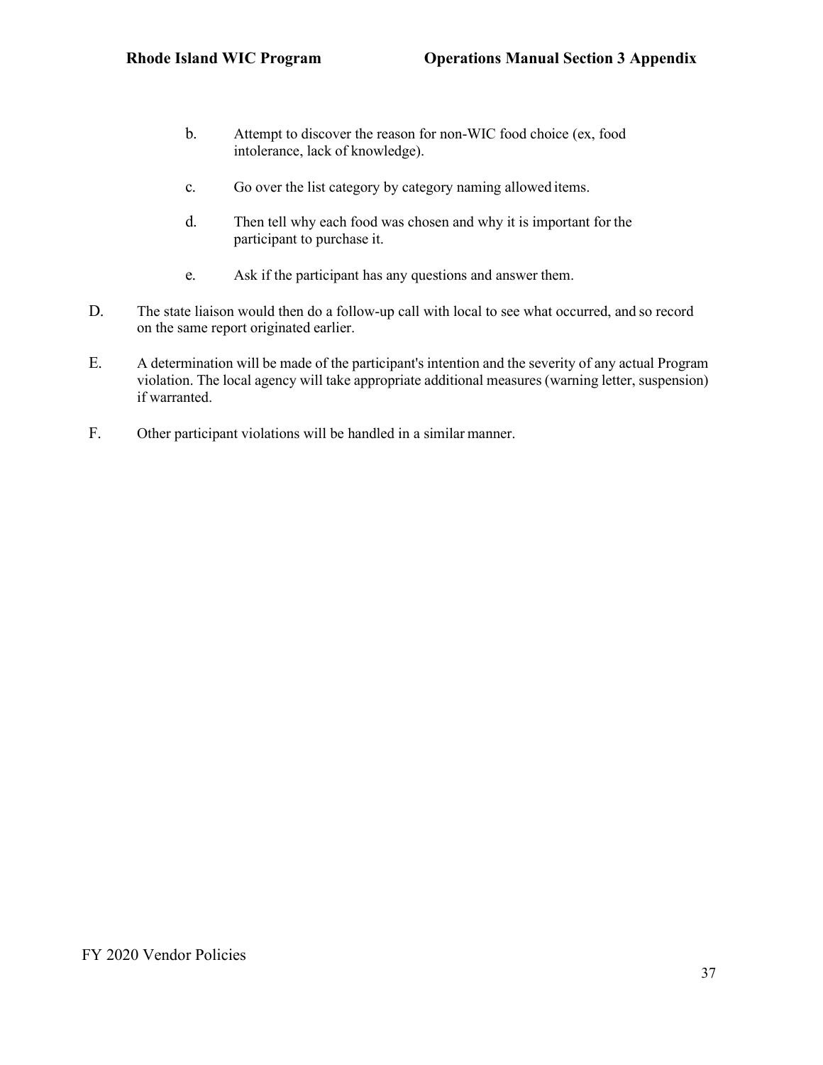b. Attempt to discover the reason for non-WIC food choice (ex, food intolerance, lack of knowledge).

   c. Go over the list category by category naming allowed items.

   d. Then tell why each food was chosen and why it is important for the participant to purchase it.

   e. Ask if the participant has any questions and answer them.

D. The state liaison would then do a follow-up call with local to see what occurred, and so record on the same report originated earlier.

E. A determination will be made of the participant's intention and the severity of any actual Program violation. The local agency will take appropriate additional measures (warning letter, suspension) if warranted.

F. Other participant violations will be handled in a similar manner.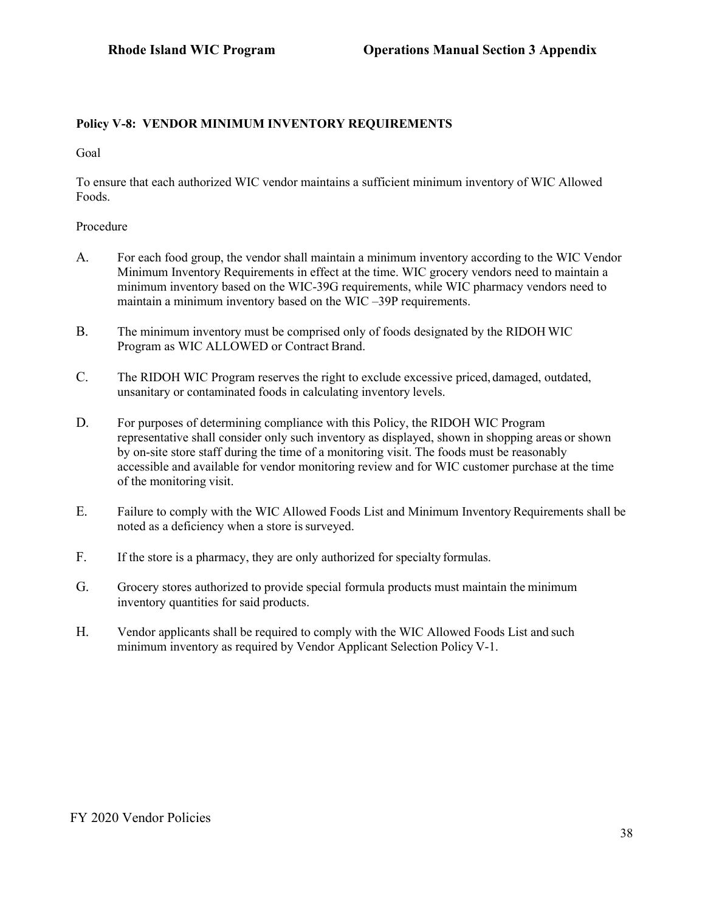## Policy V-8: VENDOR MINIMUM INVENTORY REQUIREMENTS

Goal

To ensure that each authorized WIC vendor maintains a sufficient minimum inventory of WIC Allowed Foods.

Procedure

A. For each food group, the vendor shall maintain a minimum inventory according to the WIC Vendor Minimum Inventory Requirements in effect at the time. WIC grocery vendors need to maintain a minimum inventory based on the WIC-39G requirements, while WIC pharmacy vendors need to maintain a minimum inventory based on the WIC –39P requirements.

B. The minimum inventory must be comprised only of foods designated by the RIDOH WIC Program as WIC ALLOWED or Contract Brand.

C. The RIDOH WIC Program reserves the right to exclude excessive priced, damaged, outdated, unsanitary or contaminated foods in calculating inventory levels.

D. For purposes of determining compliance with this Policy, the RIDOH WIC Program representative shall consider only such inventory as displayed, shown in shopping areas or shown by on-site store staff during the time of a monitoring visit. The foods must be reasonably accessible and available for vendor monitoring review and for WIC customer purchase at the time of the monitoring visit.

E. Failure to comply with the WIC Allowed Foods List and Minimum Inventory Requirements shall be noted as a deficiency when a store is surveyed.

F. If the store is a pharmacy, they are only authorized for specialty formulas.

G. Grocery stores authorized to provide special formula products must maintain the minimum inventory quantities for said products.

H. Vendor applicants shall be required to comply with the WIC Allowed Foods List and such minimum inventory as required by Vendor Applicant Selection Policy V-1.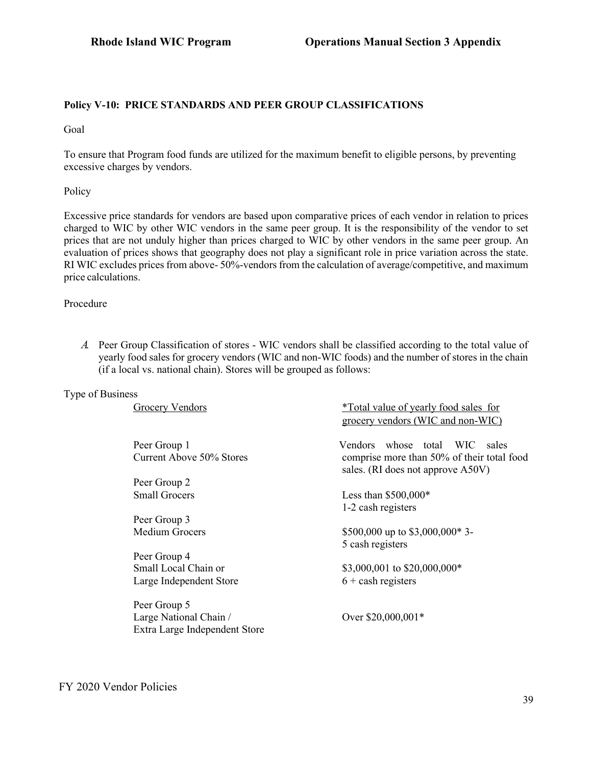**Policy V-10: PRICE STANDARDS AND PEER GROUP CLASSIFICATIONS**

Goal

To ensure that Program food funds are utilized for the maximum benefit to eligible persons, by preventing excessive charges by vendors.

Policy

Excessive price standards for vendors are based upon comparative prices of each vendor in relation to prices charged to WIC by other WIC vendors in the same peer group. It is the responsibility of the vendor to set prices that are not unduly higher than prices charged to WIC by other vendors in the same peer group. An evaluation of prices shows that geography does not play a significant role in price variation across the state. RI WIC excludes prices from above- 50%-vendors from the calculation of average/competitive, and maximum price calculations.

Procedure

A. Peer Group Classification of stores - WIC vendors shall be classified according to the total value of yearly food sales for grocery vendors (WIC and non-WIC foods) and the number of stores in the chain (if a local vs. national chain). Stores will be grouped as follows:

Type of Business

| Grocery Vendors | *Total value of yearly food sales for grocery vendors (WIC and non-WIC) |
|---|---|
| Peer Group 1<br>Current Above 50% Stores | Vendors whose total WIC sales comprise more than 50% of their total food sales. (RI does not approve A50V) |
| Peer Group 2<br>Small Grocers | Less than $500,000*<br>1-2 cash registers |
| Peer Group 3<br>Medium Grocers | $500,000 up to $3,000,000* 3-5 cash registers |
| Peer Group 4<br>Small Local Chain or Large Independent Store | $3,000,001 to $20,000,000*<br>6 + cash registers |
| Peer Group 5<br>Large National Chain / Extra Large Independent Store | Over $20,000,001* |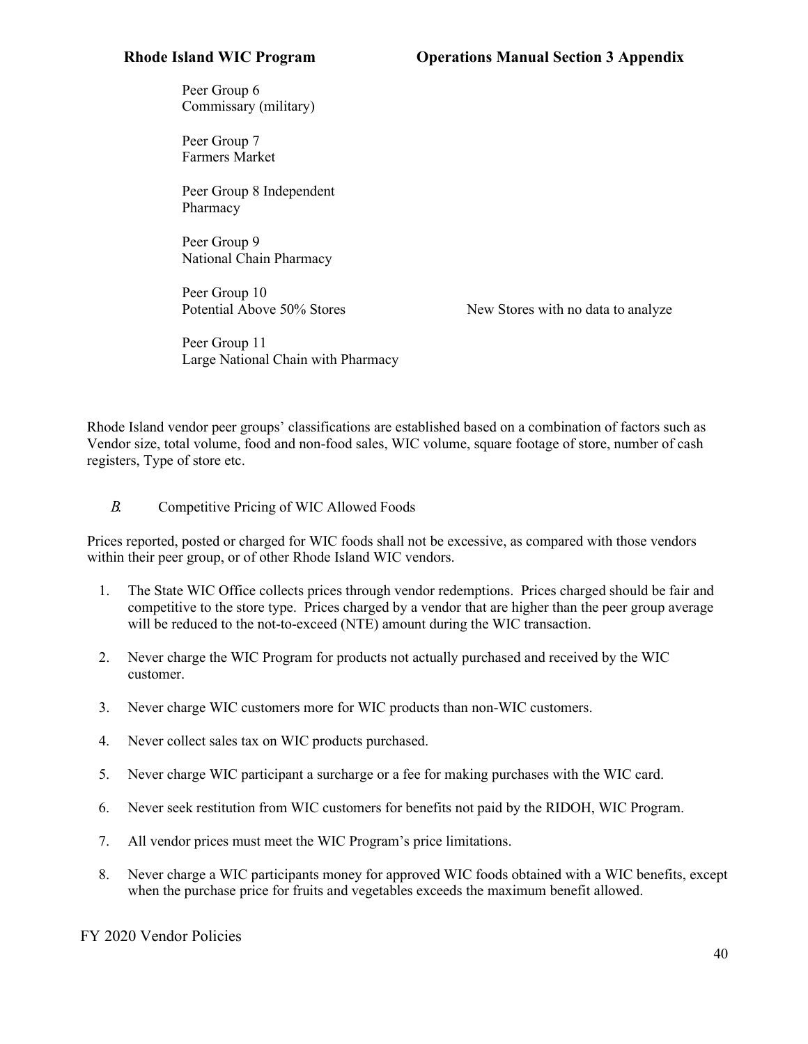Peer Group 6
Commissary (military)

Peer Group 7
Farmers Market

Peer Group 8 Independent
Pharmacy

Peer Group 9
National Chain Pharmacy

Peer Group 10
Potential Above 50% Stores — New Stores with no data to analyze

Peer Group 11
Large National Chain with Pharmacy

Rhode Island vendor peer groups' classifications are established based on a combination of factors such as Vendor size, total volume, food and non-food sales, WIC volume, square footage of store, number of cash registers, Type of store etc.

*B.* Competitive Pricing of WIC Allowed Foods

Prices reported, posted or charged for WIC foods shall not be excessive, as compared with those vendors within their peer group, or of other Rhode Island WIC vendors.

1. The State WIC Office collects prices through vendor redemptions. Prices charged should be fair and competitive to the store type. Prices charged by a vendor that are higher than the peer group average will be reduced to the not-to-exceed (NTE) amount during the WIC transaction.
2. Never charge the WIC Program for products not actually purchased and received by the WIC customer.
3. Never charge WIC customers more for WIC products than non-WIC customers.
4. Never collect sales tax on WIC products purchased.
5. Never charge WIC participant a surcharge or a fee for making purchases with the WIC card.
6. Never seek restitution from WIC customers for benefits not paid by the RIDOH, WIC Program.
7. All vendor prices must meet the WIC Program's price limitations.
8. Never charge a WIC participants money for approved WIC foods obtained with a WIC benefits, except when the purchase price for fruits and vegetables exceeds the maximum benefit allowed.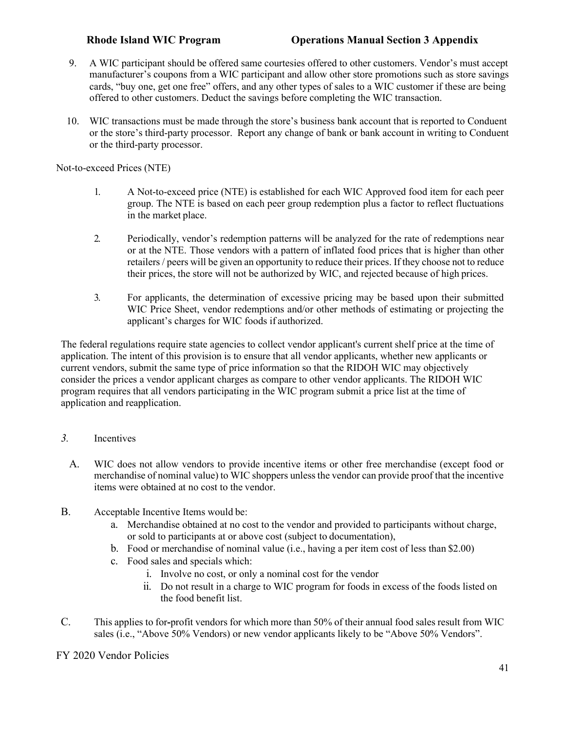9. A WIC participant should be offered same courtesies offered to other customers. Vendor's must accept manufacturer's coupons from a WIC participant and allow other store promotions such as store savings cards, "buy one, get one free" offers, and any other types of sales to a WIC customer if these are being offered to other customers. Deduct the savings before completing the WIC transaction.

10. WIC transactions must be made through the store's business bank account that is reported to Conduent or the store's third-party processor. Report any change of bank or bank account in writing to Conduent or the third-party processor.

Not-to-exceed Prices (NTE)

1. A Not-to-exceed price (NTE) is established for each WIC Approved food item for each peer group. The NTE is based on each peer group redemption plus a factor to reflect fluctuations in the market place.

2. Periodically, vendor's redemption patterns will be analyzed for the rate of redemptions near or at the NTE. Those vendors with a pattern of inflated food prices that is higher than other retailers / peers will be given an opportunity to reduce their prices. If they choose not to reduce their prices, the store will not be authorized by WIC, and rejected because of high prices.

3. For applicants, the determination of excessive pricing may be based upon their submitted WIC Price Sheet, vendor redemptions and/or other methods of estimating or projecting the applicant's charges for WIC foods if authorized.

The federal regulations require state agencies to collect vendor applicant's current shelf price at the time of application. The intent of this provision is to ensure that all vendor applicants, whether new applicants or current vendors, submit the same type of price information so that the RIDOH WIC may objectively consider the prices a vendor applicant charges as compare to other vendor applicants. The RIDOH WIC program requires that all vendors participating in the WIC program submit a price list at the time of application and reapplication.

*3.* Incentives

A. WIC does not allow vendors to provide incentive items or other free merchandise (except food or merchandise of nominal value) to WIC shoppers unless the vendor can provide proof that the incentive items were obtained at no cost to the vendor.

B. Acceptable Incentive Items would be:
   a. Merchandise obtained at no cost to the vendor and provided to participants without charge, or sold to participants at or above cost (subject to documentation),
   b. Food or merchandise of nominal value (i.e., having a per item cost of less than $2.00)
   c. Food sales and specials which:
      i. Involve no cost, or only a nominal cost for the vendor
      ii. Do not result in a charge to WIC program for foods in excess of the foods listed on the food benefit list.

C. This applies to for-profit vendors for which more than 50% of their annual food sales result from WIC sales (i.e., "Above 50% Vendors) or new vendor applicants likely to be "Above 50% Vendors".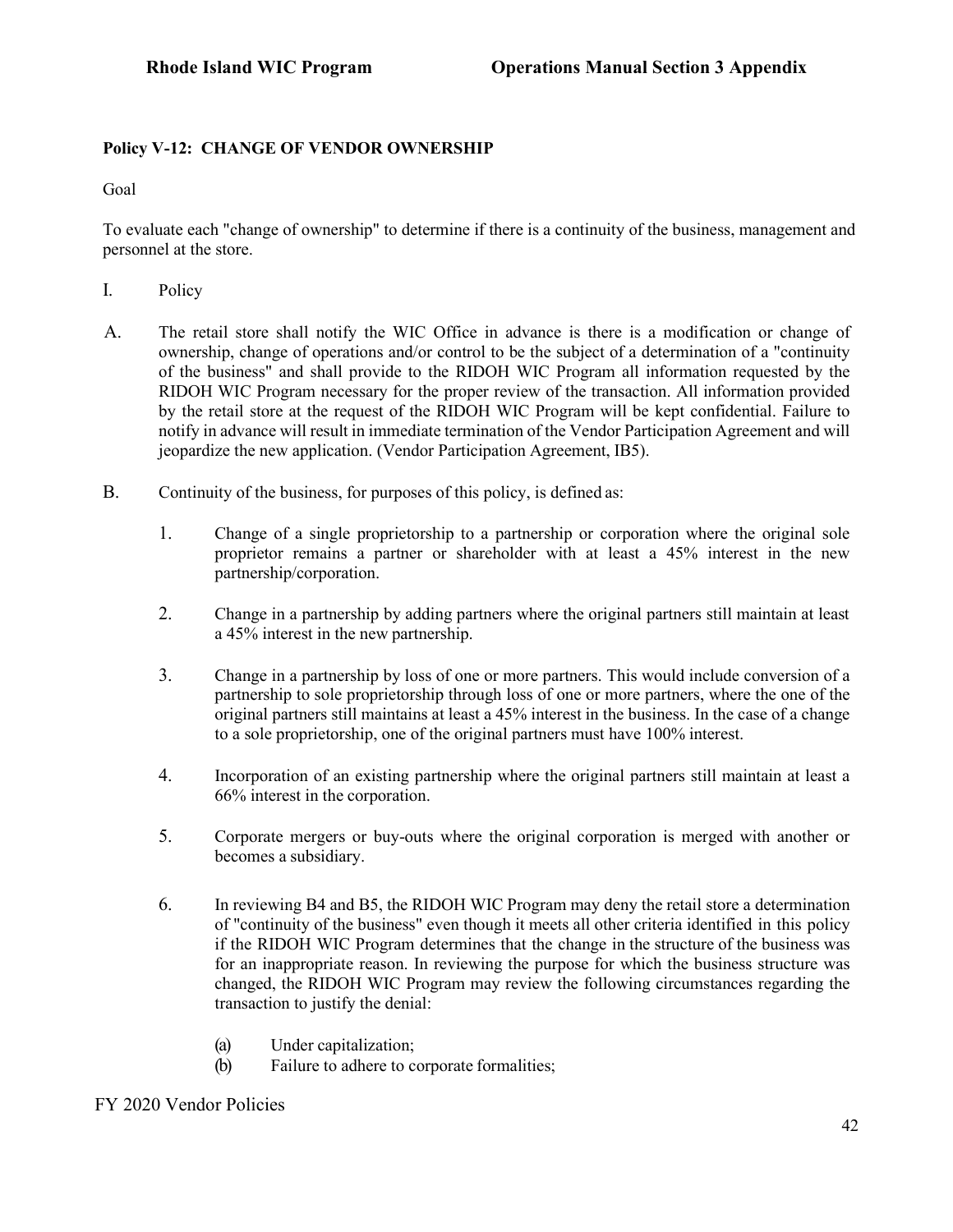### Policy V-12: CHANGE OF VENDOR OWNERSHIP

Goal

To evaluate each "change of ownership" to determine if there is a continuity of the business, management and personnel at the store.

I. Policy

A. The retail store shall notify the WIC Office in advance is there is a modification or change of ownership, change of operations and/or control to be the subject of a determination of a "continuity of the business" and shall provide to the RIDOH WIC Program all information requested by the RIDOH WIC Program necessary for the proper review of the transaction. All information provided by the retail store at the request of the RIDOH WIC Program will be kept confidential. Failure to notify in advance will result in immediate termination of the Vendor Participation Agreement and will jeopardize the new application. (Vendor Participation Agreement, IB5).

B. Continuity of the business, for purposes of this policy, is defined as:

1. Change of a single proprietorship to a partnership or corporation where the original sole proprietor remains a partner or shareholder with at least a 45% interest in the new partnership/corporation.

2. Change in a partnership by adding partners where the original partners still maintain at least a 45% interest in the new partnership.

3. Change in a partnership by loss of one or more partners. This would include conversion of a partnership to sole proprietorship through loss of one or more partners, where the one of the original partners still maintains at least a 45% interest in the business. In the case of a change to a sole proprietorship, one of the original partners must have 100% interest.

4. Incorporation of an existing partnership where the original partners still maintain at least a 66% interest in the corporation.

5. Corporate mergers or buy-outs where the original corporation is merged with another or becomes a subsidiary.

6. In reviewing B4 and B5, the RIDOH WIC Program may deny the retail store a determination of "continuity of the business" even though it meets all other criteria identified in this policy if the RIDOH WIC Program determines that the change in the structure of the business was for an inappropriate reason. In reviewing the purpose for which the business structure was changed, the RIDOH WIC Program may review the following circumstances regarding the transaction to justify the denial:

   (a) Under capitalization;
   (b) Failure to adhere to corporate formalities;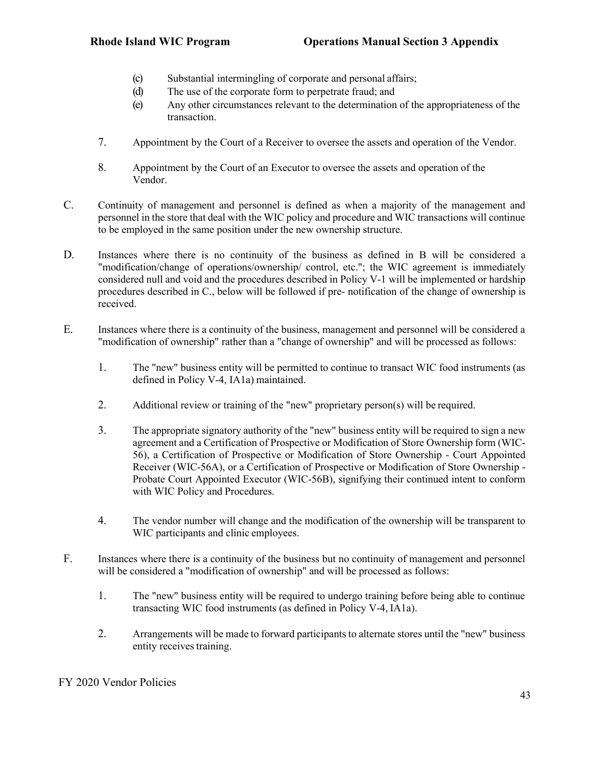(c) Substantial intermingling of corporate and personal affairs;
(d) The use of the corporate form to perpetrate fraud; and
(e) Any other circumstances relevant to the determination of the appropriateness of the transaction.

7. Appointment by the Court of a Receiver to oversee the assets and operation of the Vendor.

8. Appointment by the Court of an Executor to oversee the assets and operation of the Vendor.

C. Continuity of management and personnel is defined as when a majority of the management and personnel in the store that deal with the WIC policy and procedure and WIC transactions will continue to be employed in the same position under the new ownership structure.

D. Instances where there is no continuity of the business as defined in B will be considered a "modification/change of operations/ownership/ control, etc."; the WIC agreement is immediately considered null and void and the procedures described in Policy V-1 will be implemented or hardship procedures described in C., below will be followed if pre- notification of the change of ownership is received.

E. Instances where there is a continuity of the business, management and personnel will be considered a "modification of ownership" rather than a "change of ownership" and will be processed as follows:

1. The "new" business entity will be permitted to continue to transact WIC food instruments (as defined in Policy V-4, IA1a) maintained.

2. Additional review or training of the "new" proprietary person(s) will be required.

3. The appropriate signatory authority of the "new" business entity will be required to sign a new agreement and a Certification of Prospective or Modification of Store Ownership form (WIC-56), a Certification of Prospective or Modification of Store Ownership - Court Appointed Receiver (WIC-56A), or a Certification of Prospective or Modification of Store Ownership - Probate Court Appointed Executor (WIC-56B), signifying their continued intent to conform with WIC Policy and Procedures.

4. The vendor number will change and the modification of the ownership will be transparent to WIC participants and clinic employees.

F. Instances where there is a continuity of the business but no continuity of management and personnel will be considered a "modification of ownership" and will be processed as follows:

1. The "new" business entity will be required to undergo training before being able to continue transacting WIC food instruments (as defined in Policy V-4, IA1a).

2. Arrangements will be made to forward participants to alternate stores until the "new" business entity receives training.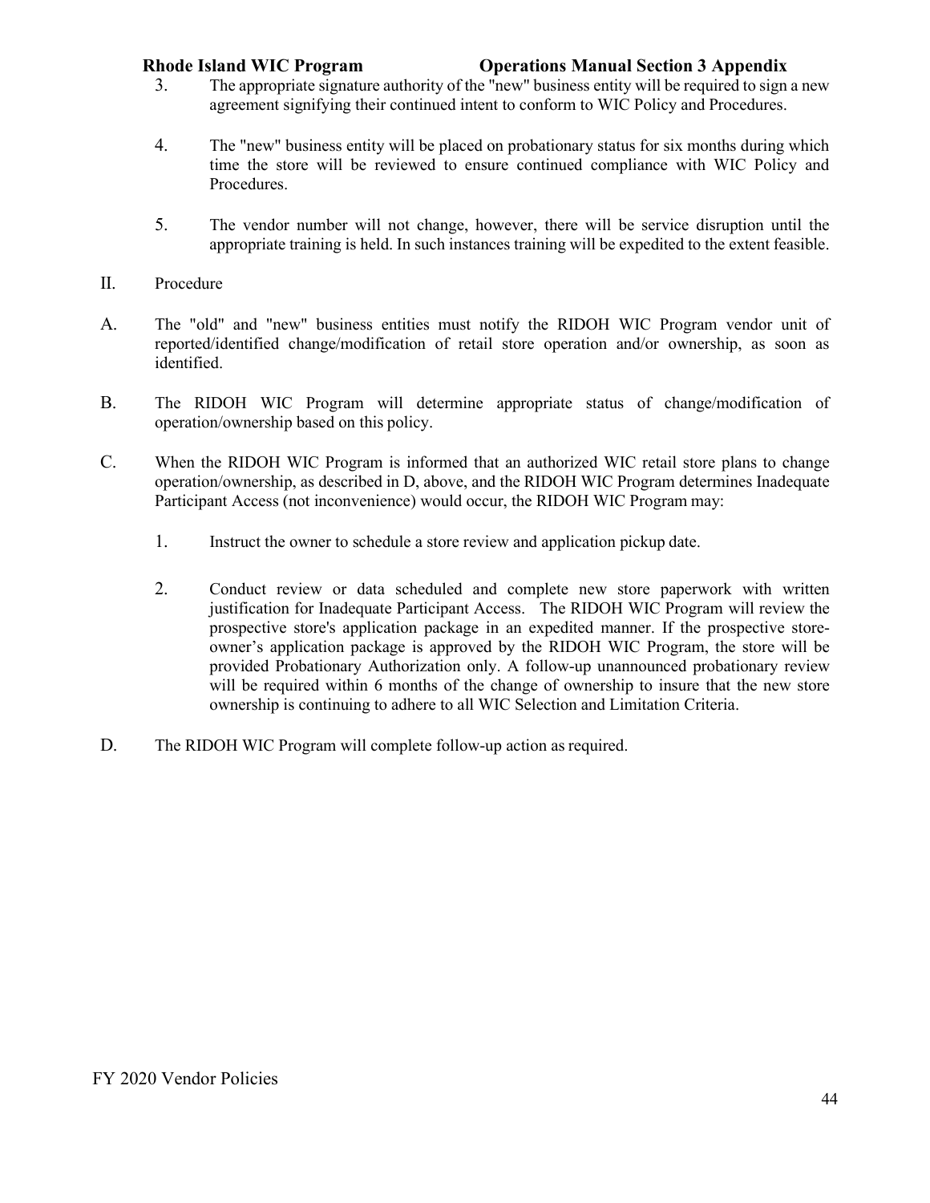3. The appropriate signature authority of the "new" business entity will be required to sign a new agreement signifying their continued intent to conform to WIC Policy and Procedures.

4. The "new" business entity will be placed on probationary status for six months during which time the store will be reviewed to ensure continued compliance with WIC Policy and Procedures.

5. The vendor number will not change, however, there will be service disruption until the appropriate training is held. In such instances training will be expedited to the extent feasible.

II. Procedure

A. The "old" and "new" business entities must notify the RIDOH WIC Program vendor unit of reported/identified change/modification of retail store operation and/or ownership, as soon as identified.

B. The RIDOH WIC Program will determine appropriate status of change/modification of operation/ownership based on this policy.

C. When the RIDOH WIC Program is informed that an authorized WIC retail store plans to change operation/ownership, as described in D, above, and the RIDOH WIC Program determines Inadequate Participant Access (not inconvenience) would occur, the RIDOH WIC Program may:

   1. Instruct the owner to schedule a store review and application pickup date.

   2. Conduct review or data scheduled and complete new store paperwork with written justification for Inadequate Participant Access. The RIDOH WIC Program will review the prospective store's application package in an expedited manner. If the prospective store-owner's application package is approved by the RIDOH WIC Program, the store will be provided Probationary Authorization only. A follow-up unannounced probationary review will be required within 6 months of the change of ownership to insure that the new store ownership is continuing to adhere to all WIC Selection and Limitation Criteria.

D. The RIDOH WIC Program will complete follow-up action as required.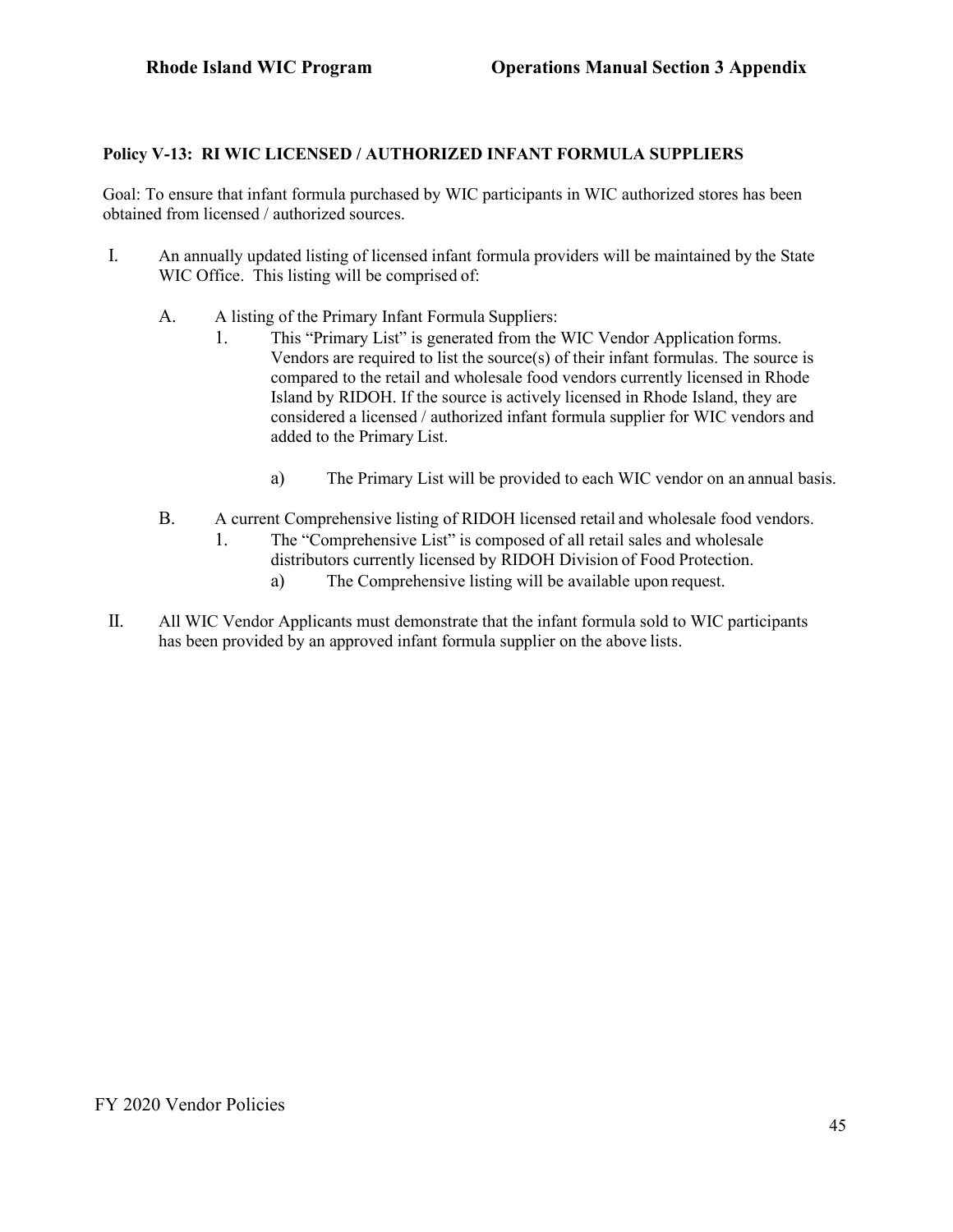### Policy V-13: RI WIC LICENSED / AUTHORIZED INFANT FORMULA SUPPLIERS

Goal: To ensure that infant formula purchased by WIC participants in WIC authorized stores has been obtained from licensed / authorized sources.

I. An annually updated listing of licensed infant formula providers will be maintained by the State WIC Office. This listing will be comprised of:

   A. A listing of the Primary Infant Formula Suppliers:

      1. This "Primary List" is generated from the WIC Vendor Application forms. Vendors are required to list the source(s) of their infant formulas. The source is compared to the retail and wholesale food vendors currently licensed in Rhode Island by RIDOH. If the source is actively licensed in Rhode Island, they are considered a licensed / authorized infant formula supplier for WIC vendors and added to the Primary List.

         a) The Primary List will be provided to each WIC vendor on an annual basis.

   B. A current Comprehensive listing of RIDOH licensed retail and wholesale food vendors.

      1. The "Comprehensive List" is composed of all retail sales and wholesale distributors currently licensed by RIDOH Division of Food Protection.

         a) The Comprehensive listing will be available upon request.

II. All WIC Vendor Applicants must demonstrate that the infant formula sold to WIC participants has been provided by an approved infant formula supplier on the above lists.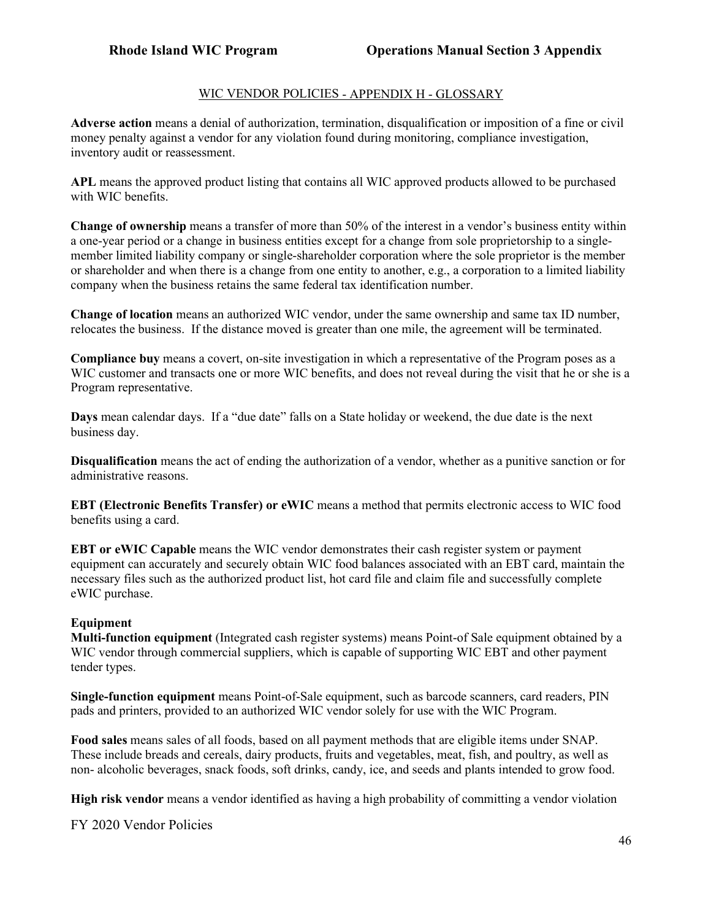WIC VENDOR POLICIES - APPENDIX H - GLOSSARY

**Adverse action** means a denial of authorization, termination, disqualification or imposition of a fine or civil money penalty against a vendor for any violation found during monitoring, compliance investigation, inventory audit or reassessment.

**APL** means the approved product listing that contains all WIC approved products allowed to be purchased with WIC benefits.

**Change of ownership** means a transfer of more than 50% of the interest in a vendor's business entity within a one-year period or a change in business entities except for a change from sole proprietorship to a single-member limited liability company or single-shareholder corporation where the sole proprietor is the member or shareholder and when there is a change from one entity to another, e.g., a corporation to a limited liability company when the business retains the same federal tax identification number.

**Change of location** means an authorized WIC vendor, under the same ownership and same tax ID number, relocates the business. If the distance moved is greater than one mile, the agreement will be terminated.

**Compliance buy** means a covert, on-site investigation in which a representative of the Program poses as a WIC customer and transacts one or more WIC benefits, and does not reveal during the visit that he or she is a Program representative.

**Days** mean calendar days. If a "due date" falls on a State holiday or weekend, the due date is the next business day.

**Disqualification** means the act of ending the authorization of a vendor, whether as a punitive sanction or for administrative reasons.

**EBT (Electronic Benefits Transfer) or eWIC** means a method that permits electronic access to WIC food benefits using a card.

**EBT or eWIC Capable** means the WIC vendor demonstrates their cash register system or payment equipment can accurately and securely obtain WIC food balances associated with an EBT card, maintain the necessary files such as the authorized product list, hot card file and claim file and successfully complete eWIC purchase.

**Equipment**

**Multi-function equipment** (Integrated cash register systems) means Point-of Sale equipment obtained by a WIC vendor through commercial suppliers, which is capable of supporting WIC EBT and other payment tender types.

**Single-function equipment** means Point-of-Sale equipment, such as barcode scanners, card readers, PIN pads and printers, provided to an authorized WIC vendor solely for use with the WIC Program.

**Food sales** means sales of all foods, based on all payment methods that are eligible items under SNAP. These include breads and cereals, dairy products, fruits and vegetables, meat, fish, and poultry, as well as non- alcoholic beverages, snack foods, soft drinks, candy, ice, and seeds and plants intended to grow food.

**High risk vendor** means a vendor identified as having a high probability of committing a vendor violation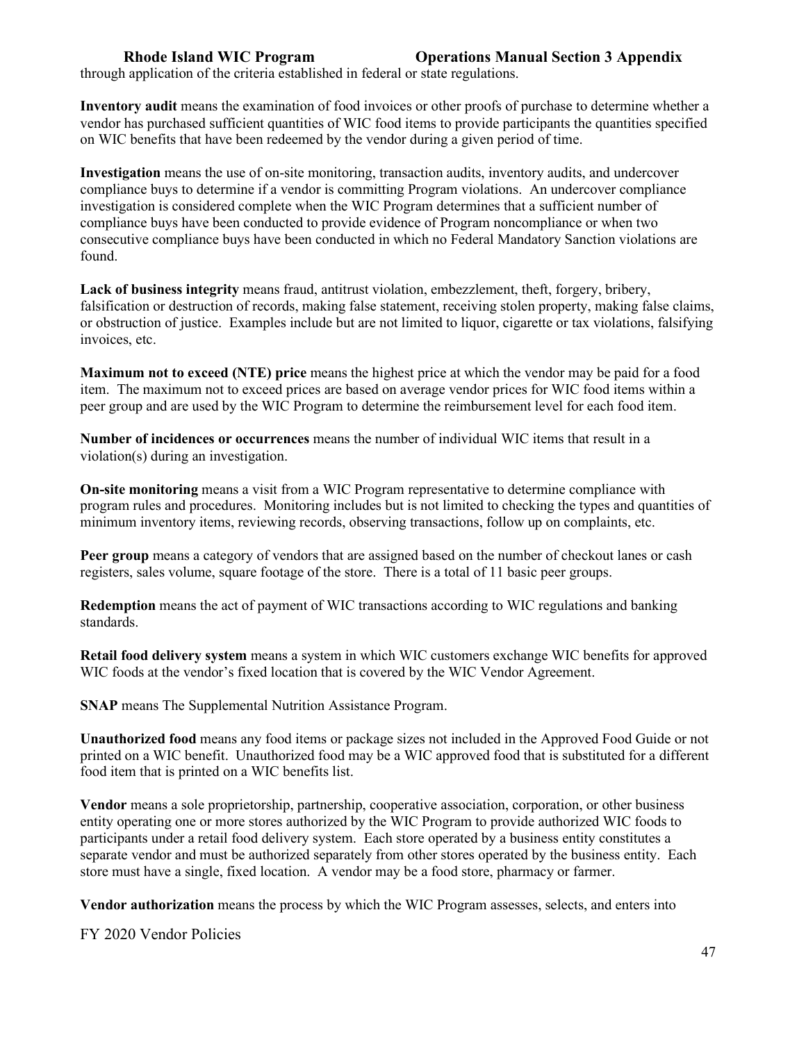through application of the criteria established in federal or state regulations.

**Inventory audit** means the examination of food invoices or other proofs of purchase to determine whether a vendor has purchased sufficient quantities of WIC food items to provide participants the quantities specified on WIC benefits that have been redeemed by the vendor during a given period of time.

**Investigation** means the use of on-site monitoring, transaction audits, inventory audits, and undercover compliance buys to determine if a vendor is committing Program violations. An undercover compliance investigation is considered complete when the WIC Program determines that a sufficient number of compliance buys have been conducted to provide evidence of Program noncompliance or when two consecutive compliance buys have been conducted in which no Federal Mandatory Sanction violations are found.

**Lack of business integrity** means fraud, antitrust violation, embezzlement, theft, forgery, bribery, falsification or destruction of records, making false statement, receiving stolen property, making false claims, or obstruction of justice. Examples include but are not limited to liquor, cigarette or tax violations, falsifying invoices, etc.

**Maximum not to exceed (NTE) price** means the highest price at which the vendor may be paid for a food item. The maximum not to exceed prices are based on average vendor prices for WIC food items within a peer group and are used by the WIC Program to determine the reimbursement level for each food item.

**Number of incidences or occurrences** means the number of individual WIC items that result in a violation(s) during an investigation.

**On-site monitoring** means a visit from a WIC Program representative to determine compliance with program rules and procedures. Monitoring includes but is not limited to checking the types and quantities of minimum inventory items, reviewing records, observing transactions, follow up on complaints, etc.

**Peer group** means a category of vendors that are assigned based on the number of checkout lanes or cash registers, sales volume, square footage of the store. There is a total of 11 basic peer groups.

**Redemption** means the act of payment of WIC transactions according to WIC regulations and banking standards.

**Retail food delivery system** means a system in which WIC customers exchange WIC benefits for approved WIC foods at the vendor's fixed location that is covered by the WIC Vendor Agreement.

**SNAP** means The Supplemental Nutrition Assistance Program.

**Unauthorized food** means any food items or package sizes not included in the Approved Food Guide or not printed on a WIC benefit. Unauthorized food may be a WIC approved food that is substituted for a different food item that is printed on a WIC benefits list.

**Vendor** means a sole proprietorship, partnership, cooperative association, corporation, or other business entity operating one or more stores authorized by the WIC Program to provide authorized WIC foods to participants under a retail food delivery system. Each store operated by a business entity constitutes a separate vendor and must be authorized separately from other stores operated by the business entity. Each store must have a single, fixed location. A vendor may be a food store, pharmacy or farmer.

**Vendor authorization** means the process by which the WIC Program assesses, selects, and enters into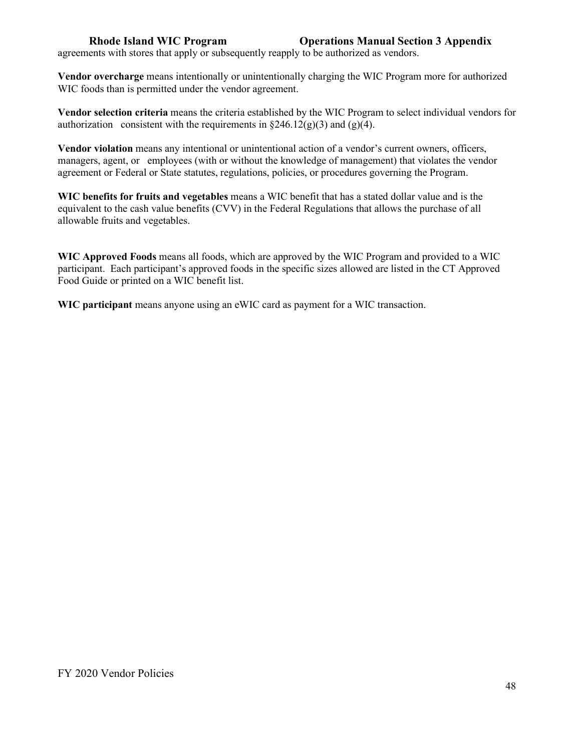agreements with stores that apply or subsequently reapply to be authorized as vendors.

**Vendor overcharge** means intentionally or unintentionally charging the WIC Program more for authorized WIC foods than is permitted under the vendor agreement.

**Vendor selection criteria** means the criteria established by the WIC Program to select individual vendors for authorization consistent with the requirements in §246.12(g)(3) and (g)(4).

**Vendor violation** means any intentional or unintentional action of a vendor's current owners, officers, managers, agent, or employees (with or without the knowledge of management) that violates the vendor agreement or Federal or State statutes, regulations, policies, or procedures governing the Program.

**WIC benefits for fruits and vegetables** means a WIC benefit that has a stated dollar value and is the equivalent to the cash value benefits (CVV) in the Federal Regulations that allows the purchase of all allowable fruits and vegetables.

**WIC Approved Foods** means all foods, which are approved by the WIC Program and provided to a WIC participant. Each participant's approved foods in the specific sizes allowed are listed in the CT Approved Food Guide or printed on a WIC benefit list.

**WIC participant** means anyone using an eWIC card as payment for a WIC transaction.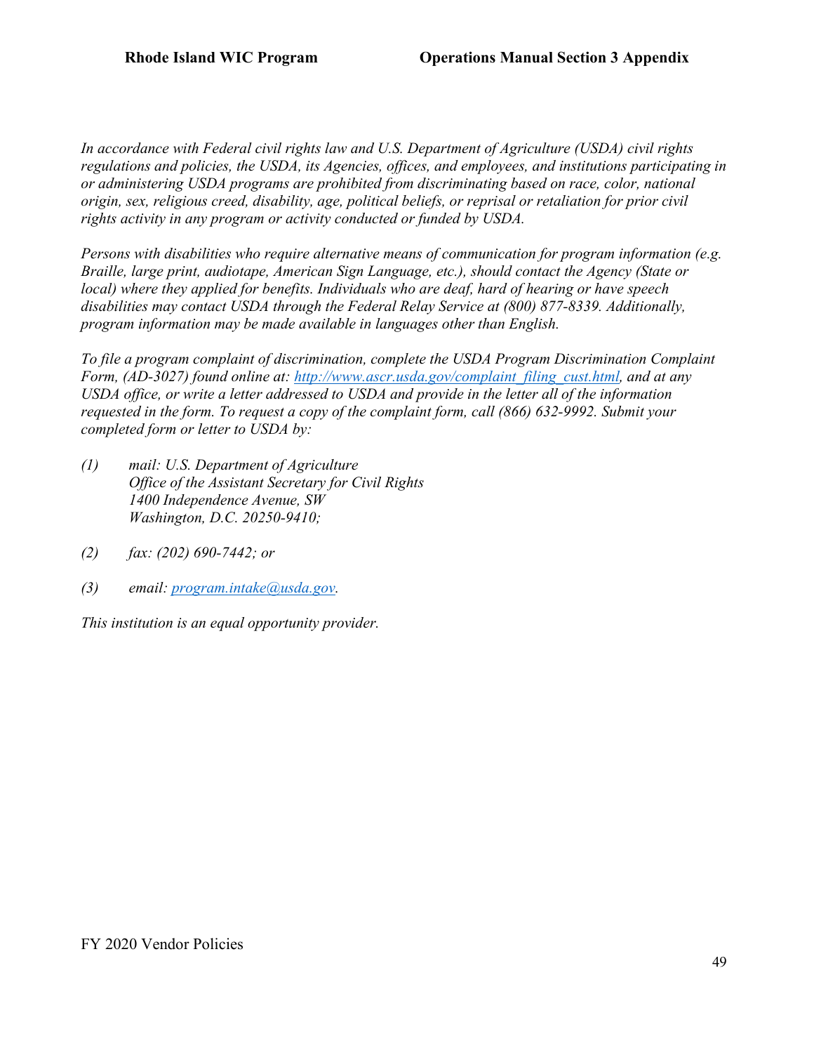*In accordance with Federal civil rights law and U.S. Department of Agriculture (USDA) civil rights regulations and policies, the USDA, its Agencies, offices, and employees, and institutions participating in or administering USDA programs are prohibited from discriminating based on race, color, national origin, sex, religious creed, disability, age, political beliefs, or reprisal or retaliation for prior civil rights activity in any program or activity conducted or funded by USDA.*

*Persons with disabilities who require alternative means of communication for program information (e.g. Braille, large print, audiotape, American Sign Language, etc.), should contact the Agency (State or local) where they applied for benefits. Individuals who are deaf, hard of hearing or have speech disabilities may contact USDA through the Federal Relay Service at (800) 877-8339. Additionally, program information may be made available in languages other than English.*

*To file a program complaint of discrimination, complete the USDA Program Discrimination Complaint Form, (AD-3027) found online at: [http://www.ascr.usda.gov/complaint_filing_cust.html](http://www.ascr.usda.gov/complaint_filing_cust.html), and at any USDA office, or write a letter addressed to USDA and provide in the letter all of the information requested in the form. To request a copy of the complaint form, call (866) 632-9992. Submit your completed form or letter to USDA by:*

*(1) mail: U.S. Department of Agriculture*
*Office of the Assistant Secretary for Civil Rights*
*1400 Independence Avenue, SW*
*Washington, D.C. 20250-9410;*

*(2) fax: (202) 690-7442; or*

*(3) email: [program.intake@usda.gov](mailto:program.intake@usda.gov).*

*This institution is an equal opportunity provider.*